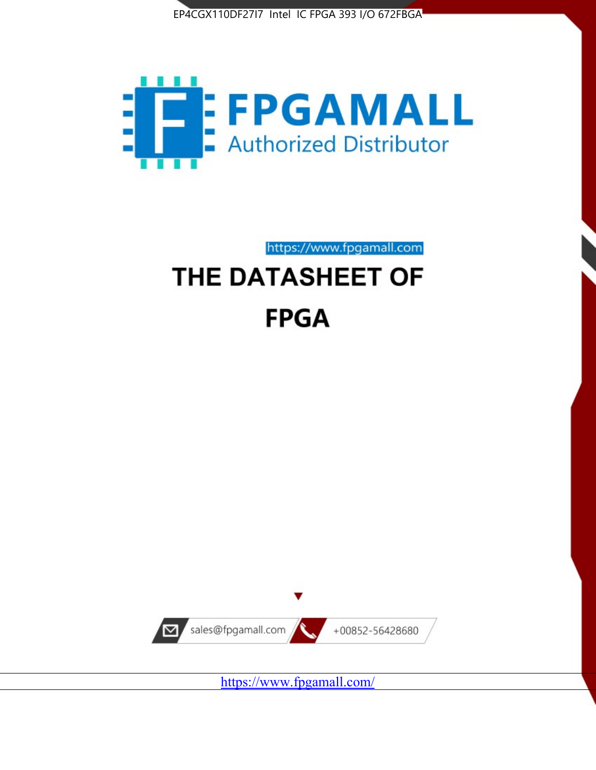EP4CGX110DF27I7 Intel IC FPGA 393 I/O 672FBGA

FPGAMALL

Authorized Distributor

https://www.fpgamall.com

# THE DATASHEET OF

# FPGA

sales@fpgamall.com

+00852-56428680

https://www.fpgamall.com/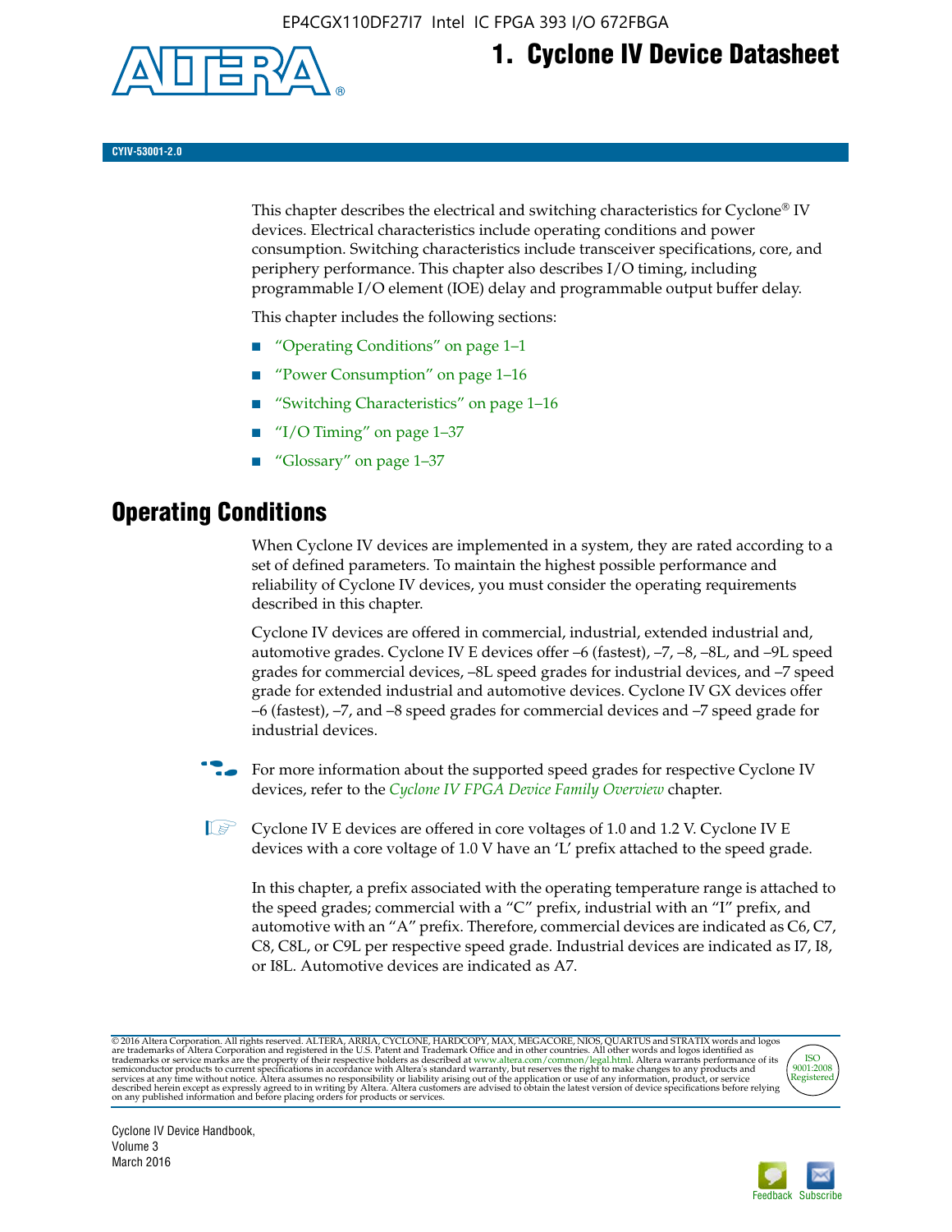# 1. Cyclone IV Device Datasheet

**CYIV-53001-2.0**

This chapter describes the electrical and switching characteristics for Cyclone® IV devices. Electrical characteristics include operating conditions and power consumption. Switching characteristics include transceiver specifications, core, and periphery performance. This chapter also describes I/O timing, including programmable I/O element (IOE) delay and programmable output buffer delay.

This chapter includes the following sections:

- "Operating Conditions" on page 1–1
- "Power Consumption" on page 1–16
- "Switching Characteristics" on page 1–16
- "I/O Timing" on page 1–37
- "Glossary" on page 1–37

## Operating Conditions

When Cyclone IV devices are implemented in a system, they are rated according to a set of defined parameters. To maintain the highest possible performance and reliability of Cyclone IV devices, you must consider the operating requirements described in this chapter.

Cyclone IV devices are offered in commercial, industrial, extended industrial and, automotive grades. Cyclone IV E devices offer –6 (fastest), –7, –8, –8L, and –9L speed grades for commercial devices, –8L speed grades for industrial devices, and –7 speed grade for extended industrial and automotive devices. Cyclone IV GX devices offer –6 (fastest), –7, and –8 speed grades for commercial devices and –7 speed grade for industrial devices.

For more information about the supported speed grades for respective Cyclone IV devices, refer to the *Cyclone IV FPGA Device Family Overview* chapter.

Cyclone IV E devices are offered in core voltages of 1.0 and 1.2 V. Cyclone IV E devices with a core voltage of 1.0 V have an 'L' prefix attached to the speed grade.

In this chapter, a prefix associated with the operating temperature range is attached to the speed grades; commercial with a "C" prefix, industrial with an "I" prefix, and automotive with an "A" prefix. Therefore, commercial devices are indicated as C6, C7, C8, C8L, or C9L per respective speed grade. Industrial devices are indicated as I7, I8, or I8L. Automotive devices are indicated as A7.

© 2016 Altera Corporation. All rights reserved. ALTERA, ARRIA, CYCLONE, HARDCOPY, MAX, MEGACORE, NIOS, QUARTUS and STRATIX words and logos are trademarks of Altera Corporation and registered in the U.S. Patent and Trademark Office and in other countries. All other words and logos identified as trademarks or service marks are the property of their respective holders as described at www.altera.com/common/legal.html. Altera warrants performance of its semiconductor products to current specifications in accordance with Altera's standard warranty, but reserves the right to make changes to any products and services at any time without notice. Altera assumes no responsibility or liability arising out of the application or use of any information, product, or service described herein except as expressly agreed to in writing by Altera. Altera customers are advised to obtain the latest version of device specifications before relying on any published information and before placing orders for products or services.

Cyclone IV Device Handbook,
Volume 3
March 2016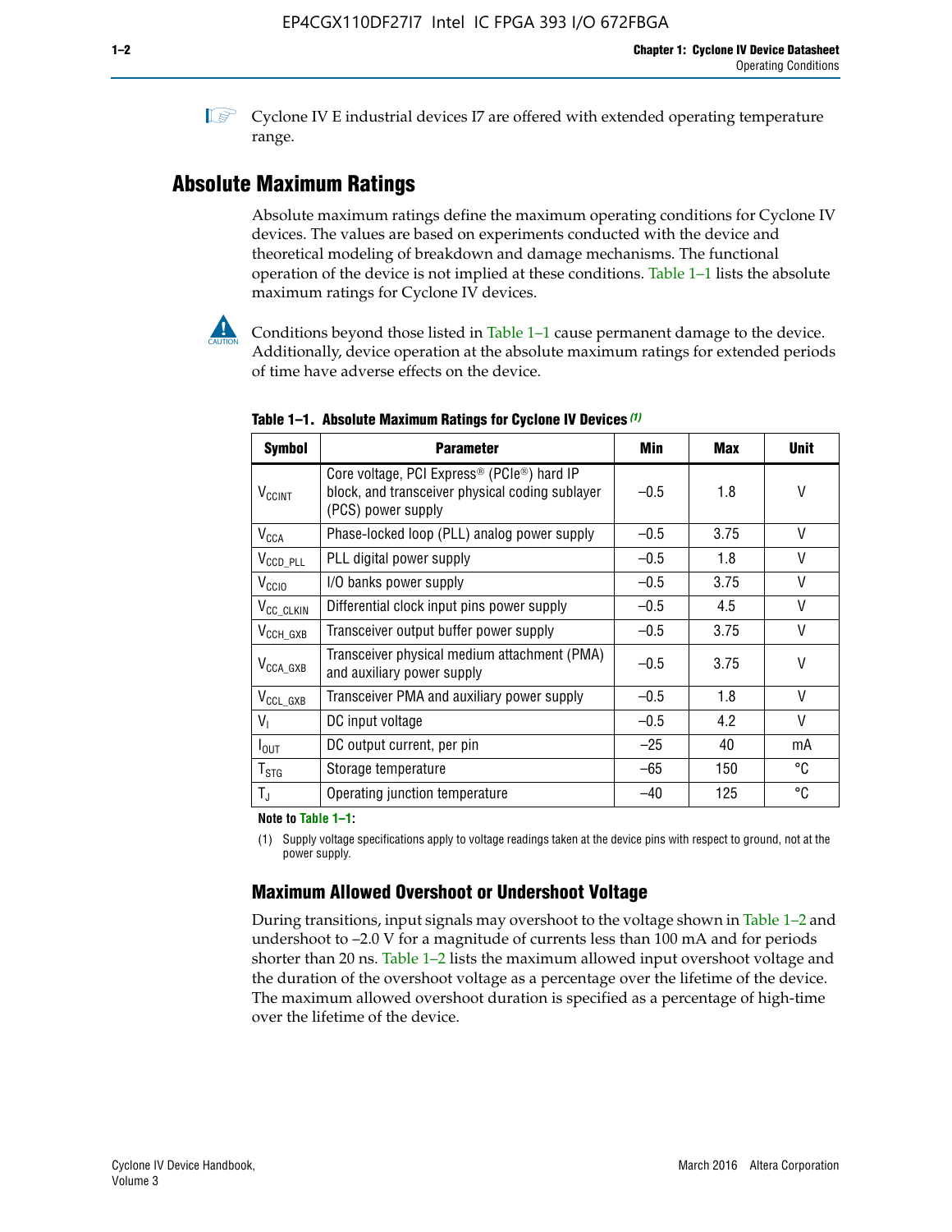Cyclone IV E industrial devices I7 are offered with extended operating temperature range.

## Absolute Maximum Ratings

Absolute maximum ratings define the maximum operating conditions for Cyclone IV devices. The values are based on experiments conducted with the device and theoretical modeling of breakdown and damage mechanisms. The functional operation of the device is not implied at these conditions. Table 1–1 lists the absolute maximum ratings for Cyclone IV devices.

Conditions beyond those listed in Table 1–1 cause permanent damage to the device. Additionally, device operation at the absolute maximum ratings for extended periods of time have adverse effects on the device.

**Table 1–1. Absolute Maximum Ratings for Cyclone IV Devices (1)**

| Symbol | Parameter | Min | Max | Unit |
|---|---|---|---|---|
| $V_{CCINT}$ | Core voltage, PCI Express® (PCIe®) hard IP block, and transceiver physical coding sublayer (PCS) power supply | –0.5 | 1.8 | V |
| $V_{CCA}$ | Phase-locked loop (PLL) analog power supply | –0.5 | 3.75 | V |
| $V_{CCD\_PLL}$ | PLL digital power supply | –0.5 | 1.8 | V |
| $V_{CCIO}$ | I/O banks power supply | –0.5 | 3.75 | V |
| $V_{CC\_CLKIN}$ | Differential clock input pins power supply | –0.5 | 4.5 | V |
| $V_{CCH\_GXB}$ | Transceiver output buffer power supply | –0.5 | 3.75 | V |
| $V_{CCA\_GXB}$ | Transceiver physical medium attachment (PMA) and auxiliary power supply | –0.5 | 3.75 | V |
| $V_{CCL\_GXB}$ | Transceiver PMA and auxiliary power supply | –0.5 | 1.8 | V |
| $V_I$ | DC input voltage | –0.5 | 4.2 | V |
| $I_{OUT}$ | DC output current, per pin | –25 | 40 | mA |
| $T_{STG}$ | Storage temperature | –65 | 150 | °C |
| $T_J$ | Operating junction temperature | –40 | 125 | °C |

**Note to Table 1–1:**

(1) Supply voltage specifications apply to voltage readings taken at the device pins with respect to ground, not at the power supply.

### Maximum Allowed Overshoot or Undershoot Voltage

During transitions, input signals may overshoot to the voltage shown in Table 1–2 and undershoot to –2.0 V for a magnitude of currents less than 100 mA and for periods shorter than 20 ns. Table 1–2 lists the maximum allowed input overshoot voltage and the duration of the overshoot voltage as a percentage over the lifetime of the device. The maximum allowed overshoot duration is specified as a percentage of high-time over the lifetime of the device.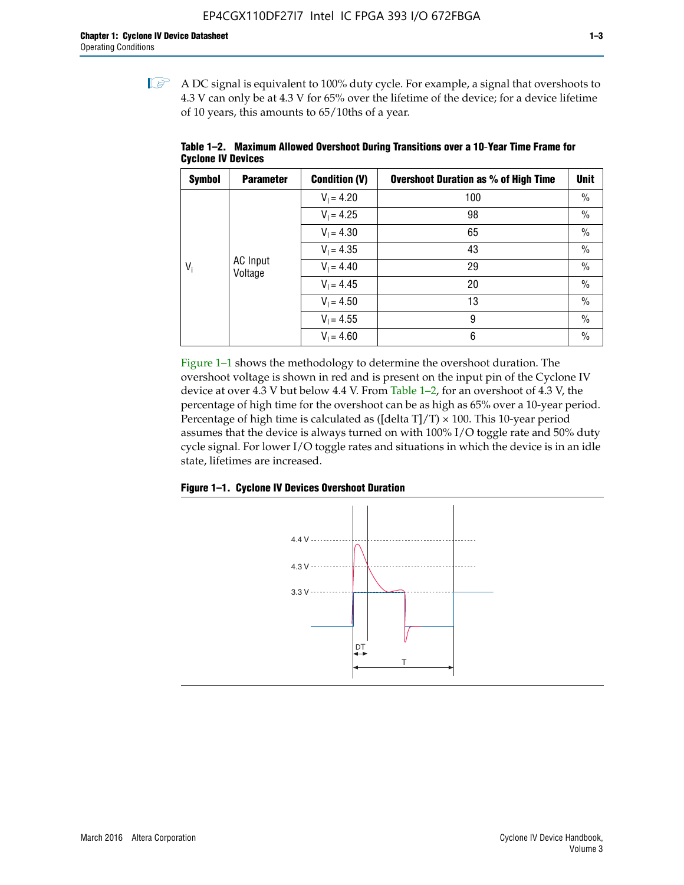A DC signal is equivalent to 100% duty cycle. For example, a signal that overshoots to 4.3 V can only be at 4.3 V for 65% over the lifetime of the device; for a device lifetime of 10 years, this amounts to 65/10ths of a year.

**Table 1–2. Maximum Allowed Overshoot During Transitions over a 10-Year Time Frame for Cyclone IV Devices**

| Symbol | Parameter | Condition (V) | Overshoot Duration as % of High Time | Unit |
|---|---|---|---|---|
| $V_i$ | AC Input Voltage | $V_I = 4.20$ | 100 | % |
| | | $V_I = 4.25$ | 98 | % |
| | | $V_I = 4.30$ | 65 | % |
| | | $V_I = 4.35$ | 43 | % |
| | | $V_I = 4.40$ | 29 | % |
| | | $V_I = 4.45$ | 20 | % |
| | | $V_I = 4.50$ | 13 | % |
| | | $V_I = 4.55$ | 9 | % |
| | | $V_I = 4.60$ | 6 | % |

Figure 1–1 shows the methodology to determine the overshoot duration. The overshoot voltage is shown in red and is present on the input pin of the Cyclone IV device at over 4.3 V but below 4.4 V. From Table 1–2, for an overshoot of 4.3 V, the percentage of high time for the overshoot can be as high as 65% over a 10-year period. Percentage of high time is calculated as ([delta T]/T) × 100. This 10-year period assumes that the device is always turned on with 100% I/O toggle rate and 50% duty cycle signal. For lower I/O toggle rates and situations in which the device is in an idle state, lifetimes are increased.

**Figure 1–1. Cyclone IV Devices Overshoot Duration**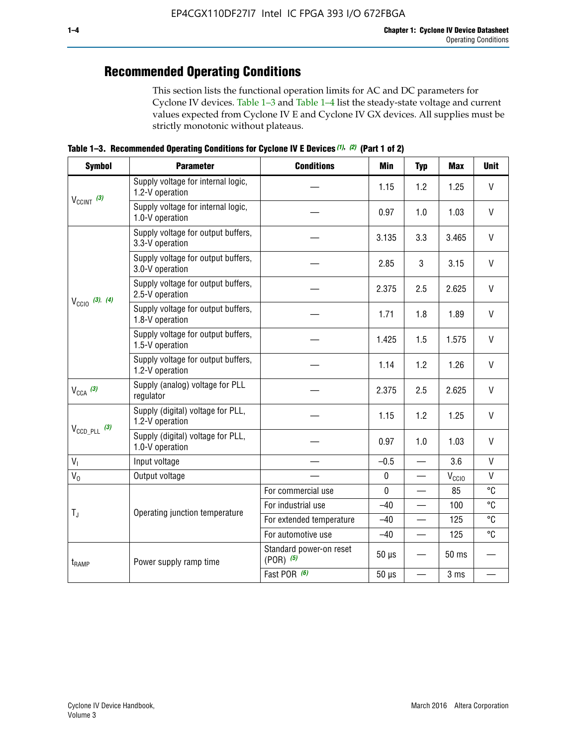## Recommended Operating Conditions

This section lists the functional operation limits for AC and DC parameters for Cyclone IV devices. Table 1–3 and Table 1–4 list the steady-state voltage and current values expected from Cyclone IV E and Cyclone IV GX devices. All supplies must be strictly monotonic without plateaus.

**Table 1–3. Recommended Operating Conditions for Cyclone IV E Devices (1), (2) (Part 1 of 2)**

| Symbol | Parameter | Conditions | Min | Typ | Max | Unit |
|---|---|---|---|---|---|---|
| $V_{CCINT}$ (3) | Supply voltage for internal logic, 1.2-V operation | — | 1.15 | 1.2 | 1.25 | V |
| | Supply voltage for internal logic, 1.0-V operation | — | 0.97 | 1.0 | 1.03 | V |
| $V_{CCIO}$ (3), (4) | Supply voltage for output buffers, 3.3-V operation | — | 3.135 | 3.3 | 3.465 | V |
| | Supply voltage for output buffers, 3.0-V operation | — | 2.85 | 3 | 3.15 | V |
| | Supply voltage for output buffers, 2.5-V operation | — | 2.375 | 2.5 | 2.625 | V |
| | Supply voltage for output buffers, 1.8-V operation | — | 1.71 | 1.8 | 1.89 | V |
| | Supply voltage for output buffers, 1.5-V operation | — | 1.425 | 1.5 | 1.575 | V |
| | Supply voltage for output buffers, 1.2-V operation | — | 1.14 | 1.2 | 1.26 | V |
| $V_{CCA}$ (3) | Supply (analog) voltage for PLL regulator | — | 2.375 | 2.5 | 2.625 | V |
| $V_{CCD\_PLL}$ (3) | Supply (digital) voltage for PLL, 1.2-V operation | — | 1.15 | 1.2 | 1.25 | V |
| | Supply (digital) voltage for PLL, 1.0-V operation | — | 0.97 | 1.0 | 1.03 | V |
| $V_I$ | Input voltage | — | –0.5 | — | 3.6 | V |
| $V_O$ | Output voltage | — | 0 | — | $V_{CCIO}$ | V |
| $T_J$ | Operating junction temperature | For commercial use | 0 | — | 85 | °C |
| | | For industrial use | –40 | — | 100 | °C |
| | | For extended temperature | –40 | — | 125 | °C |
| | | For automotive use | –40 | — | 125 | °C |
| $t_{RAMP}$ | Power supply ramp time | Standard power-on reset (POR) (5) | 50 µs | — | 50 ms | — |
| | | Fast POR (6) | 50 µs | — | 3 ms | — |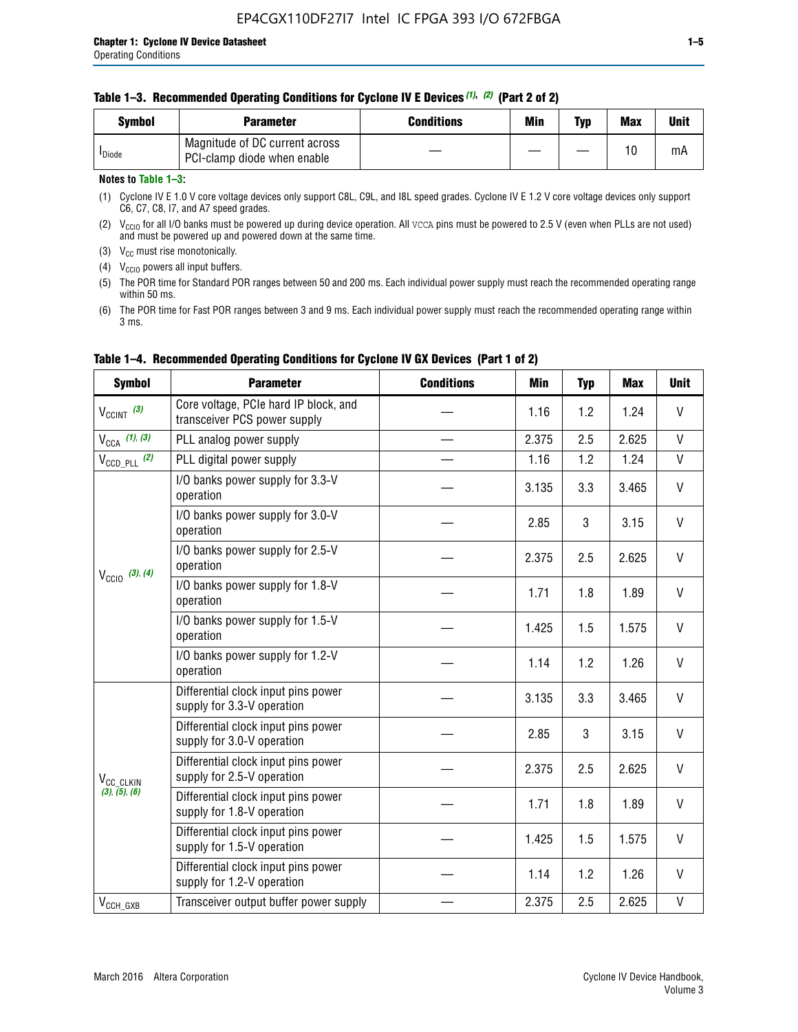#### Table 1–3. Recommended Operating Conditions for Cyclone IV E Devices (1), (2) (Part 2 of 2)

| Symbol | Parameter | Conditions | Min | Typ | Max | Unit |
|---|---|---|---|---|---|---|
| $I_{Diode}$ | Magnitude of DC current across PCI-clamp diode when enable | — | — | — | 10 | mA |

**Notes to Table 1–3:**

(1) Cyclone IV E 1.0 V core voltage devices only support C8L, C9L, and I8L speed grades. Cyclone IV E 1.2 V core voltage devices only support C6, C7, C8, I7, and A7 speed grades.

(2) $V_{CCIO}$ for all I/O banks must be powered up during device operation. All VCCA pins must be powered to 2.5 V (even when PLLs are not used) and must be powered up and powered down at the same time.

(3) $V_{CC}$ must rise monotonically.

(4) $V_{CCIO}$ powers all input buffers.

(5) The POR time for Standard POR ranges between 50 and 200 ms. Each individual power supply must reach the recommended operating range within 50 ms.

(6) The POR time for Fast POR ranges between 3 and 9 ms. Each individual power supply must reach the recommended operating range within 3 ms.

#### Table 1–4. Recommended Operating Conditions for Cyclone IV GX Devices (Part 1 of 2)

| Symbol | Parameter | Conditions | Min | Typ | Max | Unit |
|---|---|---|---|---|---|---|
| $V_{CCINT}$ (3) | Core voltage, PCIe hard IP block, and transceiver PCS power supply | — | 1.16 | 1.2 | 1.24 | V |
| $V_{CCA}$ (1), (3) | PLL analog power supply | — | 2.375 | 2.5 | 2.625 | V |
| $V_{CCD\_PLL}$ (2) | PLL digital power supply | — | 1.16 | 1.2 | 1.24 | V |
| $V_{CCIO}$ (3), (4) | I/O banks power supply for 3.3-V operation | — | 3.135 | 3.3 | 3.465 | V |
| | I/O banks power supply for 3.0-V operation | — | 2.85 | 3 | 3.15 | V |
| | I/O banks power supply for 2.5-V operation | — | 2.375 | 2.5 | 2.625 | V |
| | I/O banks power supply for 1.8-V operation | — | 1.71 | 1.8 | 1.89 | V |
| | I/O banks power supply for 1.5-V operation | — | 1.425 | 1.5 | 1.575 | V |
| | I/O banks power supply for 1.2-V operation | — | 1.14 | 1.2 | 1.26 | V |
| $V_{CC\_CLKIN}$ (3), (5), (6) | Differential clock input pins power supply for 3.3-V operation | — | 3.135 | 3.3 | 3.465 | V |
| | Differential clock input pins power supply for 3.0-V operation | — | 2.85 | 3 | 3.15 | V |
| | Differential clock input pins power supply for 2.5-V operation | — | 2.375 | 2.5 | 2.625 | V |
| | Differential clock input pins power supply for 1.8-V operation | — | 1.71 | 1.8 | 1.89 | V |
| | Differential clock input pins power supply for 1.5-V operation | — | 1.425 | 1.5 | 1.575 | V |
| | Differential clock input pins power supply for 1.2-V operation | — | 1.14 | 1.2 | 1.26 | V |
| $V_{CCH\_GXB}$ | Transceiver output buffer power supply | — | 2.375 | 2.5 | 2.625 | V |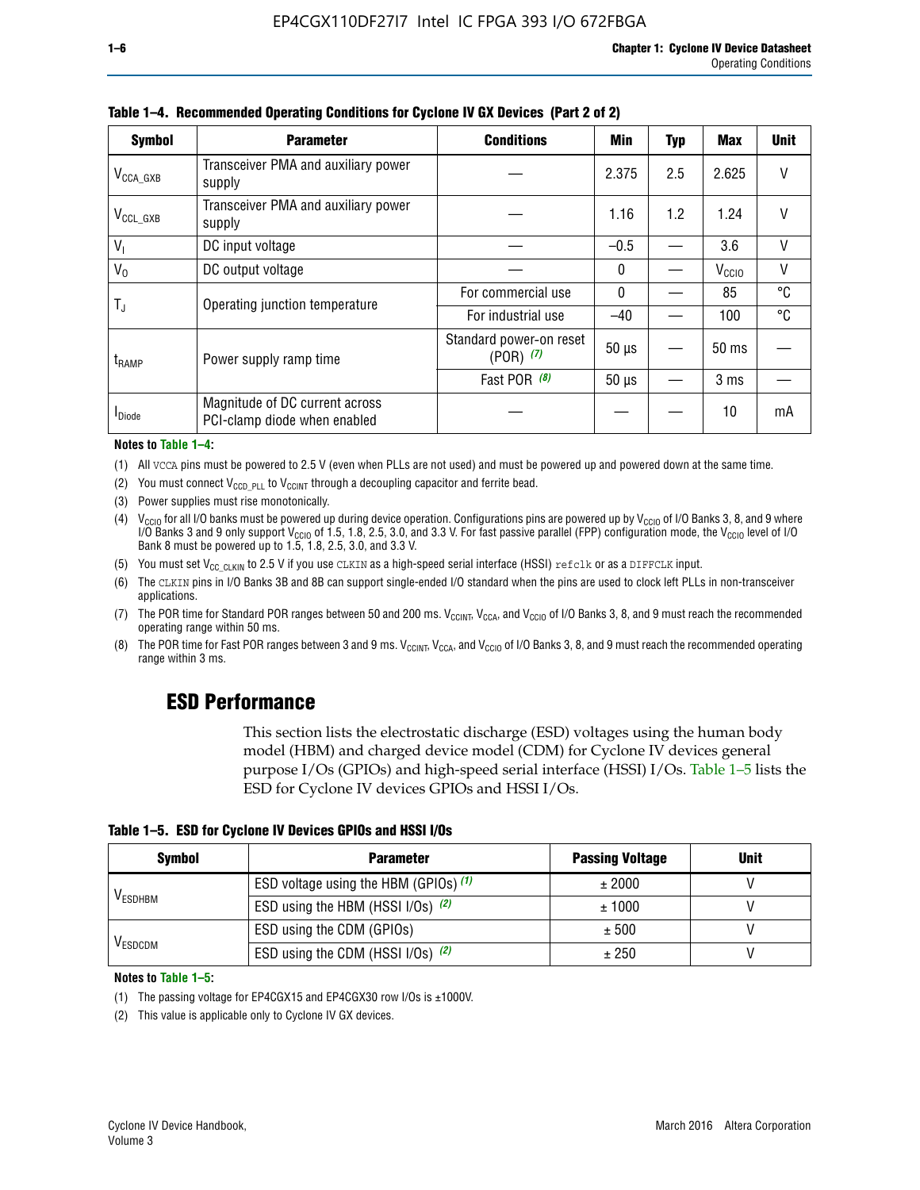**Table 1–4. Recommended Operating Conditions for Cyclone IV GX Devices (Part 2 of 2)**

| Symbol | Parameter | Conditions | Min | Typ | Max | Unit |
|---|---|---|---|---|---|---|
| $V_{CCA\_GXB}$ | Transceiver PMA and auxiliary power supply | — | 2.375 | 2.5 | 2.625 | V |
| $V_{CCL\_GXB}$ | Transceiver PMA and auxiliary power supply | — | 1.16 | 1.2 | 1.24 | V |
| $V_I$ | DC input voltage | — | –0.5 | — | 3.6 | V |
| $V_O$ | DC output voltage | — | 0 | — | $V_{CCIO}$ | V |
| $T_J$ | Operating junction temperature | For commercial use | 0 | — | 85 | °C |
| | | For industrial use | –40 | — | 100 | °C |
| $t_{RAMP}$ | Power supply ramp time | Standard power-on reset (POR) *(7)* | 50 µs | — | 50 ms | — |
| | | Fast POR *(8)* | 50 µs | — | 3 ms | — |
| $I_{Diode}$ | Magnitude of DC current across PCI-clamp diode when enabled | — | — | — | 10 | mA |

**Notes to Table 1–4:**

(1) All VCCA pins must be powered to 2.5 V (even when PLLs are not used) and must be powered up and powered down at the same time.

(2) You must connect $V_{CCD\_PLL}$ to $V_{CCINT}$ through a decoupling capacitor and ferrite bead.

(3) Power supplies must rise monotonically.

(4) $V_{CCIO}$ for all I/O banks must be powered up during device operation. Configurations pins are powered up by $V_{CCIO}$ of I/O Banks 3, 8, and 9 where I/O Banks 3 and 9 only support $V_{CCIO}$ of 1.5, 1.8, 2.5, 3.0, and 3.3 V. For fast passive parallel (FPP) configuration mode, the $V_{CCIO}$ level of I/O Bank 8 must be powered up to 1.5, 1.8, 2.5, 3.0, and 3.3 V.

(5) You must set $V_{CC\_CLKIN}$ to 2.5 V if you use CLKIN as a high-speed serial interface (HSSI) refclk or as a DIFFCLK input.

(6) The CLKIN pins in I/O Banks 3B and 8B can support single-ended I/O standard when the pins are used to clock left PLLs in non-transceiver applications.

(7) The POR time for Standard POR ranges between 50 and 200 ms. $V_{CCINT}$, $V_{CCA}$, and $V_{CCIO}$ of I/O Banks 3, 8, and 9 must reach the recommended operating range within 50 ms.

(8) The POR time for Fast POR ranges between 3 and 9 ms. $V_{CCINT}$, $V_{CCA}$, and $V_{CCIO}$ of I/O Banks 3, 8, and 9 must reach the recommended operating range within 3 ms.

## ESD Performance

This section lists the electrostatic discharge (ESD) voltages using the human body model (HBM) and charged device model (CDM) for Cyclone IV devices general purpose I/Os (GPIOs) and high-speed serial interface (HSSI) I/Os. Table 1–5 lists the ESD for Cyclone IV devices GPIOs and HSSI I/Os.

**Table 1–5. ESD for Cyclone IV Devices GPIOs and HSSI I/Os**

| Symbol | Parameter | Passing Voltage | Unit |
|---|---|---|---|
| $V_{ESDHBM}$ | ESD voltage using the HBM (GPIOs) *(1)* | ± 2000 | V |
| | ESD using the HBM (HSSI I/Os) *(2)* | ± 1000 | V |
| $V_{ESDCDM}$ | ESD using the CDM (GPIOs) | ± 500 | V |
| | ESD using the CDM (HSSI I/Os) *(2)* | ± 250 | V |

**Notes to Table 1–5:**

(1) The passing voltage for EP4CGX15 and EP4CGX30 row I/Os is ±1000V.

(2) This value is applicable only to Cyclone IV GX devices.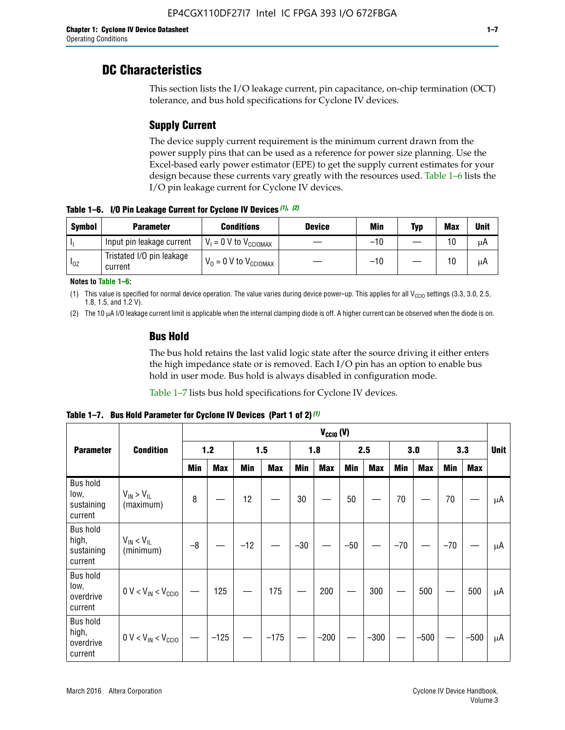# DC Characteristics

This section lists the I/O leakage current, pin capacitance, on-chip termination (OCT) tolerance, and bus hold specifications for Cyclone IV devices.

## Supply Current

The device supply current requirement is the minimum current drawn from the power supply pins that can be used as a reference for power size planning. Use the Excel-based early power estimator (EPE) to get the supply current estimates for your design because these currents vary greatly with the resources used. Table 1–6 lists the I/O pin leakage current for Cyclone IV devices.

**Table 1–6. I/O Pin Leakage Current for Cyclone IV Devices** *(1)*, *(2)*

| Symbol | Parameter | Conditions | Device | Min | Typ | Max | Unit |
|---|---|---|---|---|---|---|---|
| $I_I$ | Input pin leakage current | $V_I$ = 0 V to $V_{CCIOMAX}$ | — | –10 | — | 10 | μA |
| $I_{OZ}$ | Tristated I/O pin leakage current | $V_O$ = 0 V to $V_{CCIOMAX}$ | — | –10 | — | 10 | μA |

**Notes to Table 1–6:**

(1) This value is specified for normal device operation. The value varies during device power-up. This applies for all $V_{CCIO}$ settings (3.3, 3.0, 2.5, 1.8, 1.5, and 1.2 V).

(2) The 10 μA I/O leakage current limit is applicable when the internal clamping diode is off. A higher current can be observed when the diode is on.

## Bus Hold

The bus hold retains the last valid logic state after the source driving it either enters the high impedance state or is removed. Each I/O pin has an option to enable bus hold in user mode. Bus hold is always disabled in configuration mode.

Table 1–7 lists bus hold specifications for Cyclone IV devices.

**Table 1–7. Bus Hold Parameter for Cyclone IV Devices (Part 1 of 2)** *(1)*

| Parameter | Condition | $V_{CCIO}$ (V) | | | | | | | | | | | | Unit |
|---|---|---|---|---|---|---|---|---|---|---|---|---|---|---|
| | | 1.2 | | 1.5 | | 1.8 | | 2.5 | | 3.0 | | 3.3 | | |
| | | Min | Max | Min | Max | Min | Max | Min | Max | Min | Max | Min | Max | |
| Bus hold low, sustaining current | $V_{IN} > V_{IL}$ (maximum) | 8 | — | 12 | — | 30 | — | 50 | — | 70 | — | 70 | — | μA |
| Bus hold high, sustaining current | $V_{IN} < V_{IL}$ (minimum) | –8 | — | –12 | — | –30 | — | –50 | — | –70 | — | –70 | — | μA |
| Bus hold low, overdrive current | 0 V < $V_{IN}$ < $V_{CCIO}$ | — | 125 | — | 175 | — | 200 | — | 300 | — | 500 | — | 500 | μA |
| Bus hold high, overdrive current | 0 V < $V_{IN}$ < $V_{CCIO}$ | — | –125 | — | –175 | — | –200 | — | –300 | — | –500 | — | –500 | μA |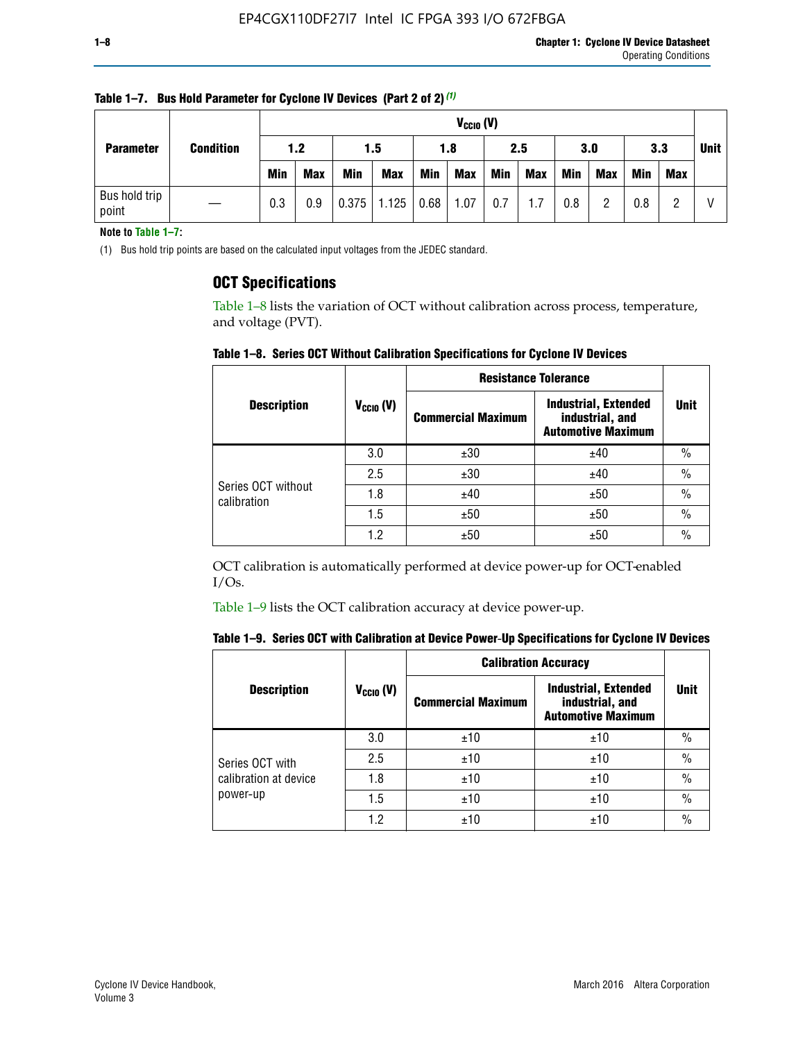**Table 1–7. Bus Hold Parameter for Cyclone IV Devices (Part 2 of 2)** (1)

| Parameter | Condition | $V_{CCIO}$ (V) | | | | | | | | | | | | Unit |
|---|---|---|---|---|---|---|---|---|---|---|---|---|---|---|
| | | 1.2 | | 1.5 | | 1.8 | | 2.5 | | 3.0 | | 3.3 | | |
| | | Min | Max | Min | Max | Min | Max | Min | Max | Min | Max | Min | Max | |
| Bus hold trip point | — | 0.3 | 0.9 | 0.375 | 1.125 | 0.68 | 1.07 | 0.7 | 1.7 | 0.8 | 2 | 0.8 | 2 | V |

**Note to Table 1–7:**

(1) Bus hold trip points are based on the calculated input voltages from the JEDEC standard.

## OCT Specifications

Table 1–8 lists the variation of OCT without calibration across process, temperature, and voltage (PVT).

**Table 1–8. Series OCT Without Calibration Specifications for Cyclone IV Devices**

| Description | $V_{CCIO}$ (V) | Resistance Tolerance | | Unit |
|---|---|---|---|---|
| | | Commercial Maximum | Industrial, Extended industrial, and Automotive Maximum | |
| Series OCT without calibration | 3.0 | ±30 | ±40 | % |
| | 2.5 | ±30 | ±40 | % |
| | 1.8 | ±40 | ±50 | % |
| | 1.5 | ±50 | ±50 | % |
| | 1.2 | ±50 | ±50 | % |

OCT calibration is automatically performed at device power-up for OCT-enabled I/Os.

Table 1–9 lists the OCT calibration accuracy at device power-up.

**Table 1–9. Series OCT with Calibration at Device Power-Up Specifications for Cyclone IV Devices**

| Description | $V_{CCIO}$ (V) | Calibration Accuracy | | Unit |
|---|---|---|---|---|
| | | Commercial Maximum | Industrial, Extended industrial, and Automotive Maximum | |
| Series OCT with calibration at device power-up | 3.0 | ±10 | ±10 | % |
| | 2.5 | ±10 | ±10 | % |
| | 1.8 | ±10 | ±10 | % |
| | 1.5 | ±10 | ±10 | % |
| | 1.2 | ±10 | ±10 | % |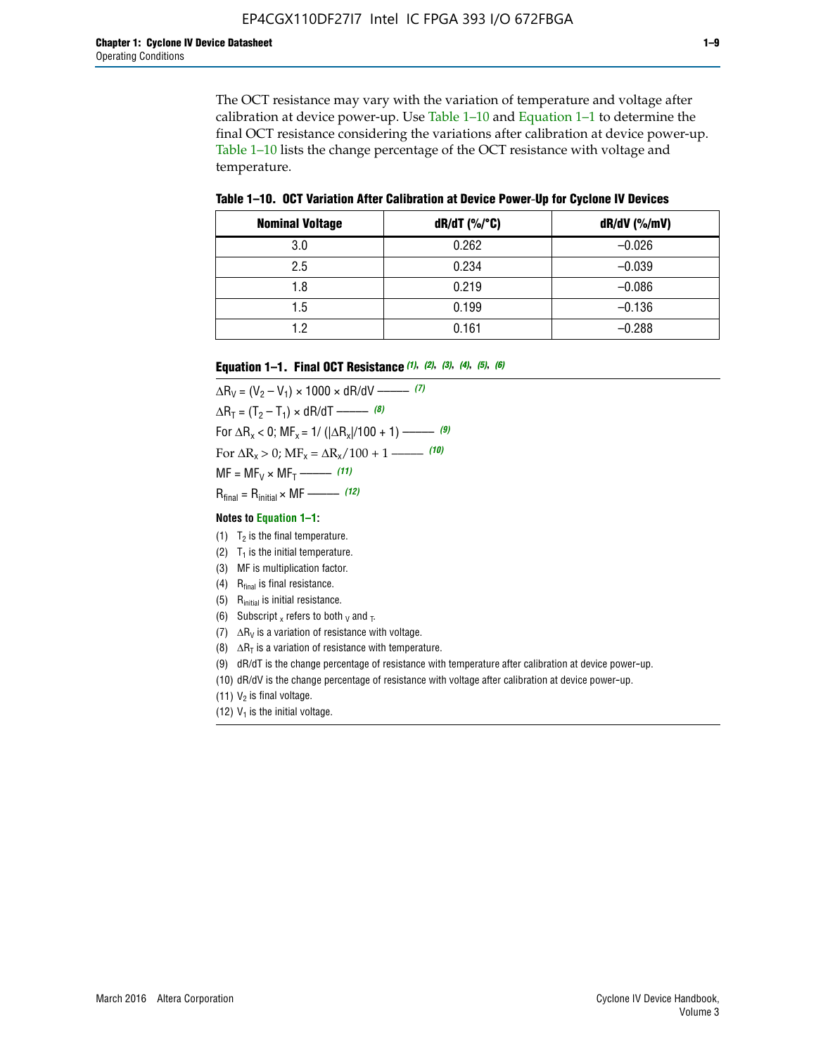The OCT resistance may vary with the variation of temperature and voltage after calibration at device power-up. Use Table 1–10 and Equation 1–1 to determine the final OCT resistance considering the variations after calibration at device power-up. Table 1–10 lists the change percentage of the OCT resistance with voltage and temperature.

**Table 1–10. OCT Variation After Calibration at Device Power-Up for Cyclone IV Devices**

| Nominal Voltage | dR/dT (%/°C) | dR/dV (%/mV) |
|---|---|---|
| 3.0 | 0.262 | –0.026 |
| 2.5 | 0.234 | –0.039 |
| 1.8 | 0.219 | –0.086 |
| 1.5 | 0.199 | –0.136 |
| 1.2 | 0.161 | –0.288 |

**Equation 1–1. Final OCT Resistance** *(1), (2), (3), (4), (5), (6)*

$$\Delta R_V = (V_2 - V_1) \times 1000 \times dR/dV \text{ ——— } (7)$$

$$\Delta R_T = (T_2 - T_1) \times dR/dT \text{ ——— } (8)$$

$$\text{For } \Delta R_x < 0;\ MF_x = 1/\left(|\Delta R_x|/100 + 1\right) \text{ ——— } (9)$$

$$\text{For } \Delta R_x > 0;\ MF_x = \Delta R_x/100 + 1 \text{ ——— } (10)$$

$$MF = MF_V \times MF_T \text{ ——— } (11)$$

$$R_{final} = R_{initial} \times MF \text{ ——— } (12)$$

**Notes to Equation 1–1:**

(1) $T_2$ is the final temperature.

(2) $T_1$ is the initial temperature.

(3) MF is multiplication factor.

(4) $R_{final}$ is final resistance.

(5) $R_{initial}$ is initial resistance.

(6) Subscript $_x$ refers to both $_V$ and $_T$.

(7) $\Delta R_V$ is a variation of resistance with voltage.

(8) $\Delta R_T$ is a variation of resistance with temperature.

(9) dR/dT is the change percentage of resistance with temperature after calibration at device power-up.

(10) dR/dV is the change percentage of resistance with voltage after calibration at device power-up.

(11) $V_2$ is final voltage.

(12) $V_1$ is the initial voltage.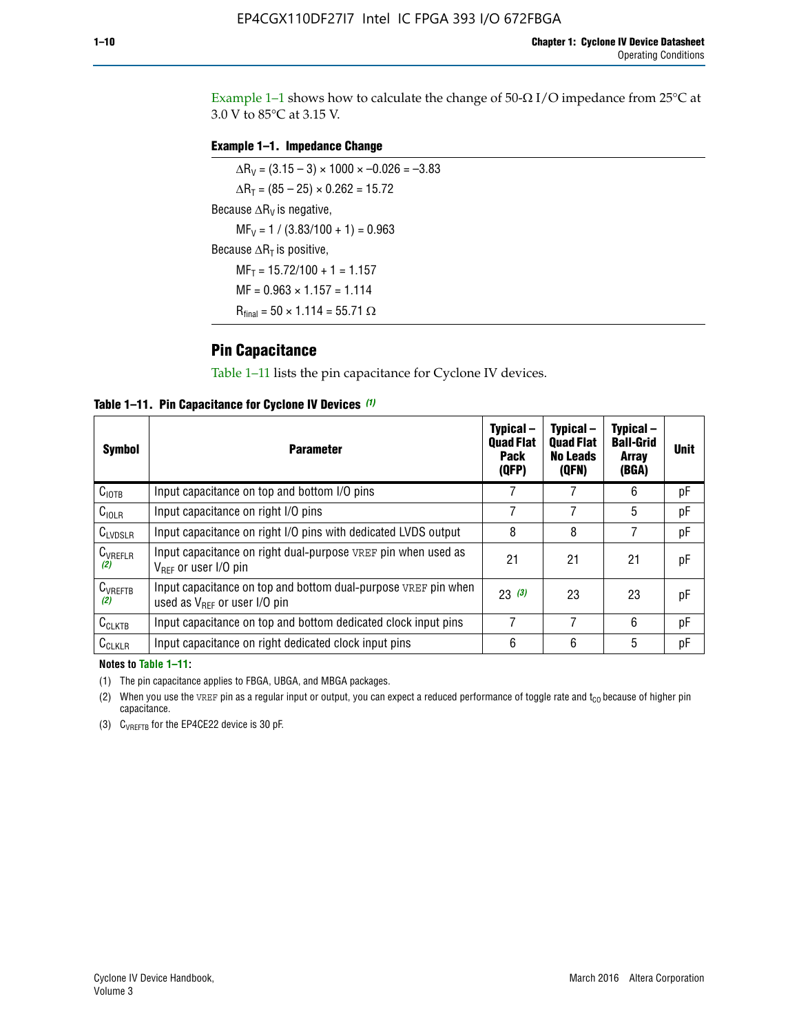Example 1–1 shows how to calculate the change of 50-Ω I/O impedance from 25°C at 3.0 V to 85°C at 3.15 V.

**Example 1–1. Impedance Change**

$\Delta R_V = (3.15 - 3) \times 1000 \times -0.026 = -3.83$

$\Delta R_T = (85 - 25) \times 0.262 = 15.72$

Because $\Delta R_V$ is negative,

$MF_V = 1 / (3.83/100 + 1) = 0.963$

Because $\Delta R_T$ is positive,

$MF_T = 15.72/100 + 1 = 1.157$

$MF = 0.963 \times 1.157 = 1.114$

$R_{final} = 50 \times 1.114 = 55.71\ \Omega$

## Pin Capacitance

Table 1–11 lists the pin capacitance for Cyclone IV devices.

**Table 1–11. Pin Capacitance for Cyclone IV Devices (1)**

| Symbol | Parameter | Typical – Quad Flat Pack (QFP) | Typical – Quad Flat No Leads (QFN) | Typical – Ball-Grid Array (BGA) | Unit |
|---|---|---|---|---|---|
| $C_{IOTB}$ | Input capacitance on top and bottom I/O pins | 7 | 7 | 6 | pF |
| $C_{IOLR}$ | Input capacitance on right I/O pins | 7 | 7 | 5 | pF |
| $C_{LVDSLR}$ | Input capacitance on right I/O pins with dedicated LVDS output | 8 | 8 | 7 | pF |
| $C_{VREFLR}$ (2) | Input capacitance on right dual-purpose VREF pin when used as $V_{REF}$ or user I/O pin | 21 | 21 | 21 | pF |
| $C_{VREFTB}$ (2) | Input capacitance on top and bottom dual-purpose VREF pin when used as $V_{REF}$ or user I/O pin | 23 (3) | 23 | 23 | pF |
| $C_{CLKTB}$ | Input capacitance on top and bottom dedicated clock input pins | 7 | 7 | 6 | pF |
| $C_{CLKLR}$ | Input capacitance on right dedicated clock input pins | 6 | 6 | 5 | pF |

**Notes to Table 1–11:**

(1) The pin capacitance applies to FBGA, UBGA, and MBGA packages.

(2) When you use the VREF pin as a regular input or output, you can expect a reduced performance of toggle rate and $t_{CO}$ because of higher pin capacitance.

(3) $C_{VREFTB}$ for the EP4CE22 device is 30 pF.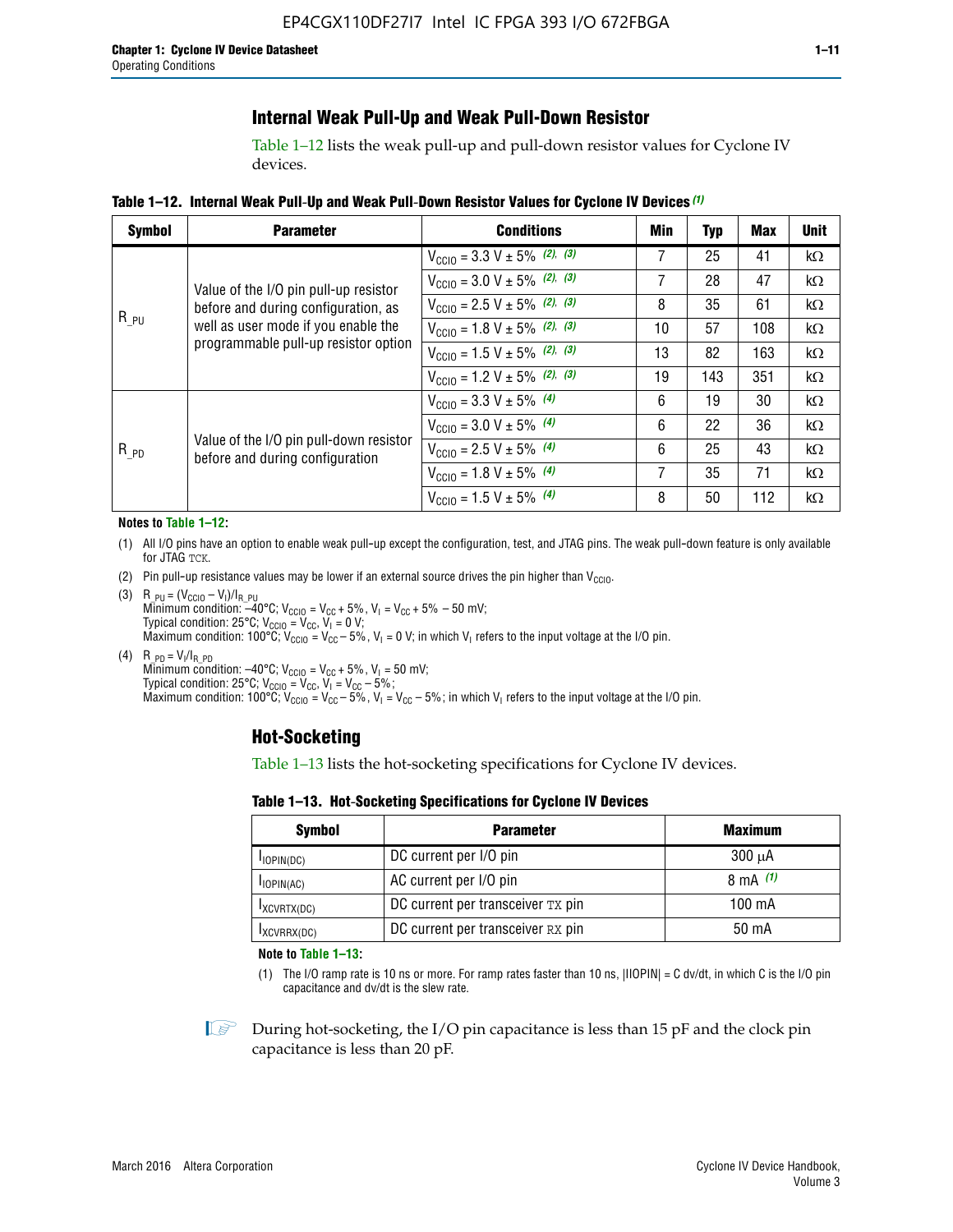## Internal Weak Pull-Up and Weak Pull-Down Resistor

Table 1–12 lists the weak pull-up and pull-down resistor values for Cyclone IV devices.

**Table 1–12. Internal Weak Pull-Up and Weak Pull-Down Resistor Values for Cyclone IV Devices (1)**

| Symbol | Parameter | Conditions | Min | Typ | Max | Unit |
|---|---|---|---|---|---|---|
| $R_{\_PU}$ | Value of the I/O pin pull-up resistor before and during configuration, as well as user mode if you enable the programmable pull-up resistor option | $V_{CCIO}$ = 3.3 V ± 5% (2), (3) | 7 | 25 | 41 | kΩ |
| | | $V_{CCIO}$ = 3.0 V ± 5% (2), (3) | 7 | 28 | 47 | kΩ |
| | | $V_{CCIO}$ = 2.5 V ± 5% (2), (3) | 8 | 35 | 61 | kΩ |
| | | $V_{CCIO}$ = 1.8 V ± 5% (2), (3) | 10 | 57 | 108 | kΩ |
| | | $V_{CCIO}$ = 1.5 V ± 5% (2), (3) | 13 | 82 | 163 | kΩ |
| | | $V_{CCIO}$ = 1.2 V ± 5% (2), (3) | 19 | 143 | 351 | kΩ |
| $R_{\_PD}$ | Value of the I/O pin pull-down resistor before and during configuration | $V_{CCIO}$ = 3.3 V ± 5% (4) | 6 | 19 | 30 | kΩ |
| | | $V_{CCIO}$ = 3.0 V ± 5% (4) | 6 | 22 | 36 | kΩ |
| | | $V_{CCIO}$ = 2.5 V ± 5% (4) | 6 | 25 | 43 | kΩ |
| | | $V_{CCIO}$ = 1.8 V ± 5% (4) | 7 | 35 | 71 | kΩ |
| | | $V_{CCIO}$ = 1.5 V ± 5% (4) | 8 | 50 | 112 | kΩ |

**Notes to Table 1–12:**

(1) All I/O pins have an option to enable weak pull-up except the configuration, test, and JTAG pins. The weak pull-down feature is only available for JTAG TCK.

(2) Pin pull-up resistance values may be lower if an external source drives the pin higher than $V_{CCIO}$.

(3) $R_{\_PU} = (V_{CCIO} - V_I)/I_{R\_PU}$
Minimum condition: –40°C; $V_{CCIO} = V_{CC} + 5\%$, $V_I = V_{CC} + 5\% - 50$ mV;
Typical condition: 25°C; $V_{CCIO} = V_{CC}$, $V_I = 0$ V;
Maximum condition: 100°C; $V_{CCIO} = V_{CC} - 5\%$, $V_I = 0$ V; in which $V_I$ refers to the input voltage at the I/O pin.

(4) $R_{\_PD} = V_I/I_{R\_PD}$
Minimum condition: –40°C; $V_{CCIO} = V_{CC} + 5\%$, $V_I = 50$ mV;
Typical condition: 25°C; $V_{CCIO} = V_{CC}$, $V_I = V_{CC} - 5\%$;
Maximum condition: 100°C; $V_{CCIO} = V_{CC} - 5\%$, $V_I = V_{CC} - 5\%$; in which $V_I$ refers to the input voltage at the I/O pin.

## Hot-Socketing

Table 1–13 lists the hot-socketing specifications for Cyclone IV devices.

**Table 1–13. Hot-Socketing Specifications for Cyclone IV Devices**

| Symbol | Parameter | Maximum |
|---|---|---|
| $I_{IOPIN(DC)}$ | DC current per I/O pin | 300 μA |
| $I_{IOPIN(AC)}$ | AC current per I/O pin | 8 mA (1) |
| $I_{XCVRTX(DC)}$ | DC current per transceiver TX pin | 100 mA |
| $I_{XCVRRX(DC)}$ | DC current per transceiver RX pin | 50 mA |

**Note to Table 1–13:**

(1) The I/O ramp rate is 10 ns or more. For ramp rates faster than 10 ns, |IIOPIN| = C dv/dt, in which C is the I/O pin capacitance and dv/dt is the slew rate.

During hot-socketing, the I/O pin capacitance is less than 15 pF and the clock pin capacitance is less than 20 pF.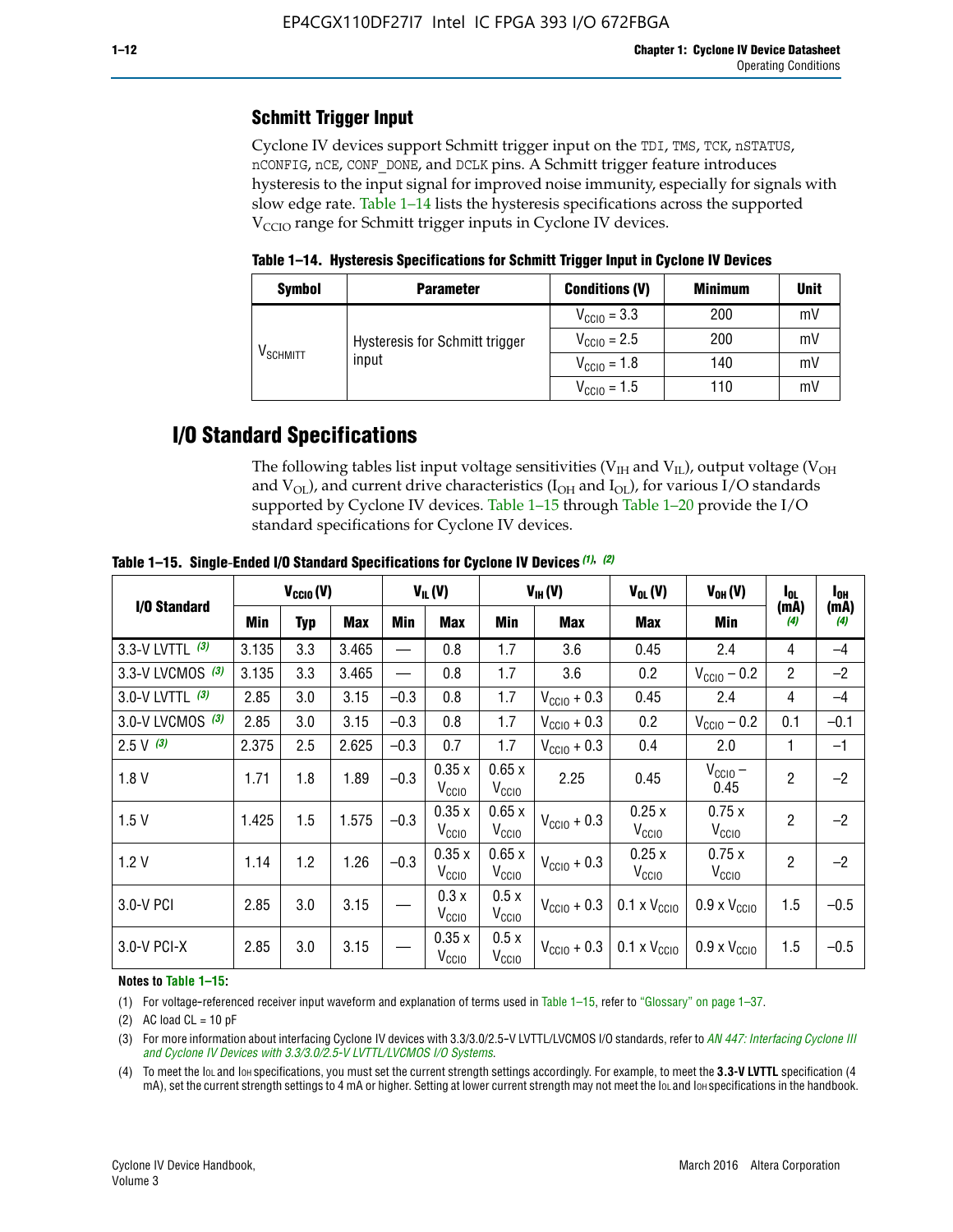### Schmitt Trigger Input

Cyclone IV devices support Schmitt trigger input on the TDI, TMS, TCK, nSTATUS, nCONFIG, nCE, CONF_DONE, and DCLK pins. A Schmitt trigger feature introduces hysteresis to the input signal for improved noise immunity, especially for signals with slow edge rate. Table 1–14 lists the hysteresis specifications across the supported $V_{CCIO}$ range for Schmitt trigger inputs in Cyclone IV devices.

**Table 1–14. Hysteresis Specifications for Schmitt Trigger Input in Cyclone IV Devices**

| Symbol | Parameter | Conditions (V) | Minimum | Unit |
|---|---|---|---|---|
| $V_{SCHMITT}$ | Hysteresis for Schmitt trigger input | $V_{CCIO}$ = 3.3 | 200 | mV |
| | | $V_{CCIO}$ = 2.5 | 200 | mV |
| | | $V_{CCIO}$ = 1.8 | 140 | mV |
| | | $V_{CCIO}$ = 1.5 | 110 | mV |

## I/O Standard Specifications

The following tables list input voltage sensitivities ($V_{IH}$ and $V_{IL}$), output voltage ($V_{OH}$ and $V_{OL}$), and current drive characteristics ($I_{OH}$ and $I_{OL}$), for various I/O standards supported by Cyclone IV devices. Table 1–15 through Table 1–20 provide the I/O standard specifications for Cyclone IV devices.

**Table 1–15. Single-Ended I/O Standard Specifications for Cyclone IV Devices (1), (2)**

| I/O Standard | $V_{CCIO}$ (V) | | | $V_{IL}$ (V) | | $V_{IH}$ (V) | | $V_{OL}$ (V) | $V_{OH}$ (V) | $I_{OL}$ (mA) (4) | $I_{OH}$ (mA) (4) |
|---|---|---|---|---|---|---|---|---|---|---|---|
| | Min | Typ | Max | Min | Max | Min | Max | Max | Min | | |
| 3.3-V LVTTL (3) | 3.135 | 3.3 | 3.465 | — | 0.8 | 1.7 | 3.6 | 0.45 | 2.4 | 4 | –4 |
| 3.3-V LVCMOS (3) | 3.135 | 3.3 | 3.465 | — | 0.8 | 1.7 | 3.6 | 0.2 | $V_{CCIO}$ – 0.2 | 2 | –2 |
| 3.0-V LVTTL (3) | 2.85 | 3.0 | 3.15 | –0.3 | 0.8 | 1.7 | $V_{CCIO}$ + 0.3 | 0.45 | 2.4 | 4 | –4 |
| 3.0-V LVCMOS (3) | 2.85 | 3.0 | 3.15 | –0.3 | 0.8 | 1.7 | $V_{CCIO}$ + 0.3 | 0.2 | $V_{CCIO}$ – 0.2 | 0.1 | –0.1 |
| 2.5 V (3) | 2.375 | 2.5 | 2.625 | –0.3 | 0.7 | 1.7 | $V_{CCIO}$ + 0.3 | 0.4 | 2.0 | 1 | –1 |
| 1.8 V | 1.71 | 1.8 | 1.89 | –0.3 | 0.35 x $V_{CCIO}$ | 0.65 x $V_{CCIO}$ | 2.25 | 0.45 | $V_{CCIO}$ – 0.45 | 2 | –2 |
| 1.5 V | 1.425 | 1.5 | 1.575 | –0.3 | 0.35 x $V_{CCIO}$ | 0.65 x $V_{CCIO}$ | $V_{CCIO}$ + 0.3 | 0.25 x $V_{CCIO}$ | 0.75 x $V_{CCIO}$ | 2 | –2 |
| 1.2 V | 1.14 | 1.2 | 1.26 | –0.3 | 0.35 x $V_{CCIO}$ | 0.65 x $V_{CCIO}$ | $V_{CCIO}$ + 0.3 | 0.25 x $V_{CCIO}$ | 0.75 x $V_{CCIO}$ | 2 | –2 |
| 3.0-V PCI | 2.85 | 3.0 | 3.15 | — | 0.3 x $V_{CCIO}$ | 0.5 x $V_{CCIO}$ | $V_{CCIO}$ + 0.3 | 0.1 x $V_{CCIO}$ | 0.9 x $V_{CCIO}$ | 1.5 | –0.5 |
| 3.0-V PCI-X | 2.85 | 3.0 | 3.15 | — | 0.35 x $V_{CCIO}$ | 0.5 x $V_{CCIO}$ | $V_{CCIO}$ + 0.3 | 0.1 x $V_{CCIO}$ | 0.9 x $V_{CCIO}$ | 1.5 | –0.5 |

**Notes to Table 1–15:**

(1) For voltage-referenced receiver input waveform and explanation of terms used in Table 1–15, refer to "Glossary" on page 1–37.

(2) AC load CL = 10 pF

(3) For more information about interfacing Cyclone IV devices with 3.3/3.0/2.5-V LVTTL/LVCMOS I/O standards, refer to *AN 447: Interfacing Cyclone III and Cyclone IV Devices with 3.3/3.0/2.5-V LVTTL/LVCMOS I/O Systems*.

(4) To meet the $I_{OL}$ and $I_{OH}$ specifications, you must set the current strength settings accordingly. For example, to meet the **3.3-V LVTTL** specification (4 mA), set the current strength settings to 4 mA or higher. Setting at lower current strength may not meet the $I_{OL}$ and $I_{OH}$ specifications in the handbook.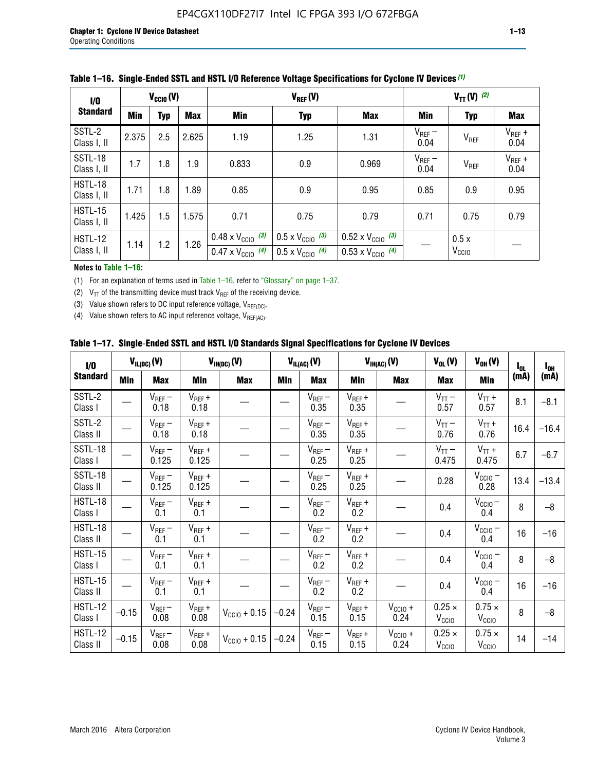**Table 1–16. Single-Ended SSTL and HSTL I/O Reference Voltage Specifications for Cyclone IV Devices (1)**

| I/O Standard | $V_{CCIO}$ (V) | | | $V_{REF}$ (V) | | | $V_{TT}$ (V) (2) | | |
|---|---|---|---|---|---|---|---|---|---|
| | Min | Typ | Max | Min | Typ | Max | Min | Typ | Max |
| SSTL-2 Class I, II | 2.375 | 2.5 | 2.625 | 1.19 | 1.25 | 1.31 | $V_{REF}$ – 0.04 | $V_{REF}$ | $V_{REF}$ + 0.04 |
| SSTL-18 Class I, II | 1.7 | 1.8 | 1.9 | 0.833 | 0.9 | 0.969 | $V_{REF}$ – 0.04 | $V_{REF}$ | $V_{REF}$ + 0.04 |
| HSTL-18 Class I, II | 1.71 | 1.8 | 1.89 | 0.85 | 0.9 | 0.95 | 0.85 | 0.9 | 0.95 |
| HSTL-15 Class I, II | 1.425 | 1.5 | 1.575 | 0.71 | 0.75 | 0.79 | 0.71 | 0.75 | 0.79 |
| HSTL-12 Class I, II | 1.14 | 1.2 | 1.26 | 0.48 x $V_{CCIO}$ (3) / 0.47 x $V_{CCIO}$ (4) | 0.5 x $V_{CCIO}$ (3) / 0.5 x $V_{CCIO}$ (4) | 0.52 x $V_{CCIO}$ (3) / 0.53 x $V_{CCIO}$ (4) | — | 0.5 x $V_{CCIO}$ | — |

**Notes to Table 1–16:**

(1) For an explanation of terms used in Table 1–16, refer to "Glossary" on page 1–37.

(2) $V_{TT}$ of the transmitting device must track $V_{REF}$ of the receiving device.

(3) Value shown refers to DC input reference voltage, $V_{REF(DC)}$.

(4) Value shown refers to AC input reference voltage, $V_{REF(AC)}$.

**Table 1–17. Single-Ended SSTL and HSTL I/O Standards Signal Specifications for Cyclone IV Devices**

| I/O Standard | $V_{IL(DC)}$ (V) | | $V_{IH(DC)}$ (V) | | $V_{IL(AC)}$ (V) | | $V_{IH(AC)}$ (V) | | $V_{OL}$ (V) | $V_{OH}$ (V) | $I_{OL}$ (mA) | $I_{OH}$ (mA) |
|---|---|---|---|---|---|---|---|---|---|---|---|---|
| | Min | Max | Min | Max | Min | Max | Min | Max | Max | Min | | |
| SSTL-2 Class I | — | $V_{REF}$ – 0.18 | $V_{REF}$ + 0.18 | — | — | $V_{REF}$ – 0.35 | $V_{REF}$ + 0.35 | — | $V_{TT}$ – 0.57 | $V_{TT}$ + 0.57 | 8.1 | –8.1 |
| SSTL-2 Class II | — | $V_{REF}$ – 0.18 | $V_{REF}$ + 0.18 | — | — | $V_{REF}$ – 0.35 | $V_{REF}$ + 0.35 | — | $V_{TT}$ – 0.76 | $V_{TT}$ + 0.76 | 16.4 | –16.4 |
| SSTL-18 Class I | — | $V_{REF}$ – 0.125 | $V_{REF}$ + 0.125 | — | — | $V_{REF}$ – 0.25 | $V_{REF}$ + 0.25 | — | $V_{TT}$ – 0.475 | $V_{TT}$ + 0.475 | 6.7 | –6.7 |
| SSTL-18 Class II | — | $V_{REF}$ – 0.125 | $V_{REF}$ + 0.125 | — | — | $V_{REF}$ – 0.25 | $V_{REF}$ + 0.25 | — | 0.28 | $V_{CCIO}$ – 0.28 | 13.4 | –13.4 |
| HSTL-18 Class I | — | $V_{REF}$ – 0.1 | $V_{REF}$ + 0.1 | — | — | $V_{REF}$ – 0.2 | $V_{REF}$ + 0.2 | — | 0.4 | $V_{CCIO}$ – 0.4 | 8 | –8 |
| HSTL-18 Class II | — | $V_{REF}$ – 0.1 | $V_{REF}$ + 0.1 | — | — | $V_{REF}$ – 0.2 | $V_{REF}$ + 0.2 | — | 0.4 | $V_{CCIO}$ – 0.4 | 16 | –16 |
| HSTL-15 Class I | — | $V_{REF}$ – 0.1 | $V_{REF}$ + 0.1 | — | — | $V_{REF}$ – 0.2 | $V_{REF}$ + 0.2 | — | 0.4 | $V_{CCIO}$ – 0.4 | 8 | –8 |
| HSTL-15 Class II | — | $V_{REF}$ – 0.1 | $V_{REF}$ + 0.1 | — | — | $V_{REF}$ – 0.2 | $V_{REF}$ + 0.2 | — | 0.4 | $V_{CCIO}$ – 0.4 | 16 | –16 |
| HSTL-12 Class I | –0.15 | $V_{REF}$ – 0.08 | $V_{REF}$ + 0.08 | $V_{CCIO}$ + 0.15 | –0.24 | $V_{REF}$ – 0.15 | $V_{REF}$ + 0.15 | $V_{CCIO}$ + 0.24 | 0.25 × $V_{CCIO}$ | 0.75 × $V_{CCIO}$ | 8 | –8 |
| HSTL-12 Class II | –0.15 | $V_{REF}$ – 0.08 | $V_{REF}$ + 0.08 | $V_{CCIO}$ + 0.15 | –0.24 | $V_{REF}$ – 0.15 | $V_{REF}$ + 0.15 | $V_{CCIO}$ + 0.24 | 0.25 × $V_{CCIO}$ | 0.75 × $V_{CCIO}$ | 14 | –14 |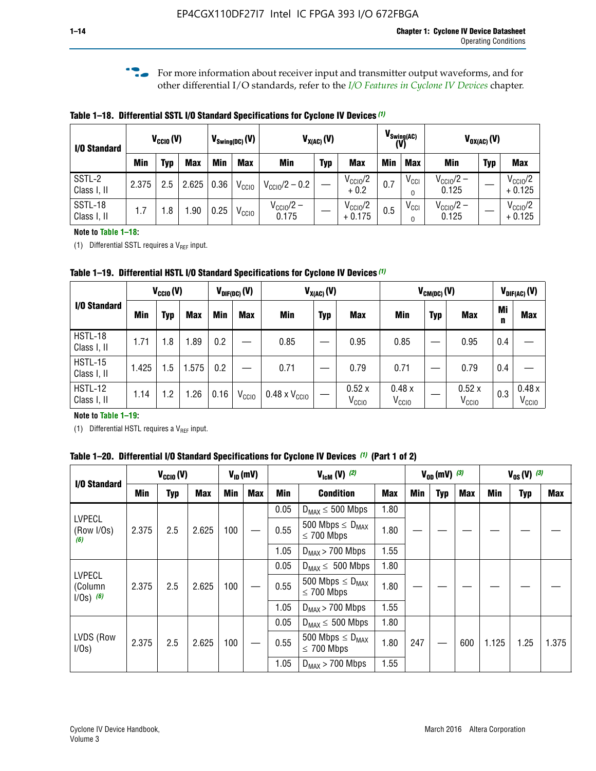For more information about receiver input and transmitter output waveforms, and for other differential I/O standards, refer to the *I/O Features in Cyclone IV Devices* chapter.

**Table 1–18. Differential SSTL I/O Standard Specifications for Cyclone IV Devices (1)**

| I/O Standard | $V_{CCIO}$ (V) | | | $V_{Swing(DC)}$ (V) | | $V_{X(AC)}$ (V) | | | $V_{Swing(AC)}$ (V) | | $V_{OX(AC)}$ (V) | | |
|---|---|---|---|---|---|---|---|---|---|---|---|---|---|
| | Min | Typ | Max | Min | Max | Min | Typ | Max | Min | Max | Min | Typ | Max |
| SSTL-2 Class I, II | 2.375 | 2.5 | 2.625 | 0.36 | $V_{CCIO}$ | $V_{CCIO}/2 - 0.2$ | — | $V_{CCIO}/2 + 0.2$ | 0.7 | $V_{CCIO}$ | $V_{CCIO}/2 - 0.125$ | — | $V_{CCIO}/2 + 0.125$ |
| SSTL-18 Class I, II | 1.7 | 1.8 | 1.90 | 0.25 | $V_{CCIO}$ | $V_{CCIO}/2 - 0.175$ | — | $V_{CCIO}/2 + 0.175$ | 0.5 | $V_{CCIO}$ | $V_{CCIO}/2 - 0.125$ | — | $V_{CCIO}/2 + 0.125$ |

**Note to Table 1–18:**

(1) Differential SSTL requires a $V_{REF}$ input.

**Table 1–19. Differential HSTL I/O Standard Specifications for Cyclone IV Devices (1)**

| I/O Standard | $V_{CCIO}$ (V) | | | $V_{DIF(DC)}$ (V) | | $V_{X(AC)}$ (V) | | | $V_{CM(DC)}$ (V) | | | $V_{DIF(AC)}$ (V) | |
|---|---|---|---|---|---|---|---|---|---|---|---|---|---|
| | Min | Typ | Max | Min | Max | Min | Typ | Max | Min | Typ | Max | Min | Max |
| HSTL-18 Class I, II | 1.71 | 1.8 | 1.89 | 0.2 | — | 0.85 | — | 0.95 | 0.85 | — | 0.95 | 0.4 | — |
| HSTL-15 Class I, II | 1.425 | 1.5 | 1.575 | 0.2 | — | 0.71 | — | 0.79 | 0.71 | — | 0.79 | 0.4 | — |
| HSTL-12 Class I, II | 1.14 | 1.2 | 1.26 | 0.16 | $V_{CCIO}$ | 0.48 x $V_{CCIO}$ | — | 0.52 x $V_{CCIO}$ | 0.48 x $V_{CCIO}$ | — | 0.52 x $V_{CCIO}$ | 0.3 | 0.48 x $V_{CCIO}$ |

**Note to Table 1–19:**

(1) Differential HSTL requires a $V_{REF}$ input.

**Table 1–20. Differential I/O Standard Specifications for Cyclone IV Devices (1) (Part 1 of 2)**

| I/O Standard | $V_{CCIO}$ (V) | | | $V_{ID}$ (mV) | | $V_{IcM}$ (V) (2) | | | $V_{OD}$ (mV) (3) | | | $V_{OS}$ (V) (3) | | |
|---|---|---|---|---|---|---|---|---|---|---|---|---|---|---|
| | Min | Typ | Max | Min | Max | Min | Condition | Max | Min | Typ | Max | Min | Typ | Max |
| LVPECL (Row I/Os) (6) | 2.375 | 2.5 | 2.625 | 100 | — | 0.05 | $D_{MAX} \leq 500$ Mbps | 1.80 | — | — | — | — | — | — |
| | | | | | | 0.55 | 500 Mbps $\leq D_{MAX} \leq$ 700 Mbps | 1.80 | | | | | | |
| | | | | | | 1.05 | $D_{MAX} >$ 700 Mbps | 1.55 | | | | | | |
| LVPECL (Column I/Os) (6) | 2.375 | 2.5 | 2.625 | 100 | — | 0.05 | $D_{MAX} \leq 500$ Mbps | 1.80 | — | — | — | — | — | — |
| | | | | | | 0.55 | 500 Mbps $\leq D_{MAX} \leq$ 700 Mbps | 1.80 | | | | | | |
| | | | | | | 1.05 | $D_{MAX} >$ 700 Mbps | 1.55 | | | | | | |
| LVDS (Row I/Os) | 2.375 | 2.5 | 2.625 | 100 | — | 0.05 | $D_{MAX} \leq 500$ Mbps | 1.80 | 247 | — | 600 | 1.125 | 1.25 | 1.375 |
| | | | | | | 0.55 | 500 Mbps $\leq D_{MAX} \leq$ 700 Mbps | 1.80 | | | | | | |
| | | | | | | 1.05 | $D_{MAX} >$ 700 Mbps | 1.55 | | | | | | |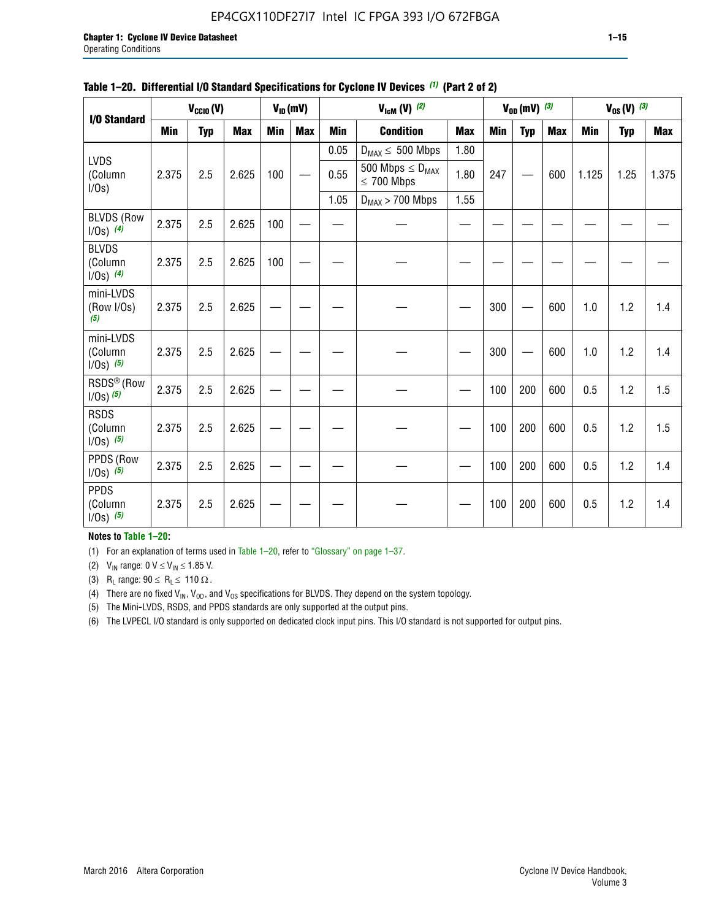**Table 1–20. Differential I/O Standard Specifications for Cyclone IV Devices (1) (Part 2 of 2)**

| I/O Standard | $V_{CCIO}$ (V) | | | $V_{ID}$ (mV) | | $V_{IcM}$ (V) (2) | | | $V_{OD}$ (mV) (3) | | | $V_{OS}$ (V) (3) | | |
|---|---|---|---|---|---|---|---|---|---|---|---|---|---|---|
| | Min | Typ | Max | Min | Max | Min | Condition | Max | Min | Typ | Max | Min | Typ | Max |
| LVDS (Column I/Os) | 2.375 | 2.5 | 2.625 | 100 | — | 0.05 | $D_{MAX} \leq$ 500 Mbps | 1.80 | 247 | — | 600 | 1.125 | 1.25 | 1.375 |
| | | | | | | 0.55 | 500 Mbps $\leq D_{MAX} \leq$ 700 Mbps | 1.80 | | | | | | |
| | | | | | | 1.05 | $D_{MAX}$ > 700 Mbps | 1.55 | | | | | | |
| BLVDS (Row I/Os) (4) | 2.375 | 2.5 | 2.625 | 100 | — | — | — | — | — | — | — | — | — | — |
| BLVDS (Column I/Os) (4) | 2.375 | 2.5 | 2.625 | 100 | — | — | — | — | — | — | — | — | — | — |
| mini-LVDS (Row I/Os) (5) | 2.375 | 2.5 | 2.625 | — | — | — | — | — | 300 | — | 600 | 1.0 | 1.2 | 1.4 |
| mini-LVDS (Column I/Os) (5) | 2.375 | 2.5 | 2.625 | — | — | — | — | — | 300 | — | 600 | 1.0 | 1.2 | 1.4 |
| RSDS® (Row I/Os) (5) | 2.375 | 2.5 | 2.625 | — | — | — | — | — | 100 | 200 | 600 | 0.5 | 1.2 | 1.5 |
| RSDS (Column I/Os) (5) | 2.375 | 2.5 | 2.625 | — | — | — | — | — | 100 | 200 | 600 | 0.5 | 1.2 | 1.5 |
| PPDS (Row I/Os) (5) | 2.375 | 2.5 | 2.625 | — | — | — | — | — | 100 | 200 | 600 | 0.5 | 1.2 | 1.4 |
| PPDS (Column I/Os) (5) | 2.375 | 2.5 | 2.625 | — | — | — | — | — | 100 | 200 | 600 | 0.5 | 1.2 | 1.4 |

**Notes to Table 1–20:**

(1) For an explanation of terms used in Table 1–20, refer to "Glossary" on page 1–37.

(2) $V_{IN}$ range: $0 \text{ V} \leq V_{IN} \leq 1.85 \text{ V}$.

(3) $R_L$ range: $90 \leq R_L \leq 110\ \Omega$.

(4) There are no fixed $V_{IN}$, $V_{OD}$, and $V_{OS}$ specifications for BLVDS. They depend on the system topology.

(5) The Mini-LVDS, RSDS, and PPDS standards are only supported at the output pins.

(6) The LVPECL I/O standard is only supported on dedicated clock input pins. This I/O standard is not supported for output pins.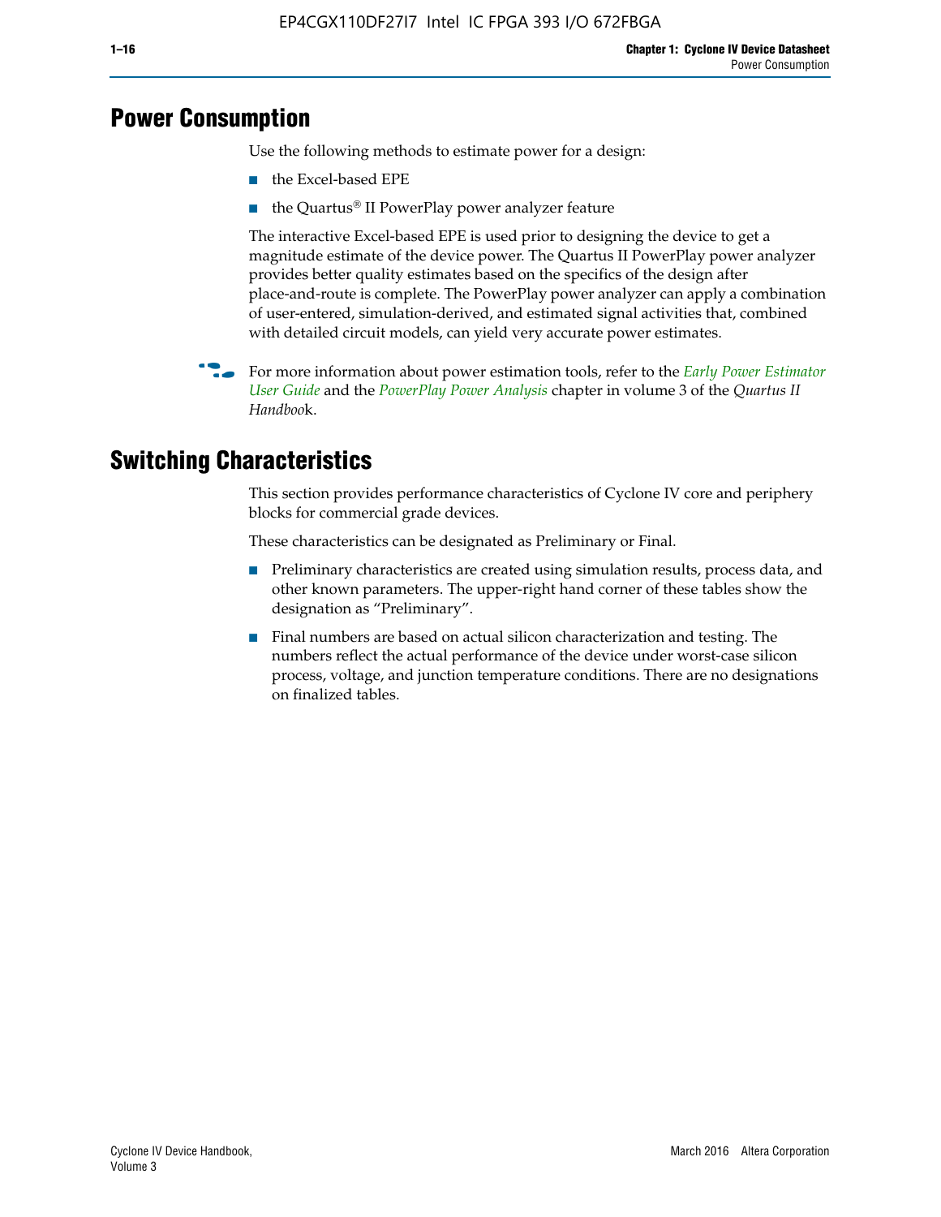# Power Consumption

Use the following methods to estimate power for a design:

- the Excel-based EPE
- the Quartus® II PowerPlay power analyzer feature

The interactive Excel-based EPE is used prior to designing the device to get a magnitude estimate of the device power. The Quartus II PowerPlay power analyzer provides better quality estimates based on the specifics of the design after place-and-route is complete. The PowerPlay power analyzer can apply a combination of user-entered, simulation-derived, and estimated signal activities that, combined with detailed circuit models, can yield very accurate power estimates.

For more information about power estimation tools, refer to the *Early Power Estimator User Guide* and the *PowerPlay Power Analysis* chapter in volume 3 of the *Quartus II Handbook*.

# Switching Characteristics

This section provides performance characteristics of Cyclone IV core and periphery blocks for commercial grade devices.

These characteristics can be designated as Preliminary or Final.

- Preliminary characteristics are created using simulation results, process data, and other known parameters. The upper-right hand corner of these tables show the designation as "Preliminary".
- Final numbers are based on actual silicon characterization and testing. The numbers reflect the actual performance of the device under worst-case silicon process, voltage, and junction temperature conditions. There are no designations on finalized tables.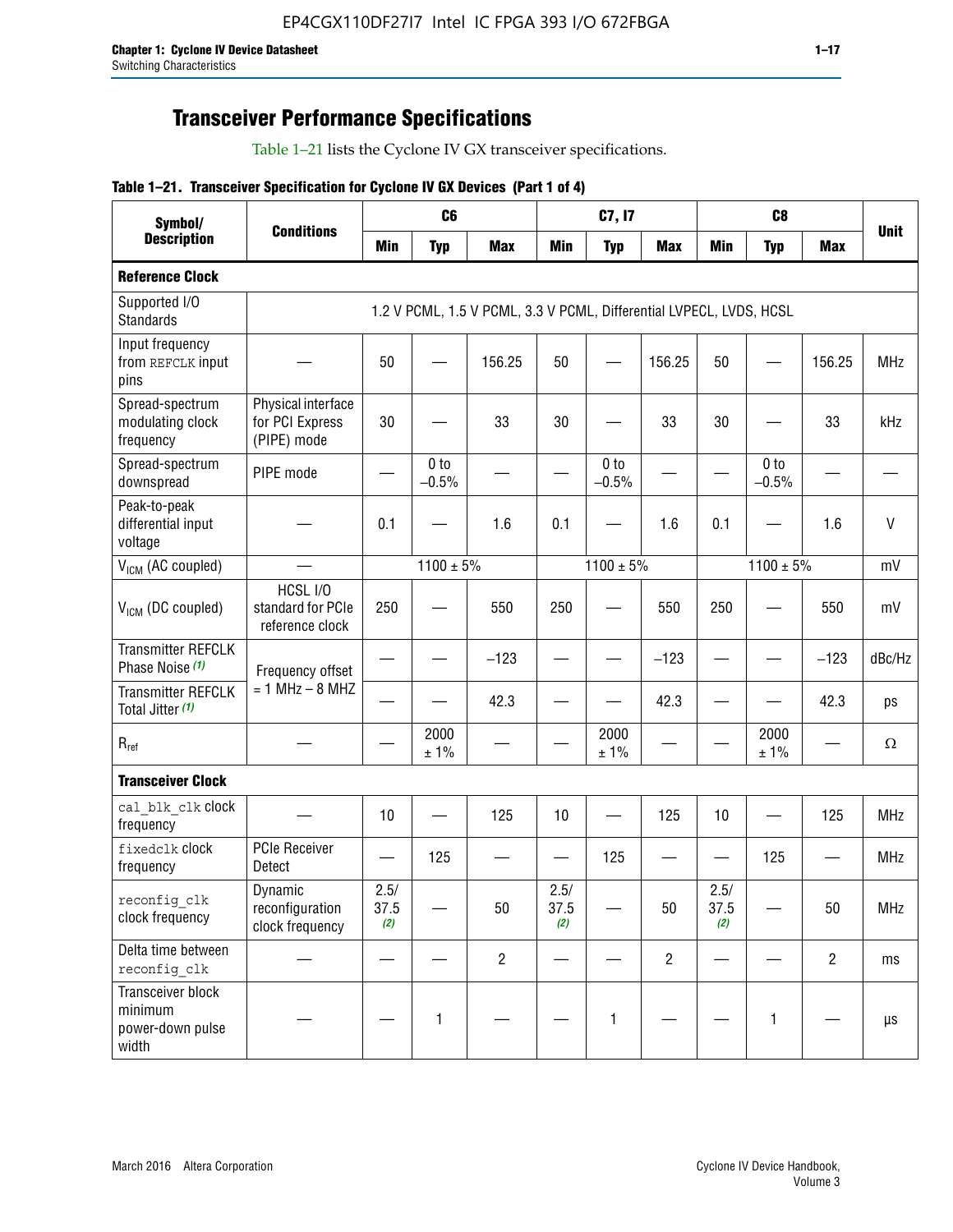## Transceiver Performance Specifications

Table 1–21 lists the Cyclone IV GX transceiver specifications.

**Table 1–21. Transceiver Specification for Cyclone IV GX Devices (Part 1 of 4)**

| Symbol/ Description | Conditions | C6 | | | C7, I7 | | | C8 | | | Unit |
|---|---|---|---|---|---|---|---|---|---|---|---|
| | | Min | Typ | Max | Min | Typ | Max | Min | Typ | Max | |
| **Reference Clock** | | | | | | | | | | | |
| Supported I/O Standards | 1.2 V PCML, 1.5 V PCML, 3.3 V PCML, Differential LVPECL, LVDS, HCSL | | | | | | | | | | |
| Input frequency from REFCLK input pins | — | 50 | — | 156.25 | 50 | — | 156.25 | 50 | — | 156.25 | MHz |
| Spread-spectrum modulating clock frequency | Physical interface for PCI Express (PIPE) mode | 30 | — | 33 | 30 | — | 33 | 30 | — | 33 | kHz |
| Spread-spectrum downspread | PIPE mode | — | 0 to −0.5% | — | — | 0 to −0.5% | — | — | 0 to −0.5% | — | — |
| Peak-to-peak differential input voltage | — | 0.1 | — | 1.6 | 0.1 | — | 1.6 | 0.1 | — | 1.6 | V |
| $V_{ICM}$ (AC coupled) | — | 1100 ± 5% | | | 1100 ± 5% | | | 1100 ± 5% | | | mV |
| $V_{ICM}$ (DC coupled) | HCSL I/O standard for PCIe reference clock | 250 | — | 550 | 250 | — | 550 | 250 | — | 550 | mV |
| Transmitter REFCLK Phase Noise (1) | Frequency offset = 1 MHz – 8 MHZ | — | — | −123 | — | — | −123 | — | — | −123 | dBc/Hz |
| Transmitter REFCLK Total Jitter (1) | | — | — | 42.3 | — | — | 42.3 | — | — | 42.3 | ps |
| $R_{ref}$ | — | — | 2000 ± 1% | — | — | 2000 ± 1% | — | — | 2000 ± 1% | — | Ω |
| **Transceiver Clock** | | | | | | | | | | | |
| cal_blk_clk clock frequency | — | 10 | — | 125 | 10 | — | 125 | 10 | — | 125 | MHz |
| fixedclk clock frequency | PCIe Receiver Detect | — | 125 | — | — | 125 | — | — | 125 | — | MHz |
| reconfig_clk clock frequency | Dynamic reconfiguration clock frequency | 2.5/ 37.5 (2) | — | 50 | 2.5/ 37.5 (2) | — | 50 | 2.5/ 37.5 (2) | — | 50 | MHz |
| Delta time between reconfig_clk | — | — | — | 2 | — | — | 2 | — | — | 2 | ms |
| Transceiver block minimum power-down pulse width | — | — | 1 | — | — | 1 | — | — | 1 | — | µs |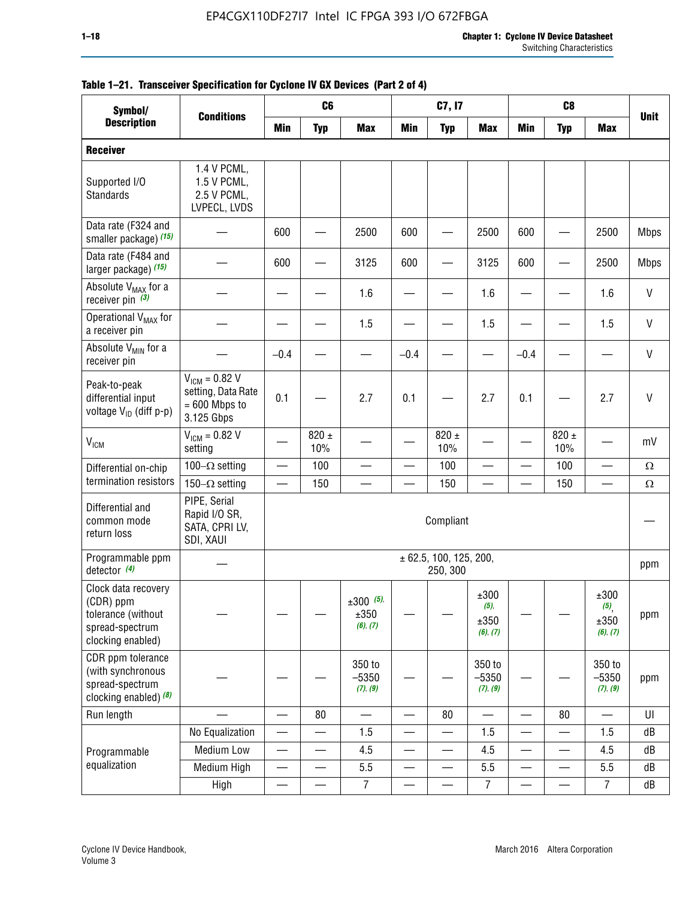**Table 1–21. Transceiver Specification for Cyclone IV GX Devices (Part 2 of 4)**

| Symbol/ Description | Conditions | C6 | | | C7, I7 | | | C8 | | | Unit |
|---|---|---|---|---|---|---|---|---|---|---|---|
| | | Min | Typ | Max | Min | Typ | Max | Min | Typ | Max | |
| **Receiver** | | | | | | | | | | | |
| Supported I/O Standards | 1.4 V PCML, 1.5 V PCML, 2.5 V PCML, LVPECL, LVDS | | | | | | | | | | |
| Data rate (F324 and smaller package) *(15)* | — | 600 | — | 2500 | 600 | — | 2500 | 600 | — | 2500 | Mbps |
| Data rate (F484 and larger package) *(15)* | — | 600 | — | 3125 | 600 | — | 3125 | 600 | — | 2500 | Mbps |
| Absolute $V_{MAX}$ for a receiver pin *(3)* | — | — | — | 1.6 | — | — | 1.6 | — | — | 1.6 | V |
| Operational $V_{MAX}$ for a receiver pin | — | — | — | 1.5 | — | — | 1.5 | — | — | 1.5 | V |
| Absolute $V_{MIN}$ for a receiver pin | — | –0.4 | — | — | –0.4 | — | — | –0.4 | — | — | V |
| Peak-to-peak differential input voltage $V_{ID}$ (diff p-p) | $V_{ICM}$ = 0.82 V setting, Data Rate = 600 Mbps to 3.125 Gbps | 0.1 | — | 2.7 | 0.1 | — | 2.7 | 0.1 | — | 2.7 | V |
| $V_{ICM}$ | $V_{ICM}$ = 0.82 V setting | — | 820 ± 10% | — | — | 820 ± 10% | — | — | 820 ± 10% | — | mV |
| Differential on-chip termination resistors | 100–Ω setting | — | 100 | — | — | 100 | — | — | 100 | — | Ω |
| | 150–Ω setting | — | 150 | — | — | 150 | — | — | 150 | — | Ω |
| Differential and common mode return loss | PIPE, Serial Rapid I/O SR, SATA, CPRI LV, SDI, XAUI | Compliant | | | | | | | | | — |
| Programmable ppm detector *(4)* | — | ± 62.5, 100, 125, 200, 250, 300 | | | | | | | | | ppm |
| Clock data recovery (CDR) ppm tolerance (without spread-spectrum clocking enabled) | — | — | — | ±300 *(5)*, ±350 *(6)*, *(7)* | — | — | ±300 *(5)*, ±350 *(6)*, *(7)* | — | — | ±300 *(5)*, ±350 *(6)*, *(7)* | ppm |
| CDR ppm tolerance (with synchronous spread-spectrum clocking enabled) *(8)* | — | — | — | 350 to –5350 *(7)*, *(9)* | — | — | 350 to –5350 *(7)*, *(9)* | — | — | 350 to –5350 *(7)*, *(9)* | ppm |
| Run length | — | — | 80 | — | — | 80 | — | — | 80 | — | UI |
| Programmable equalization | No Equalization | — | — | 1.5 | — | — | 1.5 | — | — | 1.5 | dB |
| | Medium Low | — | — | 4.5 | — | — | 4.5 | — | — | 4.5 | dB |
| | Medium High | — | — | 5.5 | — | — | 5.5 | — | — | 5.5 | dB |
| | High | — | — | 7 | — | — | 7 | — | — | 7 | dB |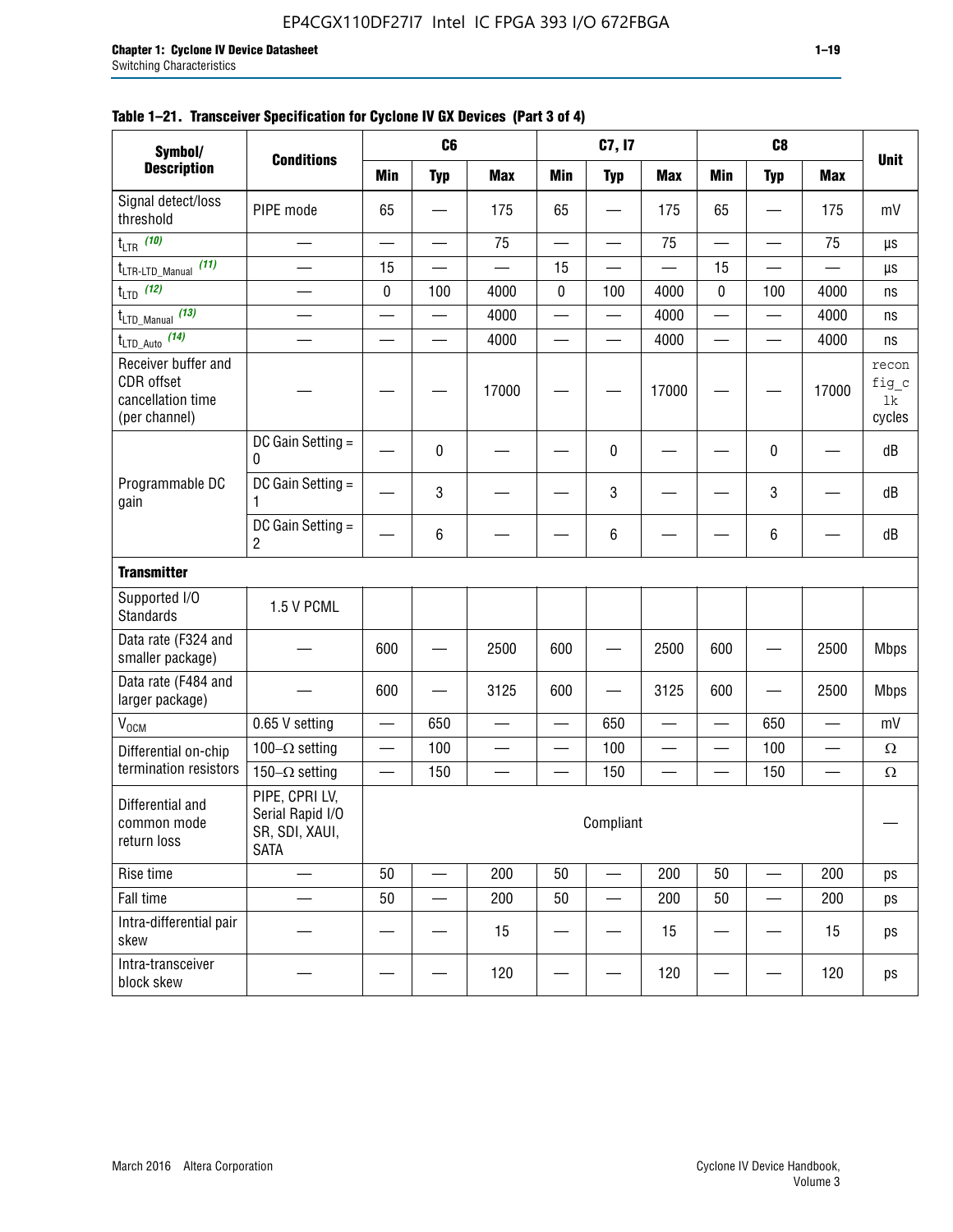**Table 1–21. Transceiver Specification for Cyclone IV GX Devices (Part 3 of 4)**

| Symbol/ Description | Conditions | C6 | | | C7, I7 | | | C8 | | | Unit |
|---|---|---|---|---|---|---|---|---|---|---|---|
| | | Min | Typ | Max | Min | Typ | Max | Min | Typ | Max | |
| Signal detect/loss threshold | PIPE mode | 65 | — | 175 | 65 | — | 175 | 65 | — | 175 | mV |
| $t_{LTR}$ (10) | — | — | — | 75 | — | — | 75 | — | — | 75 | µs |
| $t_{LTR\text{-}LTD\_Manual}$ (11) | — | 15 | — | — | 15 | — | — | 15 | — | — | µs |
| $t_{LTD}$ (12) | — | 0 | 100 | 4000 | 0 | 100 | 4000 | 0 | 100 | 4000 | ns |
| $t_{LTD\_Manual}$ (13) | — | — | — | 4000 | — | — | 4000 | — | — | 4000 | ns |
| $t_{LTD\_Auto}$ (14) | — | — | — | 4000 | — | — | 4000 | — | — | 4000 | ns |
| Receiver buffer and CDR offset cancellation time (per channel) | — | — | — | 17000 | — | — | 17000 | — | — | 17000 | reconfig_clk cycles |
| Programmable DC gain | DC Gain Setting = 0 | — | 0 | — | — | 0 | — | — | 0 | — | dB |
| | DC Gain Setting = 1 | — | 3 | — | — | 3 | — | — | 3 | — | dB |
| | DC Gain Setting = 2 | — | 6 | — | — | 6 | — | — | 6 | — | dB |
| **Transmitter** | | | | | | | | | | | |
| Supported I/O Standards | 1.5 V PCML | | | | | | | | | | |
| Data rate (F324 and smaller package) | — | 600 | — | 2500 | 600 | — | 2500 | 600 | — | 2500 | Mbps |
| Data rate (F484 and larger package) | — | 600 | — | 3125 | 600 | — | 3125 | 600 | — | 2500 | Mbps |
| $V_{OCM}$ | 0.65 V setting | — | 650 | — | — | 650 | — | — | 650 | — | mV |
| Differential on-chip termination resistors | 100–Ω setting | — | 100 | — | — | 100 | — | — | 100 | — | Ω |
| | 150–Ω setting | — | 150 | — | — | 150 | — | — | 150 | — | Ω |
| Differential and common mode return loss | PIPE, CPRI LV, Serial Rapid I/O SR, SDI, XAUI, SATA | Compliant | | | | | | | | | — |
| Rise time | — | 50 | — | 200 | 50 | — | 200 | 50 | — | 200 | ps |
| Fall time | — | 50 | — | 200 | 50 | — | 200 | 50 | — | 200 | ps |
| Intra-differential pair skew | — | — | — | 15 | — | — | 15 | — | — | 15 | ps |
| Intra-transceiver block skew | — | — | — | 120 | — | — | 120 | — | — | 120 | ps |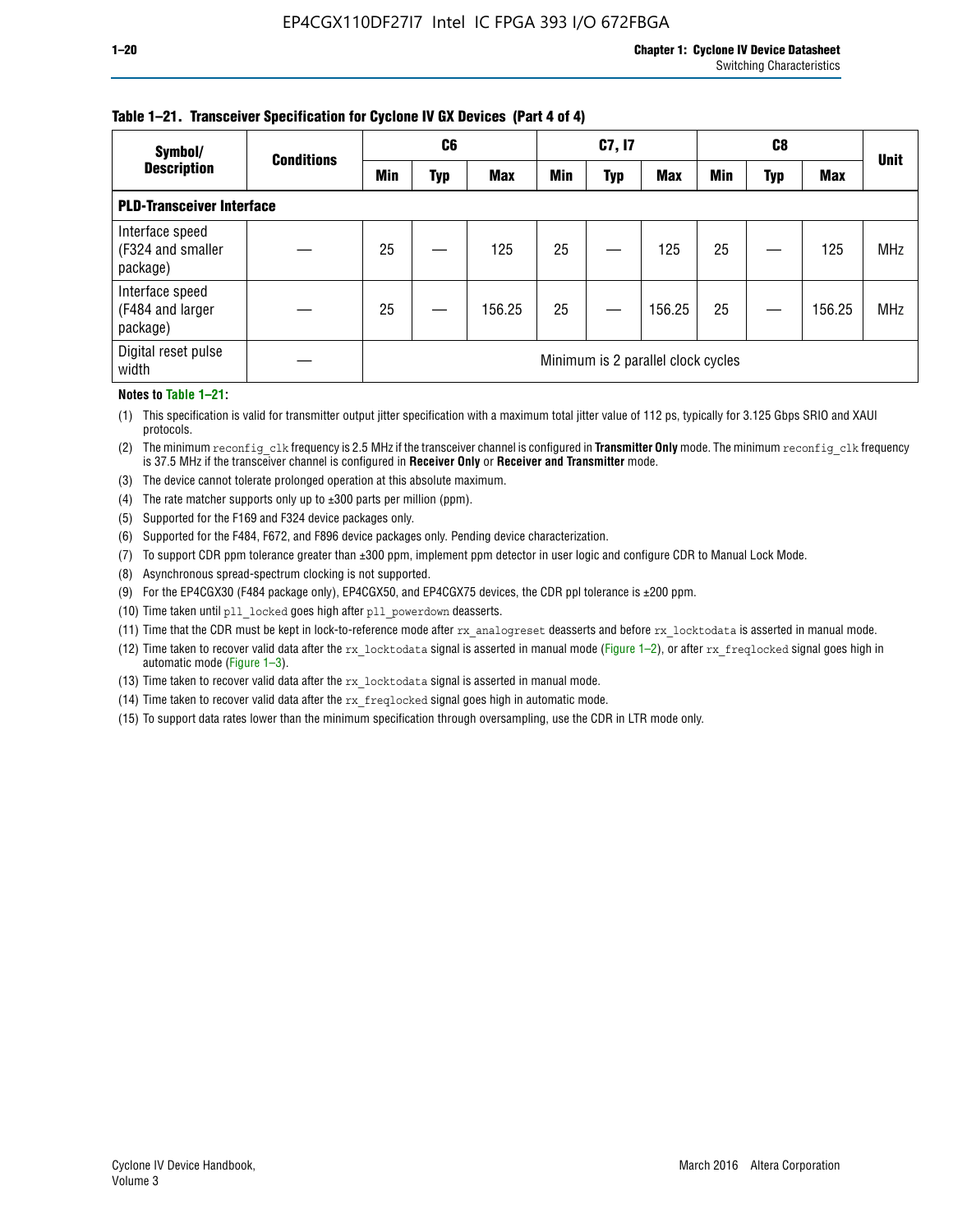**Table 1–21. Transceiver Specification for Cyclone IV GX Devices (Part 4 of 4)**

| Symbol/ Description | Conditions | C6 | | | C7, I7 | | | C8 | | | Unit |
|---|---|---|---|---|---|---|---|---|---|---|---|
| | | Min | Typ | Max | Min | Typ | Max | Min | Typ | Max | |
| **PLD-Transceiver Interface** | | | | | | | | | | | |
| Interface speed (F324 and smaller package) | — | 25 | — | 125 | 25 | — | 125 | 25 | — | 125 | MHz |
| Interface speed (F484 and larger package) | — | 25 | — | 156.25 | 25 | — | 156.25 | 25 | — | 156.25 | MHz |
| Digital reset pulse width | — | Minimum is 2 parallel clock cycles | | | | | | | | | |

**Notes to Table 1–21:**

(1) This specification is valid for transmitter output jitter specification with a maximum total jitter value of 112 ps, typically for 3.125 Gbps SRIO and XAUI protocols.

(2) The minimum `reconfig_clk` frequency is 2.5 MHz if the transceiver channel is configured in **Transmitter Only** mode. The minimum `reconfig_clk` frequency is 37.5 MHz if the transceiver channel is configured in **Receiver Only** or **Receiver and Transmitter** mode.

(3) The device cannot tolerate prolonged operation at this absolute maximum.

(4) The rate matcher supports only up to ±300 parts per million (ppm).

(5) Supported for the F169 and F324 device packages only.

(6) Supported for the F484, F672, and F896 device packages only. Pending device characterization.

(7) To support CDR ppm tolerance greater than ±300 ppm, implement ppm detector in user logic and configure CDR to Manual Lock Mode.

(8) Asynchronous spread-spectrum clocking is not supported.

(9) For the EP4CGX30 (F484 package only), EP4CGX50, and EP4CGX75 devices, the CDR ppl tolerance is ±200 ppm.

(10) Time taken until `pll_locked` goes high after `pll_powerdown` deasserts.

(11) Time that the CDR must be kept in lock-to-reference mode after `rx_analogreset` deasserts and before `rx_locktodata` is asserted in manual mode.

(12) Time taken to recover valid data after the `rx_locktodata` signal is asserted in manual mode (Figure 1–2), or after `rx_freqlocked` signal goes high in automatic mode (Figure 1–3).

(13) Time taken to recover valid data after the `rx_locktodata` signal is asserted in manual mode.

(14) Time taken to recover valid data after the `rx_freqlocked` signal goes high in automatic mode.

(15) To support data rates lower than the minimum specification through oversampling, use the CDR in LTR mode only.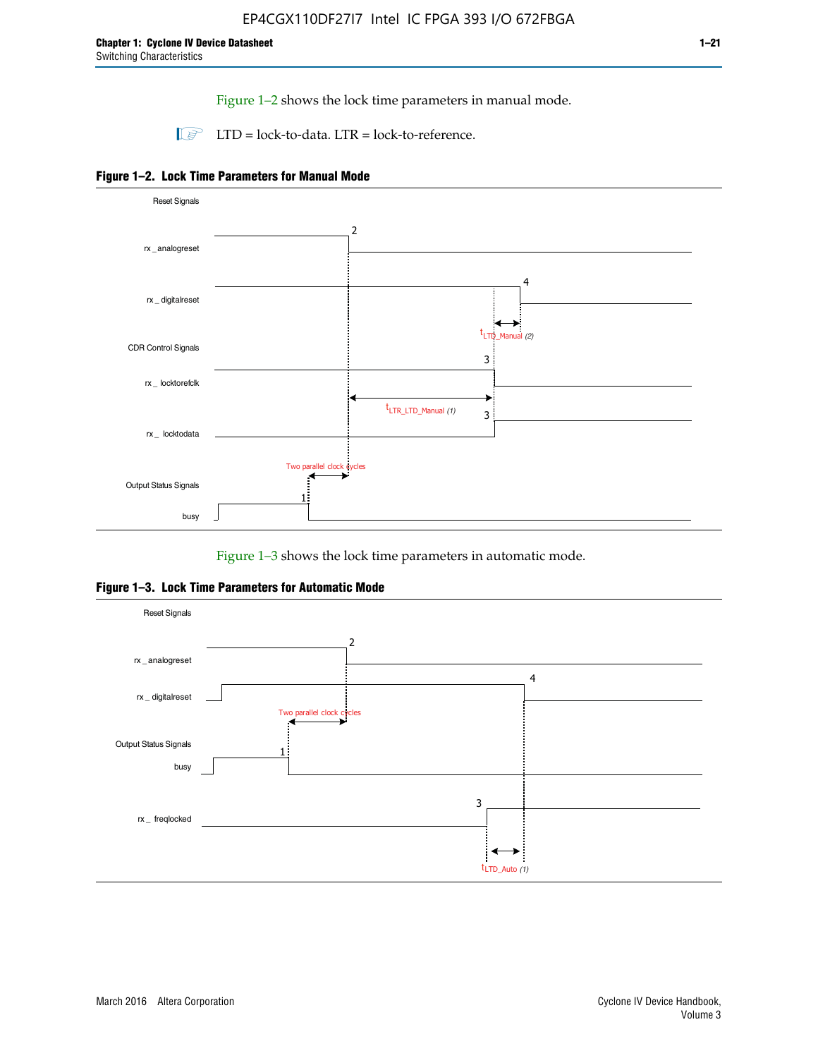Figure 1–2 shows the lock time parameters in manual mode.

LTD = lock-to-data. LTR = lock-to-reference.

**Figure 1–2. Lock Time Parameters for Manual Mode**

Reset Signals

rx_analogreset

rx_digitalreset

$t_{LTD\_Manual}$ (2)

CDR Control Signals

rx_locktorefclk

$t_{LTR\_LTD\_Manual}$ (1)

rx_locktodata

Two parallel clock cycles

Output Status Signals

busy

Figure 1–3 shows the lock time parameters in automatic mode.

**Figure 1–3. Lock Time Parameters for Automatic Mode**

Reset Signals

rx_analogreset

rx_digitalreset

Two parallel clock cycles

Output Status Signals

busy

rx_freqlocked

$t_{LTD\_Auto}$ (1)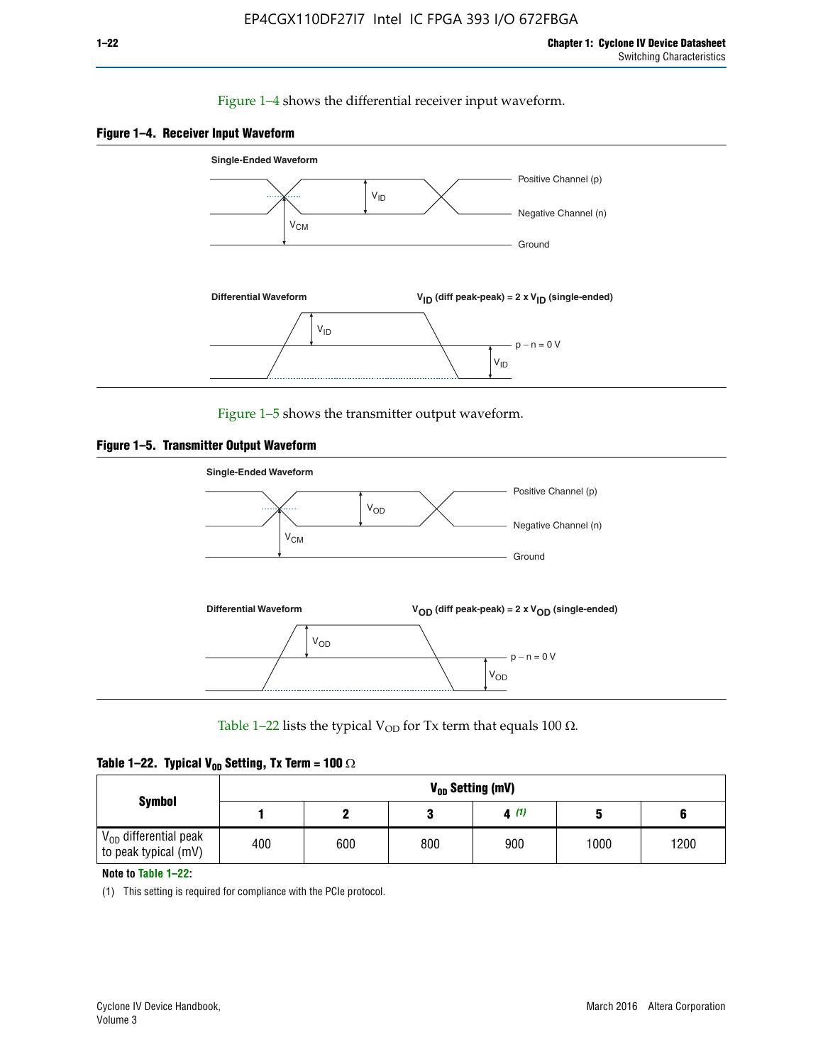Figure 1–4 shows the differential receiver input waveform.

**Figure 1–4. Receiver Input Waveform**

Figure 1–5 shows the transmitter output waveform.

**Figure 1–5. Transmitter Output Waveform**

Table 1–22 lists the typical $V_{OD}$ for Tx term that equals 100 Ω.

**Table 1–22. Typical $V_{OD}$ Setting, Tx Term = 100 Ω**

| Symbol | $V_{OD}$ Setting (mV) | | | | | |
|---|---|---|---|---|---|---|
| | 1 | 2 | 3 | 4 (1) | 5 | 6 |
| $V_{OD}$ differential peak to peak typical (mV) | 400 | 600 | 800 | 900 | 1000 | 1200 |

**Note to Table 1–22:**

(1) This setting is required for compliance with the PCIe protocol.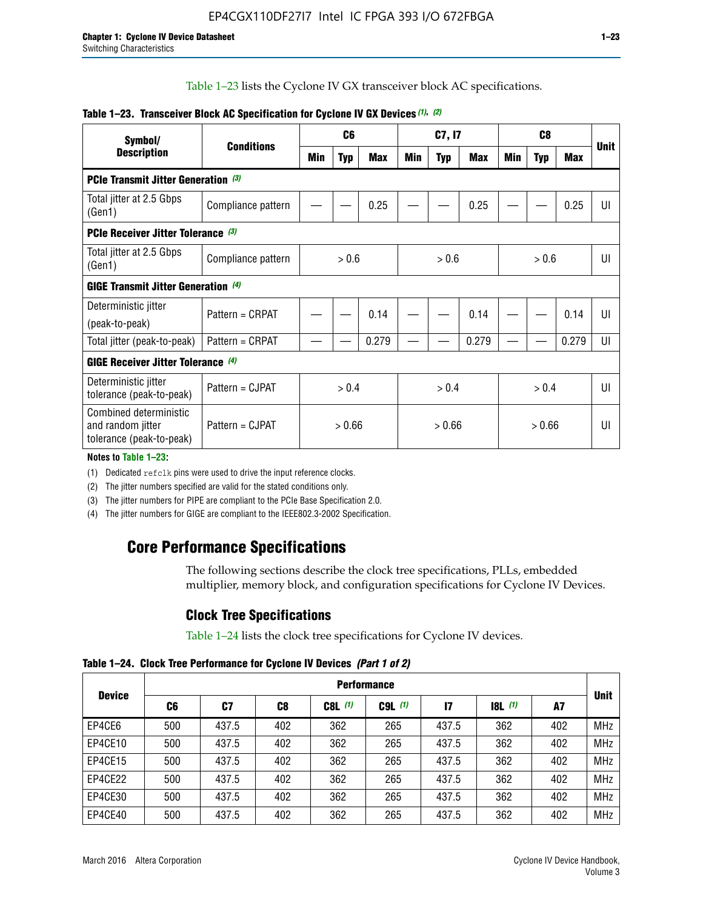Table 1–23 lists the Cyclone IV GX transceiver block AC specifications.

**Table 1–23. Transceiver Block AC Specification for Cyclone IV GX Devices (1), (2)**

| Symbol/ Description | Conditions | C6 | | | C7, I7 | | | C8 | | | Unit |
|---|---|---|---|---|---|---|---|---|---|---|---|
| | | Min | Typ | Max | Min | Typ | Max | Min | Typ | Max | |
| **PCIe Transmit Jitter Generation (3)** | | | | | | | | | | | |
| Total jitter at 2.5 Gbps (Gen1) | Compliance pattern | — | — | 0.25 | — | — | 0.25 | — | — | 0.25 | UI |
| **PCIe Receiver Jitter Tolerance (3)** | | | | | | | | | | | |
| Total jitter at 2.5 Gbps (Gen1) | Compliance pattern | > 0.6 | | | > 0.6 | | | > 0.6 | | | UI |
| **GIGE Transmit Jitter Generation (4)** | | | | | | | | | | | |
| Deterministic jitter (peak-to-peak) | Pattern = CRPAT | — | — | 0.14 | — | — | 0.14 | — | — | 0.14 | UI |
| Total jitter (peak-to-peak) | Pattern = CRPAT | — | — | 0.279 | — | — | 0.279 | — | — | 0.279 | UI |
| **GIGE Receiver Jitter Tolerance (4)** | | | | | | | | | | | |
| Deterministic jitter tolerance (peak-to-peak) | Pattern = CJPAT | > 0.4 | | | > 0.4 | | | > 0.4 | | | UI |
| Combined deterministic and random jitter tolerance (peak-to-peak) | Pattern = CJPAT | > 0.66 | | | > 0.66 | | | > 0.66 | | | UI |

**Notes to Table 1–23:**

(1) Dedicated refclk pins were used to drive the input reference clocks.

(2) The jitter numbers specified are valid for the stated conditions only.

(3) The jitter numbers for PIPE are compliant to the PCIe Base Specification 2.0.

(4) The jitter numbers for GIGE are compliant to the IEEE802.3-2002 Specification.

## Core Performance Specifications

The following sections describe the clock tree specifications, PLLs, embedded multiplier, memory block, and configuration specifications for Cyclone IV Devices.

### Clock Tree Specifications

Table 1–24 lists the clock tree specifications for Cyclone IV devices.

**Table 1–24. Clock Tree Performance for Cyclone IV Devices (Part 1 of 2)**

| Device | Performance | | | | | | | | Unit |
|---|---|---|---|---|---|---|---|---|---|
| | C6 | C7 | C8 | C8L (1) | C9L (1) | I7 | I8L (1) | A7 | |
| EP4CE6 | 500 | 437.5 | 402 | 362 | 265 | 437.5 | 362 | 402 | MHz |
| EP4CE10 | 500 | 437.5 | 402 | 362 | 265 | 437.5 | 362 | 402 | MHz |
| EP4CE15 | 500 | 437.5 | 402 | 362 | 265 | 437.5 | 362 | 402 | MHz |
| EP4CE22 | 500 | 437.5 | 402 | 362 | 265 | 437.5 | 362 | 402 | MHz |
| EP4CE30 | 500 | 437.5 | 402 | 362 | 265 | 437.5 | 362 | 402 | MHz |
| EP4CE40 | 500 | 437.5 | 402 | 362 | 265 | 437.5 | 362 | 402 | MHz |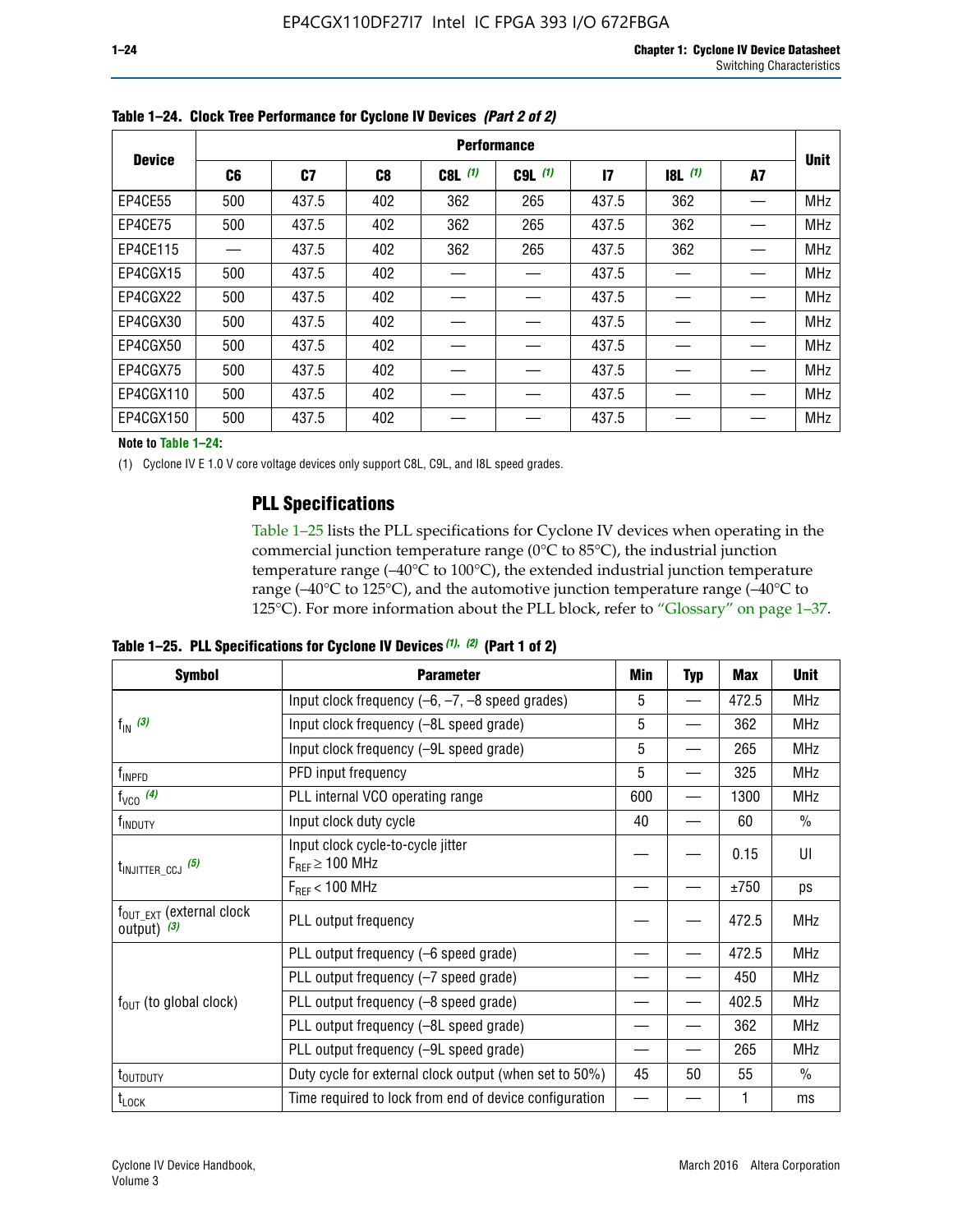**Table 1–24. Clock Tree Performance for Cyclone IV Devices *(Part 2 of 2)***

| Device | Performance | | | | | | | | Unit |
|---|---|---|---|---|---|---|---|---|---|
| | C6 | C7 | C8 | C8L (1) | C9L (1) | I7 | I8L (1) | A7 | |
| EP4CE55 | 500 | 437.5 | 402 | 362 | 265 | 437.5 | 362 | — | MHz |
| EP4CE75 | 500 | 437.5 | 402 | 362 | 265 | 437.5 | 362 | — | MHz |
| EP4CE115 | — | 437.5 | 402 | 362 | 265 | 437.5 | 362 | — | MHz |
| EP4CGX15 | 500 | 437.5 | 402 | — | — | 437.5 | — | — | MHz |
| EP4CGX22 | 500 | 437.5 | 402 | — | — | 437.5 | — | — | MHz |
| EP4CGX30 | 500 | 437.5 | 402 | — | — | 437.5 | — | — | MHz |
| EP4CGX50 | 500 | 437.5 | 402 | — | — | 437.5 | — | — | MHz |
| EP4CGX75 | 500 | 437.5 | 402 | — | — | 437.5 | — | — | MHz |
| EP4CGX110 | 500 | 437.5 | 402 | — | — | 437.5 | — | — | MHz |
| EP4CGX150 | 500 | 437.5 | 402 | — | — | 437.5 | — | — | MHz |

**Note to Table 1–24:**

(1) Cyclone IV E 1.0 V core voltage devices only support C8L, C9L, and I8L speed grades.

## PLL Specifications

Table 1–25 lists the PLL specifications for Cyclone IV devices when operating in the commercial junction temperature range (0°C to 85°C), the industrial junction temperature range (–40°C to 100°C), the extended industrial junction temperature range (–40°C to 125°C), and the automotive junction temperature range (–40°C to 125°C). For more information about the PLL block, refer to "Glossary" on page 1–37.

**Table 1–25. PLL Specifications for Cyclone IV Devices *(1), (2)* (Part 1 of 2)**

| Symbol | Parameter | Min | Typ | Max | Unit |
|---|---|---|---|---|---|
| $f_{IN}$ (3) | Input clock frequency (–6, –7, –8 speed grades) | 5 | — | 472.5 | MHz |
| | Input clock frequency (–8L speed grade) | 5 | — | 362 | MHz |
| | Input clock frequency (–9L speed grade) | 5 | — | 265 | MHz |
| $f_{INPFD}$ | PFD input frequency | 5 | — | 325 | MHz |
| $f_{VCO}$ (4) | PLL internal VCO operating range | 600 | — | 1300 | MHz |
| $f_{INDUTY}$ | Input clock duty cycle | 40 | — | 60 | % |
| $t_{INJITTER\_CCJ}$ (5) | Input clock cycle-to-cycle jitter $F_{REF} \geq 100$ MHz | — | — | 0.15 | UI |
| | $F_{REF} < 100$ MHz | — | — | ±750 | ps |
| $f_{OUT\_EXT}$ (external clock output) (3) | PLL output frequency | — | — | 472.5 | MHz |
| $f_{OUT}$ (to global clock) | PLL output frequency (–6 speed grade) | — | — | 472.5 | MHz |
| | PLL output frequency (–7 speed grade) | — | — | 450 | MHz |
| | PLL output frequency (–8 speed grade) | — | — | 402.5 | MHz |
| | PLL output frequency (–8L speed grade) | — | — | 362 | MHz |
| | PLL output frequency (–9L speed grade) | — | — | 265 | MHz |
| $t_{OUTDUTY}$ | Duty cycle for external clock output (when set to 50%) | 45 | 50 | 55 | % |
| $t_{LOCK}$ | Time required to lock from end of device configuration | — | — | 1 | ms |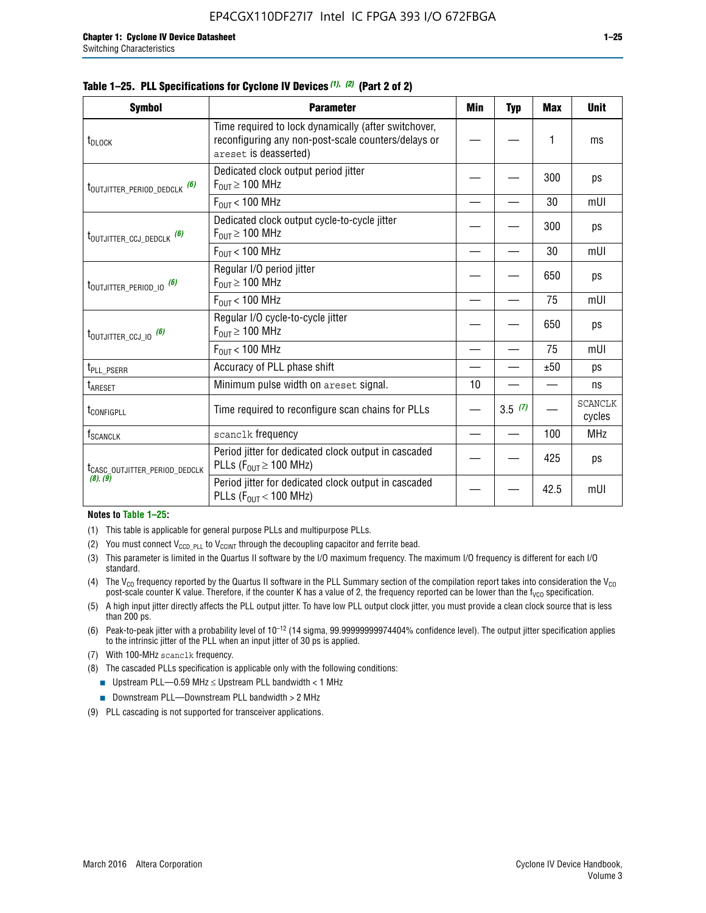**Table 1–25. PLL Specifications for Cyclone IV Devices (1), (2) (Part 2 of 2)**

| Symbol | Parameter | Min | Typ | Max | Unit |
|---|---|---|---|---|---|
| $t_{DLOCK}$ | Time required to lock dynamically (after switchover, reconfiguring any non-post-scale counters/delays or areset is deasserted) | — | — | 1 | ms |
| $t_{OUTJITTER\_PERIOD\_DEDCLK}$ (6) | Dedicated clock output period jitter $F_{OUT} \geq 100$ MHz | — | — | 300 | ps |
| | $F_{OUT} < 100$ MHz | — | — | 30 | mUI |
| $t_{OUTJITTER\_CCJ\_DEDCLK}$ (6) | Dedicated clock output cycle-to-cycle jitter $F_{OUT} \geq 100$ MHz | — | — | 300 | ps |
| | $F_{OUT} < 100$ MHz | — | — | 30 | mUI |
| $t_{OUTJITTER\_PERIOD\_IO}$ (6) | Regular I/O period jitter $F_{OUT} \geq 100$ MHz | — | — | 650 | ps |
| | $F_{OUT} < 100$ MHz | — | — | 75 | mUI |
| $t_{OUTJITTER\_CCJ\_IO}$ (6) | Regular I/O cycle-to-cycle jitter $F_{OUT} \geq 100$ MHz | — | — | 650 | ps |
| | $F_{OUT} < 100$ MHz | — | — | 75 | mUI |
| $t_{PLL\_PSERR}$ | Accuracy of PLL phase shift | — | — | ±50 | ps |
| $t_{ARESET}$ | Minimum pulse width on areset signal. | 10 | — | — | ns |
| $t_{CONFIGPLL}$ | Time required to reconfigure scan chains for PLLs | — | 3.5 (7) | — | SCANCLK cycles |
| $f_{SCANCLK}$ | scanclk frequency | — | — | 100 | MHz |
| $t_{CASC\_OUTJITTER\_PERIOD\_DEDCLK}$ (8), (9) | Period jitter for dedicated clock output in cascaded PLLs ($F_{OUT} \geq 100$ MHz) | — | — | 425 | ps |
| | Period jitter for dedicated clock output in cascaded PLLs ($F_{OUT} < 100$ MHz) | — | — | 42.5 | mUI |

**Notes to Table 1–25:**

(1) This table is applicable for general purpose PLLs and multipurpose PLLs.

(2) You must connect $V_{CCD\_PLL}$ to $V_{CCINT}$ through the decoupling capacitor and ferrite bead.

(3) This parameter is limited in the Quartus II software by the I/O maximum frequency. The maximum I/O frequency is different for each I/O standard.

(4) The $V_{CO}$ frequency reported by the Quartus II software in the PLL Summary section of the compilation report takes into consideration the $V_{CO}$ post-scale counter K value. Therefore, if the counter K has a value of 2, the frequency reported can be lower than the $f_{VCO}$ specification.

(5) A high input jitter directly affects the PLL output jitter. To have low PLL output clock jitter, you must provide a clean clock source that is less than 200 ps.

(6) Peak-to-peak jitter with a probability level of $10^{-12}$ (14 sigma, 99.99999999974404% confidence level). The output jitter specification applies to the intrinsic jitter of the PLL when an input jitter of 30 ps is applied.

(7) With 100-MHz scanclk frequency.

(8) The cascaded PLLs specification is applicable only with the following conditions:

- Upstream PLL—0.59 MHz ≤ Upstream PLL bandwidth < 1 MHz
- Downstream PLL—Downstream PLL bandwidth > 2 MHz

(9) PLL cascading is not supported for transceiver applications.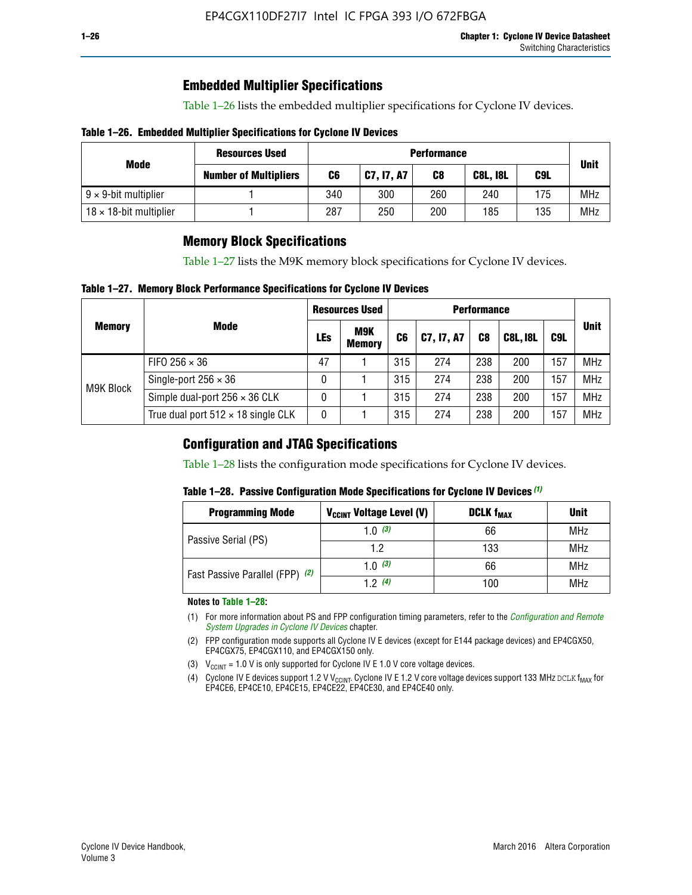## Embedded Multiplier Specifications

Table 1–26 lists the embedded multiplier specifications for Cyclone IV devices.

**Table 1–26. Embedded Multiplier Specifications for Cyclone IV Devices**

| Mode | Resources Used | Performance | | | | | Unit |
|---|---|---|---|---|---|---|---|
| | Number of Multipliers | C6 | C7, I7, A7 | C8 | C8L, I8L | C9L | |
| 9 × 9-bit multiplier | 1 | 340 | 300 | 260 | 240 | 175 | MHz |
| 18 × 18-bit multiplier | 1 | 287 | 250 | 200 | 185 | 135 | MHz |

## Memory Block Specifications

Table 1–27 lists the M9K memory block specifications for Cyclone IV devices.

**Table 1–27. Memory Block Performance Specifications for Cyclone IV Devices**

| Memory | Mode | Resources Used | | Performance | | | | | Unit |
|---|---|---|---|---|---|---|---|---|---|
| | | LEs | M9K Memory | C6 | C7, I7, A7 | C8 | C8L, I8L | C9L | |
| M9K Block | FIFO 256 × 36 | 47 | 1 | 315 | 274 | 238 | 200 | 157 | MHz |
| | Single-port 256 × 36 | 0 | 1 | 315 | 274 | 238 | 200 | 157 | MHz |
| | Simple dual-port 256 × 36 CLK | 0 | 1 | 315 | 274 | 238 | 200 | 157 | MHz |
| | True dual port 512 × 18 single CLK | 0 | 1 | 315 | 274 | 238 | 200 | 157 | MHz |

## Configuration and JTAG Specifications

Table 1–28 lists the configuration mode specifications for Cyclone IV devices.

**Table 1–28. Passive Configuration Mode Specifications for Cyclone IV Devices** *(1)*

| Programming Mode | $V_{CCINT}$ Voltage Level (V) | DCLK $f_{MAX}$ | Unit |
|---|---|---|---|
| Passive Serial (PS) | 1.0 *(3)* | 66 | MHz |
| | 1.2 | 133 | MHz |
| Fast Passive Parallel (FPP) *(2)* | 1.0 *(3)* | 66 | MHz |
| | 1.2 *(4)* | 100 | MHz |

**Notes to Table 1–28:**

(1) For more information about PS and FPP configuration timing parameters, refer to the *Configuration and Remote System Upgrades in Cyclone IV Devices* chapter.

(2) FPP configuration mode supports all Cyclone IV E devices (except for E144 package devices) and EP4CGX50, EP4CGX75, EP4CGX110, and EP4CGX150 only.

(3) $V_{CCINT}$ = 1.0 V is only supported for Cyclone IV E 1.0 V core voltage devices.

(4) Cyclone IV E devices support 1.2 V $V_{CCINT}$. Cyclone IV E 1.2 V core voltage devices support 133 MHz DCLK $f_{MAX}$ for EP4CE6, EP4CE10, EP4CE15, EP4CE22, EP4CE30, and EP4CE40 only.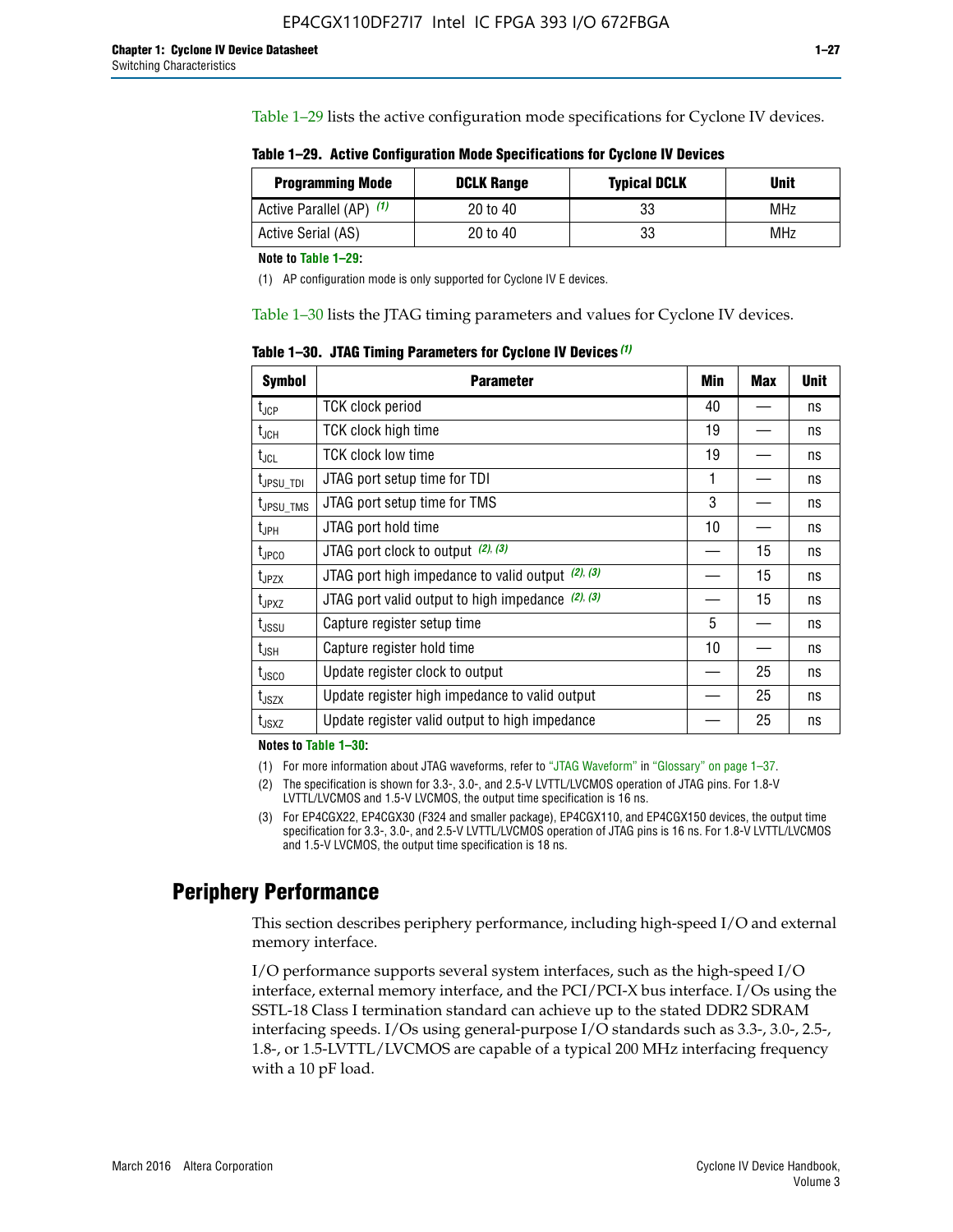Table 1–29 lists the active configuration mode specifications for Cyclone IV devices.

**Table 1–29. Active Configuration Mode Specifications for Cyclone IV Devices**

| Programming Mode | DCLK Range | Typical DCLK | Unit |
|---|---|---|---|
| Active Parallel (AP) (1) | 20 to 40 | 33 | MHz |
| Active Serial (AS) | 20 to 40 | 33 | MHz |

**Note to Table 1–29:**

(1) AP configuration mode is only supported for Cyclone IV E devices.

Table 1–30 lists the JTAG timing parameters and values for Cyclone IV devices.

**Table 1–30. JTAG Timing Parameters for Cyclone IV Devices (1)**

| Symbol | Parameter | Min | Max | Unit |
|---|---|---|---|---|
| $t_{JCP}$ | TCK clock period | 40 | — | ns |
| $t_{JCH}$ | TCK clock high time | 19 | — | ns |
| $t_{JCL}$ | TCK clock low time | 19 | — | ns |
| $t_{JPSU\_TDI}$ | JTAG port setup time for TDI | 1 | — | ns |
| $t_{JPSU\_TMS}$ | JTAG port setup time for TMS | 3 | — | ns |
| $t_{JPH}$ | JTAG port hold time | 10 | — | ns |
| $t_{JPCO}$ | JTAG port clock to output (2), (3) | — | 15 | ns |
| $t_{JPZX}$ | JTAG port high impedance to valid output (2), (3) | — | 15 | ns |
| $t_{JPXZ}$ | JTAG port valid output to high impedance (2), (3) | — | 15 | ns |
| $t_{JSSU}$ | Capture register setup time | 5 | — | ns |
| $t_{JSH}$ | Capture register hold time | 10 | — | ns |
| $t_{JSCO}$ | Update register clock to output | — | 25 | ns |
| $t_{JSZX}$ | Update register high impedance to valid output | — | 25 | ns |
| $t_{JSXZ}$ | Update register valid output to high impedance | — | 25 | ns |

**Notes to Table 1–30:**

(1) For more information about JTAG waveforms, refer to "JTAG Waveform" in "Glossary" on page 1–37.

(2) The specification is shown for 3.3-, 3.0-, and 2.5-V LVTTL/LVCMOS operation of JTAG pins. For 1.8-V LVTTL/LVCMOS and 1.5-V LVCMOS, the output time specification is 16 ns.

(3) For EP4CGX22, EP4CGX30 (F324 and smaller package), EP4CGX110, and EP4CGX150 devices, the output time specification for 3.3-, 3.0-, and 2.5-V LVTTL/LVCMOS operation of JTAG pins is 16 ns. For 1.8-V LVTTL/LVCMOS and 1.5-V LVCMOS, the output time specification is 18 ns.

## Periphery Performance

This section describes periphery performance, including high-speed I/O and external memory interface.

I/O performance supports several system interfaces, such as the high-speed I/O interface, external memory interface, and the PCI/PCI-X bus interface. I/Os using the SSTL-18 Class I termination standard can achieve up to the stated DDR2 SDRAM interfacing speeds. I/Os using general-purpose I/O standards such as 3.3-, 3.0-, 2.5-, 1.8-, or 1.5-LVTTL/LVCMOS are capable of a typical 200 MHz interfacing frequency with a 10 pF load.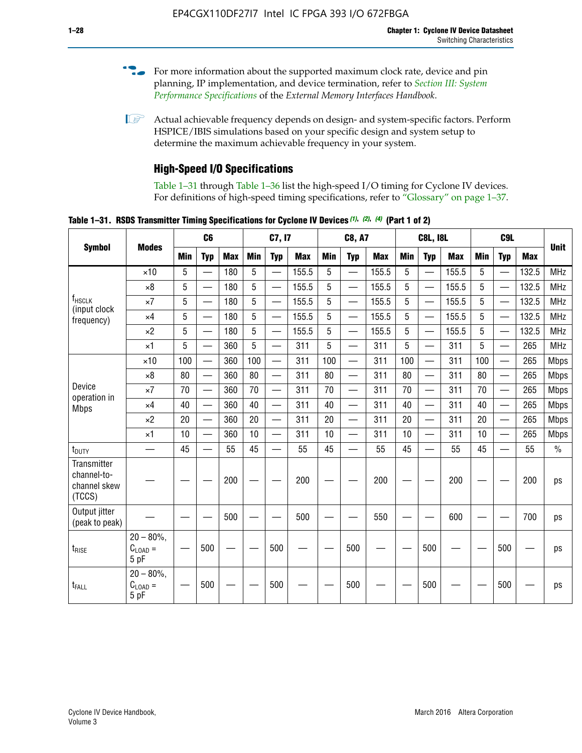For more information about the supported maximum clock rate, device and pin planning, IP implementation, and device termination, refer to *Section III: System Performance Specifications* of the *External Memory Interfaces Handbook*.

Actual achievable frequency depends on design- and system-specific factors. Perform HSPICE/IBIS simulations based on your specific design and system setup to determine the maximum achievable frequency in your system.

## High-Speed I/O Specifications

Table 1–31 through Table 1–36 list the high-speed I/O timing for Cyclone IV devices. For definitions of high-speed timing specifications, refer to "Glossary" on page 1–37.

**Table 1–31. RSDS Transmitter Timing Specifications for Cyclone IV Devices (1), (2), (4) (Part 1 of 2)**

| Symbol | Modes | C6 | | | C7, I7 | | | C8, A7 | | | C8L, I8L | | | C9L | | | Unit |
|---|---|---|---|---|---|---|---|---|---|---|---|---|---|---|---|---|---|
| | | Min | Typ | Max | Min | Typ | Max | Min | Typ | Max | Min | Typ | Max | Min | Typ | Max | |
| $f_{HSCLK}$ (input clock frequency) | ×10 | 5 | — | 180 | 5 | — | 155.5 | 5 | — | 155.5 | 5 | — | 155.5 | 5 | — | 132.5 | MHz |
| | ×8 | 5 | — | 180 | 5 | — | 155.5 | 5 | — | 155.5 | 5 | — | 155.5 | 5 | — | 132.5 | MHz |
| | ×7 | 5 | — | 180 | 5 | — | 155.5 | 5 | — | 155.5 | 5 | — | 155.5 | 5 | — | 132.5 | MHz |
| | ×4 | 5 | — | 180 | 5 | — | 155.5 | 5 | — | 155.5 | 5 | — | 155.5 | 5 | — | 132.5 | MHz |
| | ×2 | 5 | — | 180 | 5 | — | 155.5 | 5 | — | 155.5 | 5 | — | 155.5 | 5 | — | 132.5 | MHz |
| | ×1 | 5 | — | 360 | 5 | — | 311 | 5 | — | 311 | 5 | — | 311 | 5 | — | 265 | MHz |
| Device operation in Mbps | ×10 | 100 | — | 360 | 100 | — | 311 | 100 | — | 311 | 100 | — | 311 | 100 | — | 265 | Mbps |
| | ×8 | 80 | — | 360 | 80 | — | 311 | 80 | — | 311 | 80 | — | 311 | 80 | — | 265 | Mbps |
| | ×7 | 70 | — | 360 | 70 | — | 311 | 70 | — | 311 | 70 | — | 311 | 70 | — | 265 | Mbps |
| | ×4 | 40 | — | 360 | 40 | — | 311 | 40 | — | 311 | 40 | — | 311 | 40 | — | 265 | Mbps |
| | ×2 | 20 | — | 360 | 20 | — | 311 | 20 | — | 311 | 20 | — | 311 | 20 | — | 265 | Mbps |
| | ×1 | 10 | — | 360 | 10 | — | 311 | 10 | — | 311 | 10 | — | 311 | 10 | — | 265 | Mbps |
| $t_{DUTY}$ | — | 45 | — | 55 | 45 | — | 55 | 45 | — | 55 | 45 | — | 55 | 45 | — | 55 | % |
| Transmitter channel-to-channel skew (TCCS) | — | — | — | 200 | — | — | 200 | — | — | 200 | — | — | 200 | — | — | 200 | ps |
| Output jitter (peak to peak) | — | — | — | 500 | — | — | 500 | — | — | 550 | — | — | 600 | — | — | 700 | ps |
| $t_{RISE}$ | 20 – 80%, $C_{LOAD}$ = 5 pF | — | 500 | — | — | 500 | — | — | 500 | — | — | 500 | — | — | 500 | — | ps |
| $t_{FALL}$ | 20 – 80%, $C_{LOAD}$ = 5 pF | — | 500 | — | — | 500 | — | — | 500 | — | — | 500 | — | — | 500 | — | ps |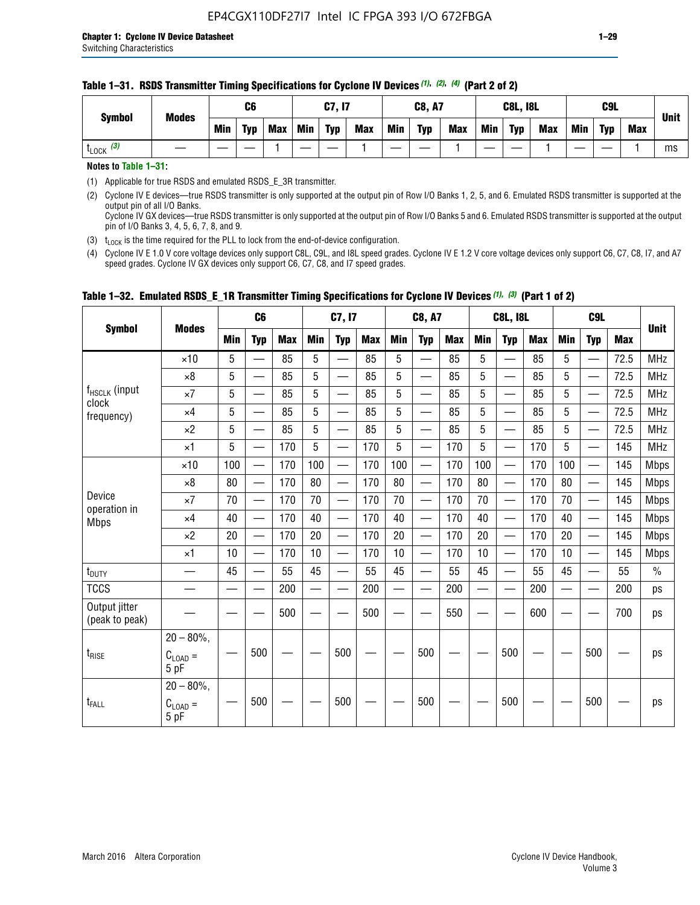**Table 1–31. RSDS Transmitter Timing Specifications for Cyclone IV Devices (1), (2), (4) (Part 2 of 2)**

| Symbol | Modes | C6 | | | C7, I7 | | | C8, A7 | | | C8L, I8L | | | C9L | | | Unit |
|---|---|---|---|---|---|---|---|---|---|---|---|---|---|---|---|---|---|
| | | Min | Typ | Max | Min | Typ | Max | Min | Typ | Max | Min | Typ | Max | Min | Typ | Max | |
| $t_{LOCK}$ (3) | — | — | — | 1 | — | — | 1 | — | — | 1 | — | — | 1 | — | — | 1 | ms |

**Notes to Table 1–31:**

(1) Applicable for true RSDS and emulated RSDS_E_3R transmitter.

(2) Cyclone IV E devices—true RSDS transmitter is only supported at the output pin of Row I/O Banks 1, 2, 5, and 6. Emulated RSDS transmitter is supported at the output pin of all I/O Banks.
Cyclone IV GX devices—true RSDS transmitter is only supported at the output pin of Row I/O Banks 5 and 6. Emulated RSDS transmitter is supported at the output pin of I/O Banks 3, 4, 5, 6, 7, 8, and 9.

(3) $t_{LOCK}$ is the time required for the PLL to lock from the end-of-device configuration.

(4) Cyclone IV E 1.0 V core voltage devices only support C8L, C9L, and I8L speed grades. Cyclone IV E 1.2 V core voltage devices only support C6, C7, C8, I7, and A7 speed grades. Cyclone IV GX devices only support C6, C7, C8, and I7 speed grades.

**Table 1–32. Emulated RSDS_E_1R Transmitter Timing Specifications for Cyclone IV Devices (1), (3) (Part 1 of 2)**

| Symbol | Modes | C6 | | | C7, I7 | | | C8, A7 | | | C8L, I8L | | | C9L | | | Unit |
|---|---|---|---|---|---|---|---|---|---|---|---|---|---|---|---|---|---|
| | | Min | Typ | Max | Min | Typ | Max | Min | Typ | Max | Min | Typ | Max | Min | Typ | Max | |
| $f_{HSCLK}$ (input clock frequency) | ×10 | 5 | — | 85 | 5 | — | 85 | 5 | — | 85 | 5 | — | 85 | 5 | — | 72.5 | MHz |
| | ×8 | 5 | — | 85 | 5 | — | 85 | 5 | — | 85 | 5 | — | 85 | 5 | — | 72.5 | MHz |
| | ×7 | 5 | — | 85 | 5 | — | 85 | 5 | — | 85 | 5 | — | 85 | 5 | — | 72.5 | MHz |
| | ×4 | 5 | — | 85 | 5 | — | 85 | 5 | — | 85 | 5 | — | 85 | 5 | — | 72.5 | MHz |
| | ×2 | 5 | — | 85 | 5 | — | 85 | 5 | — | 85 | 5 | — | 85 | 5 | — | 72.5 | MHz |
| | ×1 | 5 | — | 170 | 5 | — | 170 | 5 | — | 170 | 5 | — | 170 | 5 | — | 145 | MHz |
| Device operation in Mbps | ×10 | 100 | — | 170 | 100 | — | 170 | 100 | — | 170 | 100 | — | 170 | 100 | — | 145 | Mbps |
| | ×8 | 80 | — | 170 | 80 | — | 170 | 80 | — | 170 | 80 | — | 170 | 80 | — | 145 | Mbps |
| | ×7 | 70 | — | 170 | 70 | — | 170 | 70 | — | 170 | 70 | — | 170 | 70 | — | 145 | Mbps |
| | ×4 | 40 | — | 170 | 40 | — | 170 | 40 | — | 170 | 40 | — | 170 | 40 | — | 145 | Mbps |
| | ×2 | 20 | — | 170 | 20 | — | 170 | 20 | — | 170 | 20 | — | 170 | 20 | — | 145 | Mbps |
| | ×1 | 10 | — | 170 | 10 | — | 170 | 10 | — | 170 | 10 | — | 170 | 10 | — | 145 | Mbps |
| $t_{DUTY}$ | — | 45 | — | 55 | 45 | — | 55 | 45 | — | 55 | 45 | — | 55 | 45 | — | 55 | % |
| TCCS | — | — | — | 200 | — | — | 200 | — | — | 200 | — | — | 200 | — | — | 200 | ps |
| Output jitter (peak to peak) | — | — | — | 500 | — | — | 500 | — | — | 550 | — | — | 600 | — | — | 700 | ps |
| $t_{RISE}$ | 20 – 80%, $C_{LOAD}$ = 5 pF | — | 500 | — | — | 500 | — | — | 500 | — | — | 500 | — | — | 500 | — | ps |
| $t_{FALL}$ | 20 – 80%, $C_{LOAD}$ = 5 pF | — | 500 | — | — | 500 | — | — | 500 | — | — | 500 | — | — | 500 | — | ps |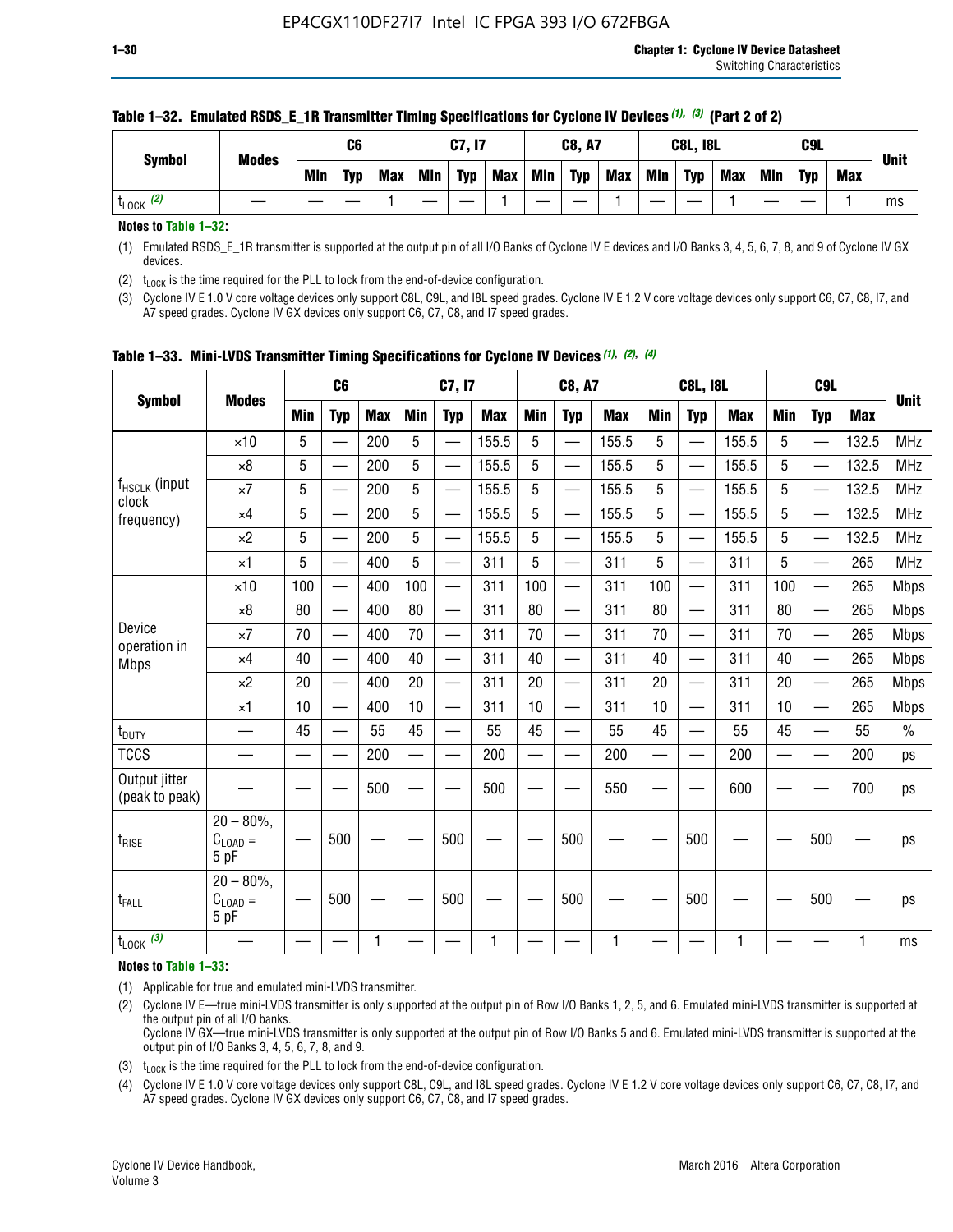**Table 1–32. Emulated RSDS_E_1R Transmitter Timing Specifications for Cyclone IV Devices (1), (3) (Part 2 of 2)**

| Symbol | Modes | C6 | | | C7, I7 | | | C8, A7 | | | C8L, I8L | | | C9L | | | Unit |
|---|---|---|---|---|---|---|---|---|---|---|---|---|---|---|---|---|---|
| | | Min | Typ | Max | Min | Typ | Max | Min | Typ | Max | Min | Typ | Max | Min | Typ | Max | |
| $t_{LOCK}$ (2) | — | — | — | 1 | — | — | 1 | — | — | 1 | — | — | 1 | — | — | 1 | ms |

**Notes to Table 1–32:**

(1) Emulated RSDS_E_1R transmitter is supported at the output pin of all I/O Banks of Cyclone IV E devices and I/O Banks 3, 4, 5, 6, 7, 8, and 9 of Cyclone IV GX devices.

(2) $t_{LOCK}$ is the time required for the PLL to lock from the end-of-device configuration.

(3) Cyclone IV E 1.0 V core voltage devices only support C8L, C9L, and I8L speed grades. Cyclone IV E 1.2 V core voltage devices only support C6, C7, C8, I7, and A7 speed grades. Cyclone IV GX devices only support C6, C7, C8, and I7 speed grades.

**Table 1–33. Mini-LVDS Transmitter Timing Specifications for Cyclone IV Devices (1), (2), (4)**

| Symbol | Modes | C6 | | | C7, I7 | | | C8, A7 | | | C8L, I8L | | | C9L | | | Unit |
|---|---|---|---|---|---|---|---|---|---|---|---|---|---|---|---|---|---|
| | | Min | Typ | Max | Min | Typ | Max | Min | Typ | Max | Min | Typ | Max | Min | Typ | Max | |
| $f_{HSCLK}$ (input clock frequency) | ×10 | 5 | — | 200 | 5 | — | 155.5 | 5 | — | 155.5 | 5 | — | 155.5 | 5 | — | 132.5 | MHz |
| | ×8 | 5 | — | 200 | 5 | — | 155.5 | 5 | — | 155.5 | 5 | — | 155.5 | 5 | — | 132.5 | MHz |
| | ×7 | 5 | — | 200 | 5 | — | 155.5 | 5 | — | 155.5 | 5 | — | 155.5 | 5 | — | 132.5 | MHz |
| | ×4 | 5 | — | 200 | 5 | — | 155.5 | 5 | — | 155.5 | 5 | — | 155.5 | 5 | — | 132.5 | MHz |
| | ×2 | 5 | — | 200 | 5 | — | 155.5 | 5 | — | 155.5 | 5 | — | 155.5 | 5 | — | 132.5 | MHz |
| | ×1 | 5 | — | 400 | 5 | — | 311 | 5 | — | 311 | 5 | — | 311 | 5 | — | 265 | MHz |
| Device operation in Mbps | ×10 | 100 | — | 400 | 100 | — | 311 | 100 | — | 311 | 100 | — | 311 | 100 | — | 265 | Mbps |
| | ×8 | 80 | — | 400 | 80 | — | 311 | 80 | — | 311 | 80 | — | 311 | 80 | — | 265 | Mbps |
| | ×7 | 70 | — | 400 | 70 | — | 311 | 70 | — | 311 | 70 | — | 311 | 70 | — | 265 | Mbps |
| | ×4 | 40 | — | 400 | 40 | — | 311 | 40 | — | 311 | 40 | — | 311 | 40 | — | 265 | Mbps |
| | ×2 | 20 | — | 400 | 20 | — | 311 | 20 | — | 311 | 20 | — | 311 | 20 | — | 265 | Mbps |
| | ×1 | 10 | — | 400 | 10 | — | 311 | 10 | — | 311 | 10 | — | 311 | 10 | — | 265 | Mbps |
| $t_{DUTY}$ | — | 45 | — | 55 | 45 | — | 55 | 45 | — | 55 | 45 | — | 55 | 45 | — | 55 | % |
| TCCS | — | — | — | 200 | — | — | 200 | — | — | 200 | — | — | 200 | — | — | 200 | ps |
| Output jitter (peak to peak) | — | — | — | 500 | — | — | 500 | — | — | 550 | — | — | 600 | — | — | 700 | ps |
| $t_{RISE}$ | 20 – 80%, $C_{LOAD}$ = 5 pF | — | 500 | — | — | 500 | — | — | 500 | — | — | 500 | — | — | 500 | — | ps |
| $t_{FALL}$ | 20 – 80%, $C_{LOAD}$ = 5 pF | — | 500 | — | — | 500 | — | — | 500 | — | — | 500 | — | — | 500 | — | ps |
| $t_{LOCK}$ (3) | — | — | — | 1 | — | — | 1 | — | — | 1 | — | — | 1 | — | — | 1 | ms |

**Notes to Table 1–33:**

(1) Applicable for true and emulated mini-LVDS transmitter.

(2) Cyclone IV E—true mini-LVDS transmitter is only supported at the output pin of Row I/O Banks 1, 2, 5, and 6. Emulated mini-LVDS transmitter is supported at the output pin of all I/O Banks.
Cyclone IV GX—true mini-LVDS transmitter is only supported at the output pin of Row I/O Banks 5 and 6. Emulated mini-LVDS transmitter is supported at the output pin of I/O Banks 3, 4, 5, 6, 7, 8, and 9.

(3) $t_{LOCK}$ is the time required for the PLL to lock from the end-of-device configuration.

(4) Cyclone IV E 1.0 V core voltage devices only support C8L, C9L, and I8L speed grades. Cyclone IV E 1.2 V core voltage devices only support C6, C7, C8, I7, and A7 speed grades. Cyclone IV GX devices only support C6, C7, C8, and I7 speed grades.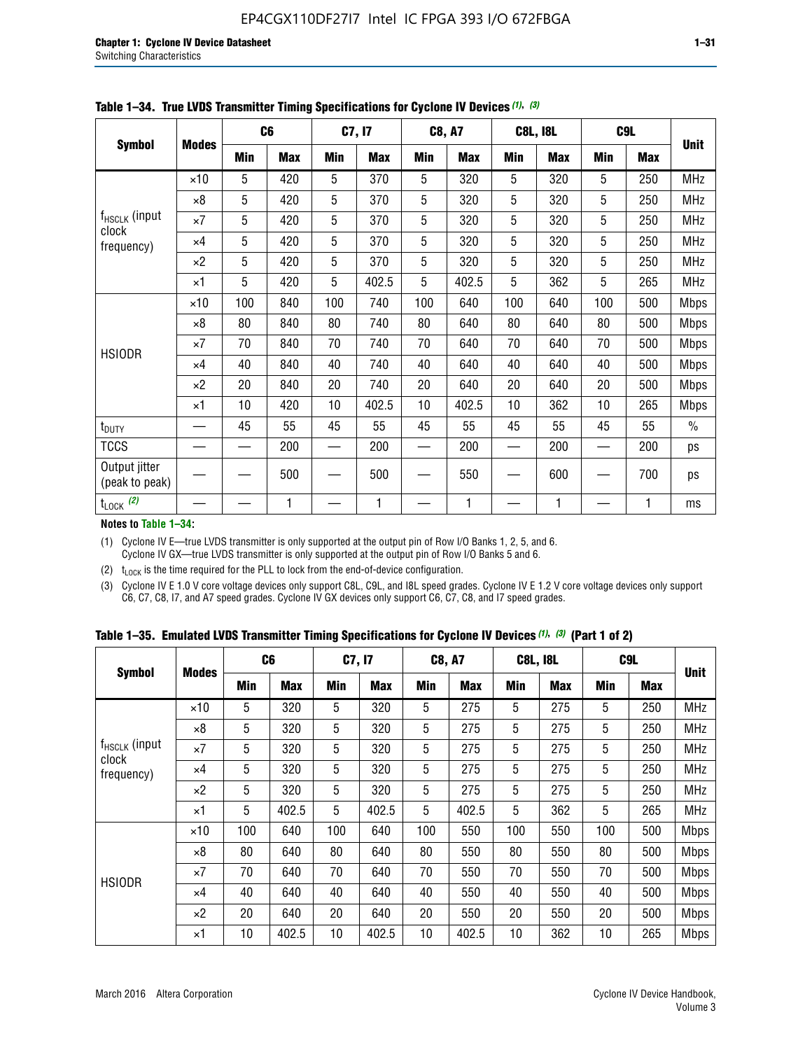**Table 1–34. True LVDS Transmitter Timing Specifications for Cyclone IV Devices (1), (3)**

| Symbol | Modes | C6 | | C7, I7 | | C8, A7 | | C8L, I8L | | C9L | | Unit |
|---|---|---|---|---|---|---|---|---|---|---|---|---|
| | | Min | Max | Min | Max | Min | Max | Min | Max | Min | Max | |
| $f_{HSCLK}$ (input clock frequency) | ×10 | 5 | 420 | 5 | 370 | 5 | 320 | 5 | 320 | 5 | 250 | MHz |
| | ×8 | 5 | 420 | 5 | 370 | 5 | 320 | 5 | 320 | 5 | 250 | MHz |
| | ×7 | 5 | 420 | 5 | 370 | 5 | 320 | 5 | 320 | 5 | 250 | MHz |
| | ×4 | 5 | 420 | 5 | 370 | 5 | 320 | 5 | 320 | 5 | 250 | MHz |
| | ×2 | 5 | 420 | 5 | 370 | 5 | 320 | 5 | 320 | 5 | 250 | MHz |
| | ×1 | 5 | 420 | 5 | 402.5 | 5 | 402.5 | 5 | 362 | 5 | 265 | MHz |
| HSIODR | ×10 | 100 | 840 | 100 | 740 | 100 | 640 | 100 | 640 | 100 | 500 | Mbps |
| | ×8 | 80 | 840 | 80 | 740 | 80 | 640 | 80 | 640 | 80 | 500 | Mbps |
| | ×7 | 70 | 840 | 70 | 740 | 70 | 640 | 70 | 640 | 70 | 500 | Mbps |
| | ×4 | 40 | 840 | 40 | 740 | 40 | 640 | 40 | 640 | 40 | 500 | Mbps |
| | ×2 | 20 | 840 | 20 | 740 | 20 | 640 | 20 | 640 | 20 | 500 | Mbps |
| | ×1 | 10 | 420 | 10 | 402.5 | 10 | 402.5 | 10 | 362 | 10 | 265 | Mbps |
| $t_{DUTY}$ | — | 45 | 55 | 45 | 55 | 45 | 55 | 45 | 55 | 45 | 55 | % |
| TCCS | — | — | 200 | — | 200 | — | 200 | — | 200 | — | 200 | ps |
| Output jitter (peak to peak) | — | — | 500 | — | 500 | — | 550 | — | 600 | — | 700 | ps |
| $t_{LOCK}$ (2) | — | — | 1 | — | 1 | — | 1 | — | 1 | — | 1 | ms |

**Notes to Table 1–34:**

(1) Cyclone IV E—true LVDS transmitter is only supported at the output pin of Row I/O Banks 1, 2, 5, and 6. Cyclone IV GX—true LVDS transmitter is only supported at the output pin of Row I/O Banks 5 and 6.

(2) $t_{LOCK}$ is the time required for the PLL to lock from the end-of-device configuration.

(3) Cyclone IV E 1.0 V core voltage devices only support C8L, C9L, and I8L speed grades. Cyclone IV E 1.2 V core voltage devices only support C6, C7, C8, I7, and A7 speed grades. Cyclone IV GX devices only support C6, C7, C8, and I7 speed grades.

**Table 1–35. Emulated LVDS Transmitter Timing Specifications for Cyclone IV Devices (1), (3) (Part 1 of 2)**

| Symbol | Modes | C6 | | C7, I7 | | C8, A7 | | C8L, I8L | | C9L | | Unit |
|---|---|---|---|---|---|---|---|---|---|---|---|---|
| | | Min | Max | Min | Max | Min | Max | Min | Max | Min | Max | |
| $f_{HSCLK}$ (input clock frequency) | ×10 | 5 | 320 | 5 | 320 | 5 | 275 | 5 | 275 | 5 | 250 | MHz |
| | ×8 | 5 | 320 | 5 | 320 | 5 | 275 | 5 | 275 | 5 | 250 | MHz |
| | ×7 | 5 | 320 | 5 | 320 | 5 | 275 | 5 | 275 | 5 | 250 | MHz |
| | ×4 | 5 | 320 | 5 | 320 | 5 | 275 | 5 | 275 | 5 | 250 | MHz |
| | ×2 | 5 | 320 | 5 | 320 | 5 | 275 | 5 | 275 | 5 | 250 | MHz |
| | ×1 | 5 | 402.5 | 5 | 402.5 | 5 | 402.5 | 5 | 362 | 5 | 265 | MHz |
| HSIODR | ×10 | 100 | 640 | 100 | 640 | 100 | 550 | 100 | 550 | 100 | 500 | Mbps |
| | ×8 | 80 | 640 | 80 | 640 | 80 | 550 | 80 | 550 | 80 | 500 | Mbps |
| | ×7 | 70 | 640 | 70 | 640 | 70 | 550 | 70 | 550 | 70 | 500 | Mbps |
| | ×4 | 40 | 640 | 40 | 640 | 40 | 550 | 40 | 550 | 40 | 500 | Mbps |
| | ×2 | 20 | 640 | 20 | 640 | 20 | 550 | 20 | 550 | 20 | 500 | Mbps |
| | ×1 | 10 | 402.5 | 10 | 402.5 | 10 | 402.5 | 10 | 362 | 10 | 265 | Mbps |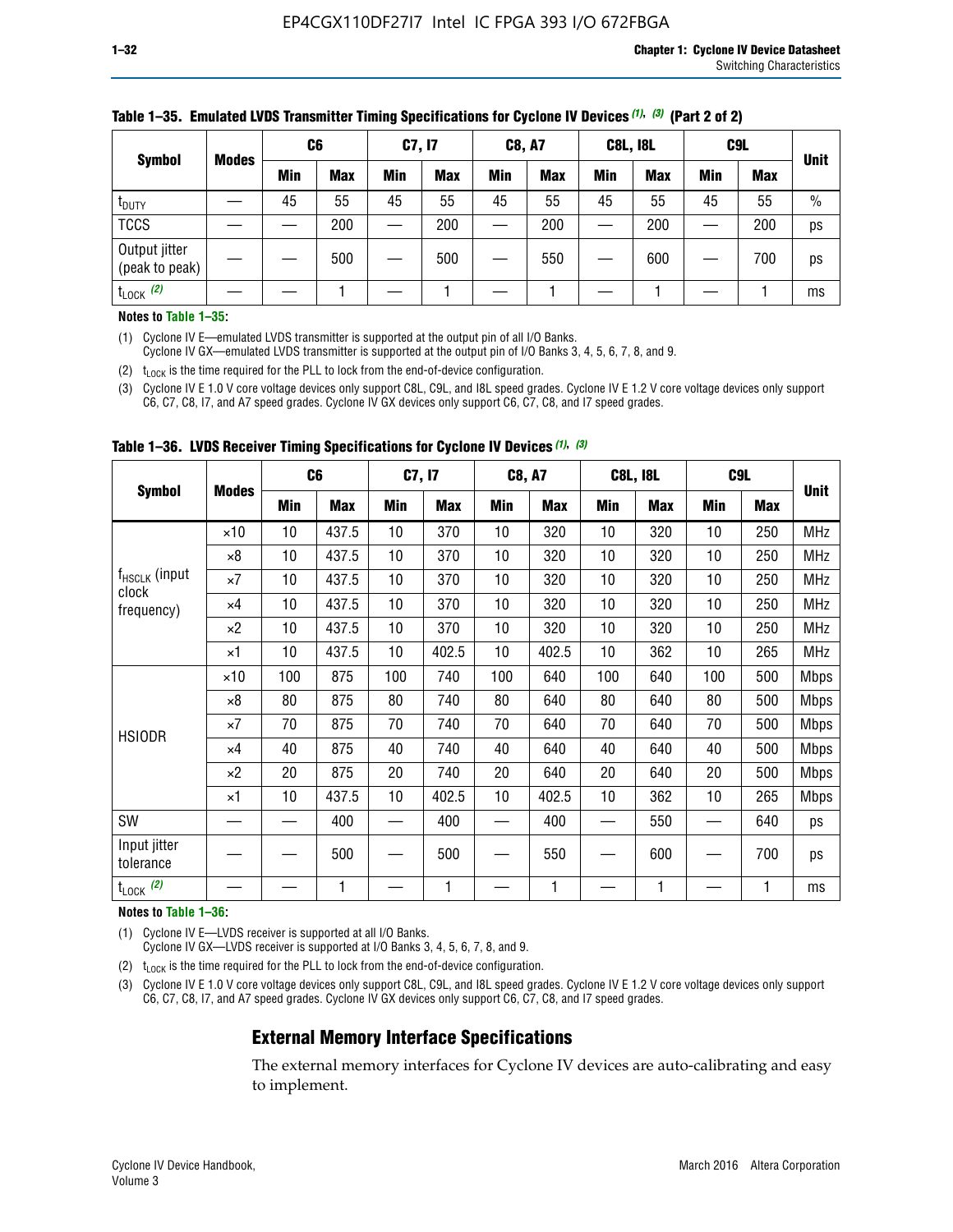**Table 1–35. Emulated LVDS Transmitter Timing Specifications for Cyclone IV Devices (1), (3) (Part 2 of 2)**

| Symbol | Modes | C6 | | C7, I7 | | C8, A7 | | C8L, I8L | | C9L | | Unit |
|---|---|---|---|---|---|---|---|---|---|---|---|---|
| | | Min | Max | Min | Max | Min | Max | Min | Max | Min | Max | |
| $t_{DUTY}$ | — | 45 | 55 | 45 | 55 | 45 | 55 | 45 | 55 | 45 | 55 | % |
| TCCS | — | — | 200 | — | 200 | — | 200 | — | 200 | — | 200 | ps |
| Output jitter (peak to peak) | — | — | 500 | — | 500 | — | 550 | — | 600 | — | 700 | ps |
| $t_{LOCK}$ (2) | — | — | 1 | — | 1 | — | 1 | — | 1 | — | 1 | ms |

**Notes to Table 1–35:**

(1) Cyclone IV E—emulated LVDS transmitter is supported at the output pin of all I/O Banks.
Cyclone IV GX—emulated LVDS transmitter is supported at the output pin of I/O Banks 3, 4, 5, 6, 7, 8, and 9.

(2) $t_{LOCK}$ is the time required for the PLL to lock from the end-of-device configuration.

(3) Cyclone IV E 1.0 V core voltage devices only support C8L, C9L, and I8L speed grades. Cyclone IV E 1.2 V core voltage devices only support C6, C7, C8, I7, and A7 speed grades. Cyclone IV GX devices only support C6, C7, C8, and I7 speed grades.

**Table 1–36. LVDS Receiver Timing Specifications for Cyclone IV Devices (1), (3)**

| Symbol | Modes | C6 | | C7, I7 | | C8, A7 | | C8L, I8L | | C9L | | Unit |
|---|---|---|---|---|---|---|---|---|---|---|---|---|
| | | Min | Max | Min | Max | Min | Max | Min | Max | Min | Max | |
| $f_{HSCLK}$ (input clock frequency) | ×10 | 10 | 437.5 | 10 | 370 | 10 | 320 | 10 | 320 | 10 | 250 | MHz |
| | ×8 | 10 | 437.5 | 10 | 370 | 10 | 320 | 10 | 320 | 10 | 250 | MHz |
| | ×7 | 10 | 437.5 | 10 | 370 | 10 | 320 | 10 | 320 | 10 | 250 | MHz |
| | ×4 | 10 | 437.5 | 10 | 370 | 10 | 320 | 10 | 320 | 10 | 250 | MHz |
| | ×2 | 10 | 437.5 | 10 | 370 | 10 | 320 | 10 | 320 | 10 | 250 | MHz |
| | ×1 | 10 | 437.5 | 10 | 402.5 | 10 | 402.5 | 10 | 362 | 10 | 265 | MHz |
| HSIODR | ×10 | 100 | 875 | 100 | 740 | 100 | 640 | 100 | 640 | 100 | 500 | Mbps |
| | ×8 | 80 | 875 | 80 | 740 | 80 | 640 | 80 | 640 | 80 | 500 | Mbps |
| | ×7 | 70 | 875 | 70 | 740 | 70 | 640 | 70 | 640 | 70 | 500 | Mbps |
| | ×4 | 40 | 875 | 40 | 740 | 40 | 640 | 40 | 640 | 40 | 500 | Mbps |
| | ×2 | 20 | 875 | 20 | 740 | 20 | 640 | 20 | 640 | 20 | 500 | Mbps |
| | ×1 | 10 | 437.5 | 10 | 402.5 | 10 | 402.5 | 10 | 362 | 10 | 265 | Mbps |
| SW | — | — | 400 | — | 400 | — | 400 | — | 550 | — | 640 | ps |
| Input jitter tolerance | — | — | 500 | — | 500 | — | 550 | — | 600 | — | 700 | ps |
| $t_{LOCK}$ (2) | — | — | 1 | — | 1 | — | 1 | — | 1 | — | 1 | ms |

**Notes to Table 1–36:**

(1) Cyclone IV E—LVDS receiver is supported at all I/O Banks.
Cyclone IV GX—LVDS receiver is supported at I/O Banks 3, 4, 5, 6, 7, 8, and 9.

(2) $t_{LOCK}$ is the time required for the PLL to lock from the end-of-device configuration.

(3) Cyclone IV E 1.0 V core voltage devices only support C8L, C9L, and I8L speed grades. Cyclone IV E 1.2 V core voltage devices only support C6, C7, C8, I7, and A7 speed grades. Cyclone IV GX devices only support C6, C7, C8, and I7 speed grades.

## External Memory Interface Specifications

The external memory interfaces for Cyclone IV devices are auto-calibrating and easy to implement.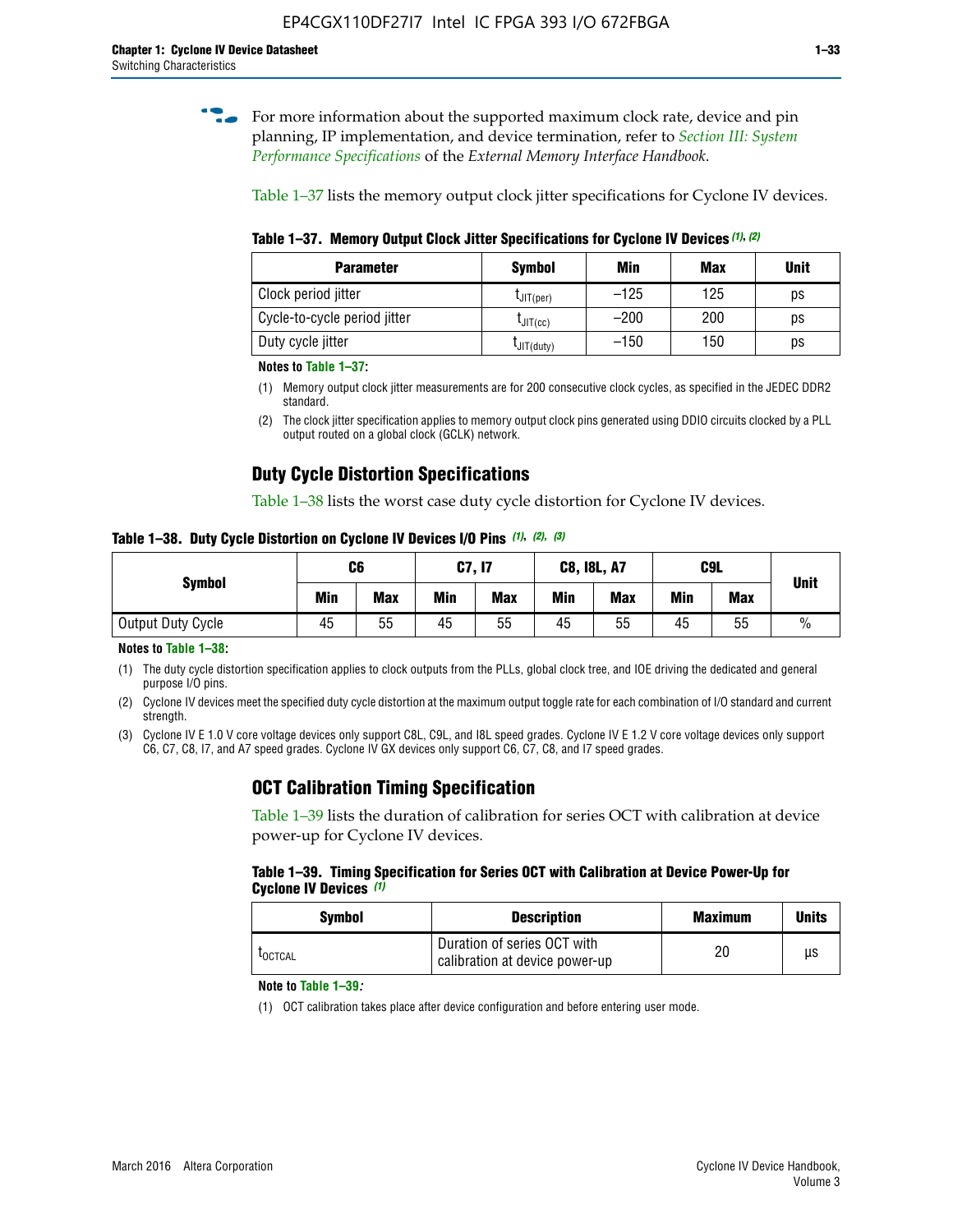For more information about the supported maximum clock rate, device and pin planning, IP implementation, and device termination, refer to *Section III: System Performance Specifications* of the *External Memory Interface Handbook*.

Table 1–37 lists the memory output clock jitter specifications for Cyclone IV devices.

**Table 1–37. Memory Output Clock Jitter Specifications for Cyclone IV Devices (1), (2)**

| Parameter | Symbol | Min | Max | Unit |
|---|---|---|---|---|
| Clock period jitter | $t_{JIT(per)}$ | –125 | 125 | ps |
| Cycle-to-cycle period jitter | $t_{JIT(cc)}$ | –200 | 200 | ps |
| Duty cycle jitter | $t_{JIT(duty)}$ | –150 | 150 | ps |

**Notes to Table 1–37:**

(1) Memory output clock jitter measurements are for 200 consecutive clock cycles, as specified in the JEDEC DDR2 standard.

(2) The clock jitter specification applies to memory output clock pins generated using DDIO circuits clocked by a PLL output routed on a global clock (GCLK) network.

## Duty Cycle Distortion Specifications

Table 1–38 lists the worst case duty cycle distortion for Cyclone IV devices.

**Table 1–38. Duty Cycle Distortion on Cyclone IV Devices I/O Pins (1), (2), (3)**

| Symbol | C6 | | C7, I7 | | C8, I8L, A7 | | C9L | | Unit |
|---|---|---|---|---|---|---|---|---|---|
| | Min | Max | Min | Max | Min | Max | Min | Max | |
| Output Duty Cycle | 45 | 55 | 45 | 55 | 45 | 55 | 45 | 55 | % |

**Notes to Table 1–38:**

(1) The duty cycle distortion specification applies to clock outputs from the PLLs, global clock tree, and IOE driving the dedicated and general purpose I/O pins.

(2) Cyclone IV devices meet the specified duty cycle distortion at the maximum output toggle rate for each combination of I/O standard and current strength.

(3) Cyclone IV E 1.0 V core voltage devices only support C8L, C9L, and I8L speed grades. Cyclone IV E 1.2 V core voltage devices only support C6, C7, C8, I7, and A7 speed grades. Cyclone IV GX devices only support C6, C7, C8, and I7 speed grades.

## OCT Calibration Timing Specification

Table 1–39 lists the duration of calibration for series OCT with calibration at device power-up for Cyclone IV devices.

**Table 1–39. Timing Specification for Series OCT with Calibration at Device Power-Up for Cyclone IV Devices (1)**

| Symbol | Description | Maximum | Units |
|---|---|---|---|
| $t_{OCTCAL}$ | Duration of series OCT with calibration at device power-up | 20 | µs |

**Note to Table 1–39:**

(1) OCT calibration takes place after device configuration and before entering user mode.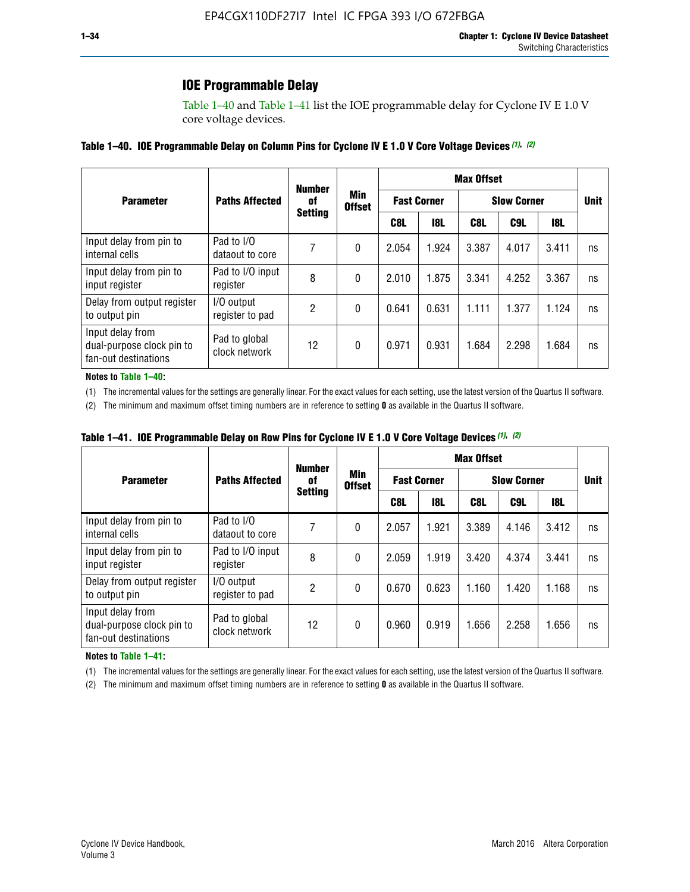## IOE Programmable Delay

Table 1–40 and Table 1–41 list the IOE programmable delay for Cyclone IV E 1.0 V core voltage devices.

**Table 1–40. IOE Programmable Delay on Column Pins for Cyclone IV E 1.0 V Core Voltage Devices (1), (2)**

| Parameter | Paths Affected | Number of Setting | Min Offset | Max Offset | | | | | Unit |
|---|---|---|---|---|---|---|---|---|---|
| | | | | Fast Corner | | Slow Corner | | | |
| | | | | C8L | I8L | C8L | C9L | I8L | |
| Input delay from pin to internal cells | Pad to I/O dataout to core | 7 | 0 | 2.054 | 1.924 | 3.387 | 4.017 | 3.411 | ns |
| Input delay from pin to input register | Pad to I/O input register | 8 | 0 | 2.010 | 1.875 | 3.341 | 4.252 | 3.367 | ns |
| Delay from output register to output pin | I/O output register to pad | 2 | 0 | 0.641 | 0.631 | 1.111 | 1.377 | 1.124 | ns |
| Input delay from dual-purpose clock pin to fan-out destinations | Pad to global clock network | 12 | 0 | 0.971 | 0.931 | 1.684 | 2.298 | 1.684 | ns |

**Notes to Table 1–40:**

(1) The incremental values for the settings are generally linear. For the exact values for each setting, use the latest version of the Quartus II software.

(2) The minimum and maximum offset timing numbers are in reference to setting **0** as available in the Quartus II software.

**Table 1–41. IOE Programmable Delay on Row Pins for Cyclone IV E 1.0 V Core Voltage Devices (1), (2)**

| Parameter | Paths Affected | Number of Setting | Min Offset | Max Offset | | | | | Unit |
|---|---|---|---|---|---|---|---|---|---|
| | | | | Fast Corner | | Slow Corner | | | |
| | | | | C8L | I8L | C8L | C9L | I8L | |
| Input delay from pin to internal cells | Pad to I/O dataout to core | 7 | 0 | 2.057 | 1.921 | 3.389 | 4.146 | 3.412 | ns |
| Input delay from pin to input register | Pad to I/O input register | 8 | 0 | 2.059 | 1.919 | 3.420 | 4.374 | 3.441 | ns |
| Delay from output register to output pin | I/O output register to pad | 2 | 0 | 0.670 | 0.623 | 1.160 | 1.420 | 1.168 | ns |
| Input delay from dual-purpose clock pin to fan-out destinations | Pad to global clock network | 12 | 0 | 0.960 | 0.919 | 1.656 | 2.258 | 1.656 | ns |

**Notes to Table 1–41:**

(1) The incremental values for the settings are generally linear. For the exact values for each setting, use the latest version of the Quartus II software.

(2) The minimum and maximum offset timing numbers are in reference to setting **0** as available in the Quartus II software.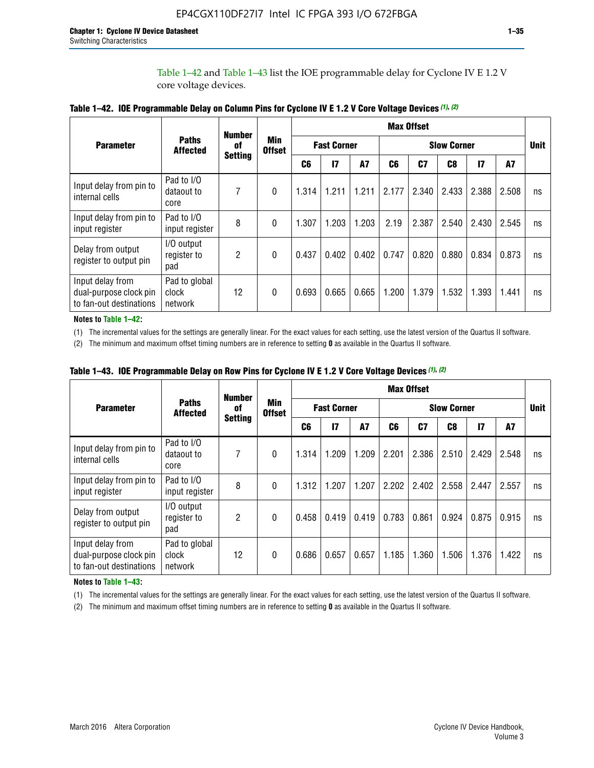Table 1–42 and Table 1–43 list the IOE programmable delay for Cyclone IV E 1.2 V core voltage devices.

**Table 1–42. IOE Programmable Delay on Column Pins for Cyclone IV E 1.2 V Core Voltage Devices (1), (2)**

| Parameter | Paths Affected | Number of Setting | Min Offset | Max Offset | | | | | | | | Unit |
|---|---|---|---|---|---|---|---|---|---|---|---|---|
| | | | | Fast Corner | | | Slow Corner | | | | | |
| | | | | C6 | I7 | A7 | C6 | C7 | C8 | I7 | A7 | |
| Input delay from pin to internal cells | Pad to I/O dataout to core | 7 | 0 | 1.314 | 1.211 | 1.211 | 2.177 | 2.340 | 2.433 | 2.388 | 2.508 | ns |
| Input delay from pin to input register | Pad to I/O input register | 8 | 0 | 1.307 | 1.203 | 1.203 | 2.19 | 2.387 | 2.540 | 2.430 | 2.545 | ns |
| Delay from output register to output pin | I/O output register to pad | 2 | 0 | 0.437 | 0.402 | 0.402 | 0.747 | 0.820 | 0.880 | 0.834 | 0.873 | ns |
| Input delay from dual-purpose clock pin to fan-out destinations | Pad to global clock network | 12 | 0 | 0.693 | 0.665 | 0.665 | 1.200 | 1.379 | 1.532 | 1.393 | 1.441 | ns |

**Notes to Table 1–42:**

(1) The incremental values for the settings are generally linear. For the exact values for each setting, use the latest version of the Quartus II software.

(2) The minimum and maximum offset timing numbers are in reference to setting **0** as available in the Quartus II software.

**Table 1–43. IOE Programmable Delay on Row Pins for Cyclone IV E 1.2 V Core Voltage Devices (1), (2)**

| Parameter | Paths Affected | Number of Setting | Min Offset | Max Offset | | | | | | | | Unit |
|---|---|---|---|---|---|---|---|---|---|---|---|---|
| | | | | Fast Corner | | | Slow Corner | | | | | |
| | | | | C6 | I7 | A7 | C6 | C7 | C8 | I7 | A7 | |
| Input delay from pin to internal cells | Pad to I/O dataout to core | 7 | 0 | 1.314 | 1.209 | 1.209 | 2.201 | 2.386 | 2.510 | 2.429 | 2.548 | ns |
| Input delay from pin to input register | Pad to I/O input register | 8 | 0 | 1.312 | 1.207 | 1.207 | 2.202 | 2.402 | 2.558 | 2.447 | 2.557 | ns |
| Delay from output register to output pin | I/O output register to pad | 2 | 0 | 0.458 | 0.419 | 0.419 | 0.783 | 0.861 | 0.924 | 0.875 | 0.915 | ns |
| Input delay from dual-purpose clock pin to fan-out destinations | Pad to global clock network | 12 | 0 | 0.686 | 0.657 | 0.657 | 1.185 | 1.360 | 1.506 | 1.376 | 1.422 | ns |

**Notes to Table 1–43:**

(1) The incremental values for the settings are generally linear. For the exact values for each setting, use the latest version of the Quartus II software.

(2) The minimum and maximum offset timing numbers are in reference to setting **0** as available in the Quartus II software.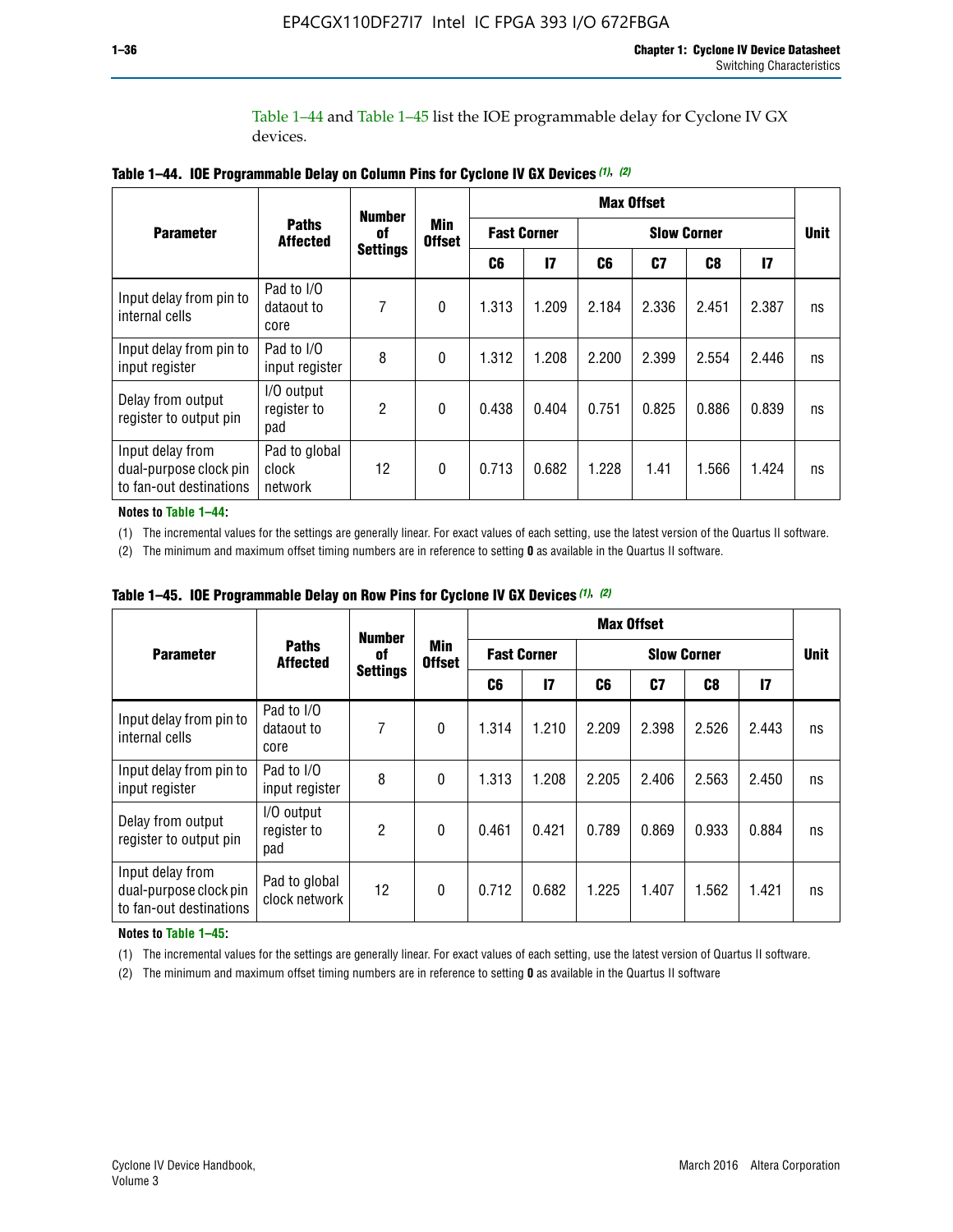Table 1–44 and Table 1–45 list the IOE programmable delay for Cyclone IV GX devices.

**Table 1–44. IOE Programmable Delay on Column Pins for Cyclone IV GX Devices (1), (2)**

| Parameter | Paths Affected | Number of Settings | Min Offset | Max Offset | | | | | | Unit |
|---|---|---|---|---|---|---|---|---|---|---|
| | | | | Fast Corner | | Slow Corner | | | | |
| | | | | C6 | I7 | C6 | C7 | C8 | I7 | |
| Input delay from pin to internal cells | Pad to I/O dataout to core | 7 | 0 | 1.313 | 1.209 | 2.184 | 2.336 | 2.451 | 2.387 | ns |
| Input delay from pin to input register | Pad to I/O input register | 8 | 0 | 1.312 | 1.208 | 2.200 | 2.399 | 2.554 | 2.446 | ns |
| Delay from output register to output pin | I/O output register to pad | 2 | 0 | 0.438 | 0.404 | 0.751 | 0.825 | 0.886 | 0.839 | ns |
| Input delay from dual-purpose clock pin to fan-out destinations | Pad to global clock network | 12 | 0 | 0.713 | 0.682 | 1.228 | 1.41 | 1.566 | 1.424 | ns |

**Notes to Table 1–44:**

(1) The incremental values for the settings are generally linear. For exact values of each setting, use the latest version of the Quartus II software.

(2) The minimum and maximum offset timing numbers are in reference to setting **0** as available in the Quartus II software.

**Table 1–45. IOE Programmable Delay on Row Pins for Cyclone IV GX Devices (1), (2)**

| Parameter | Paths Affected | Number of Settings | Min Offset | Max Offset | | | | | | Unit |
|---|---|---|---|---|---|---|---|---|---|---|
| | | | | Fast Corner | | Slow Corner | | | | |
| | | | | C6 | I7 | C6 | C7 | C8 | I7 | |
| Input delay from pin to internal cells | Pad to I/O dataout to core | 7 | 0 | 1.314 | 1.210 | 2.209 | 2.398 | 2.526 | 2.443 | ns |
| Input delay from pin to input register | Pad to I/O input register | 8 | 0 | 1.313 | 1.208 | 2.205 | 2.406 | 2.563 | 2.450 | ns |
| Delay from output register to output pin | I/O output register to pad | 2 | 0 | 0.461 | 0.421 | 0.789 | 0.869 | 0.933 | 0.884 | ns |
| Input delay from dual-purpose clock pin to fan-out destinations | Pad to global clock network | 12 | 0 | 0.712 | 0.682 | 1.225 | 1.407 | 1.562 | 1.421 | ns |

**Notes to Table 1–45:**

(1) The incremental values for the settings are generally linear. For exact values of each setting, use the latest version of Quartus II software.

(2) The minimum and maximum offset timing numbers are in reference to setting **0** as available in the Quartus II software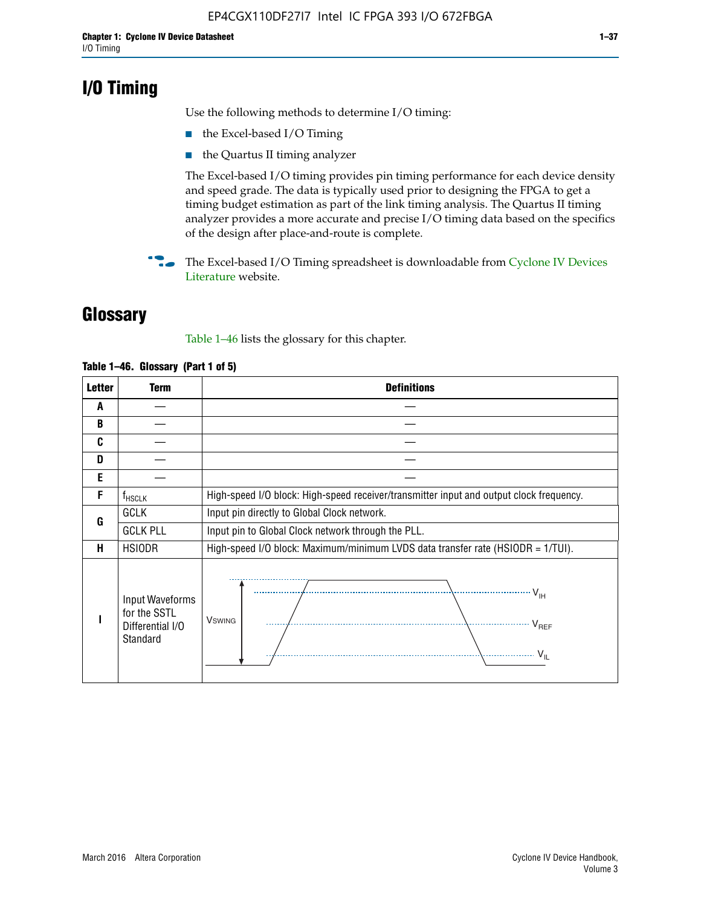# I/O Timing

Use the following methods to determine I/O timing:

- the Excel-based I/O Timing
- the Quartus II timing analyzer

The Excel-based I/O timing provides pin timing performance for each device density and speed grade. The data is typically used prior to designing the FPGA to get a timing budget estimation as part of the link timing analysis. The Quartus II timing analyzer provides a more accurate and precise I/O timing data based on the specifics of the design after place-and-route is complete.

The Excel-based I/O Timing spreadsheet is downloadable from Cyclone IV Devices Literature website.

# Glossary

Table 1–46 lists the glossary for this chapter.

**Table 1–46. Glossary (Part 1 of 5)**

| Letter | Term | Definitions |
|---|---|---|
| A | — | — |
| B | — | — |
| C | — | — |
| D | — | — |
| E | — | — |
| F | $f_{HSCLK}$ | High-speed I/O block: High-speed receiver/transmitter input and output clock frequency. |
| G | GCLK | Input pin directly to Global Clock network. |
| | GCLK PLL | Input pin to Global Clock network through the PLL. |
| H | HSIODR | High-speed I/O block: Maximum/minimum LVDS data transfer rate (HSIODR = 1/TUI). |
| I | Input Waveforms for the SSTL Differential I/O Standard | $V_{SWING}$, $V_{IH}$, $V_{REF}$, $V_{IL}$ |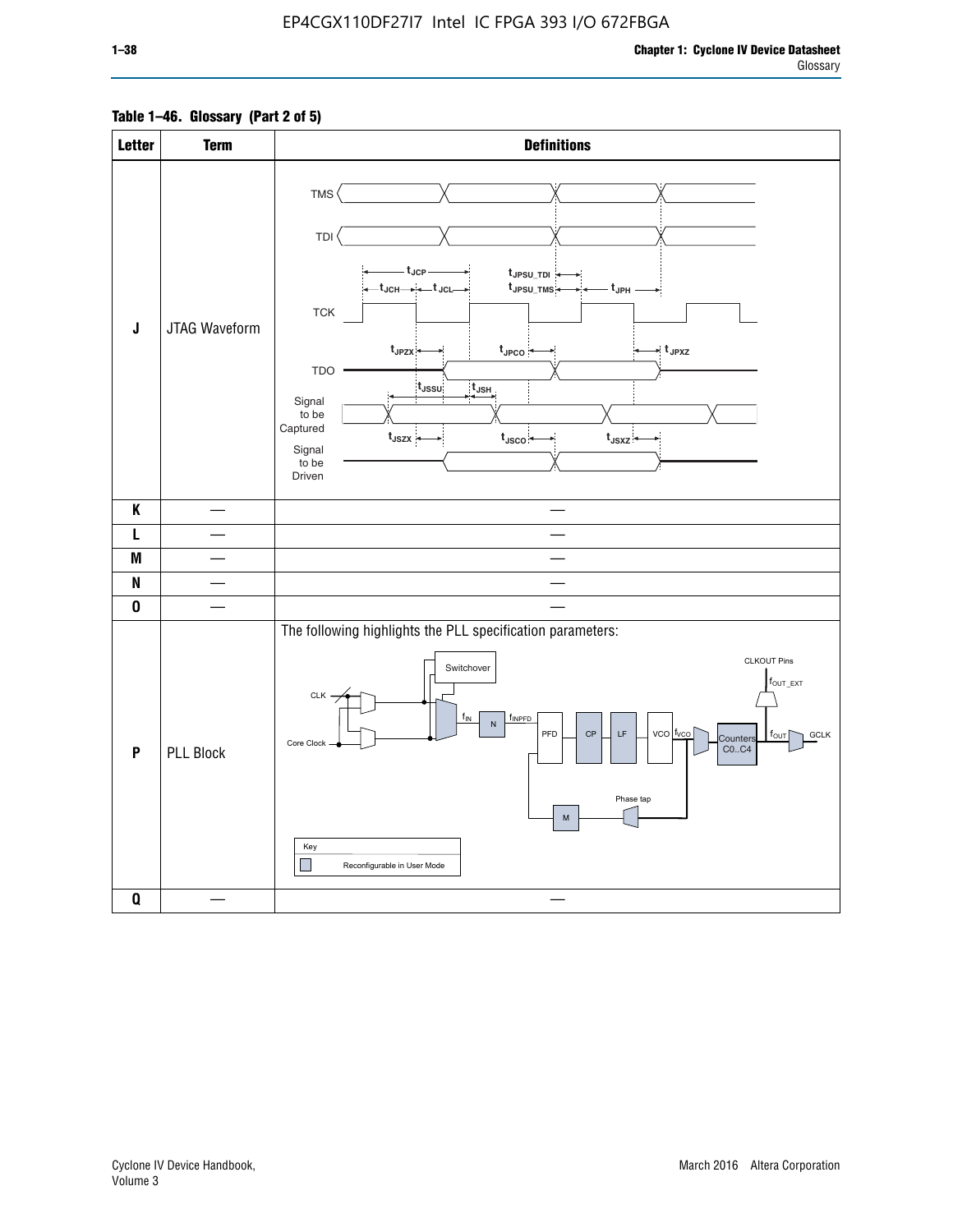**Table 1–46. Glossary (Part 2 of 5)**

| Letter | Term | Definitions |
|---|---|---|
| J | JTAG Waveform | |
| K | — | — |
| L | — | — |
| M | — | — |
| N | — | — |
| O | — | — |
| P | PLL Block | The following highlights the PLL specification parameters: |
| Q | — | — |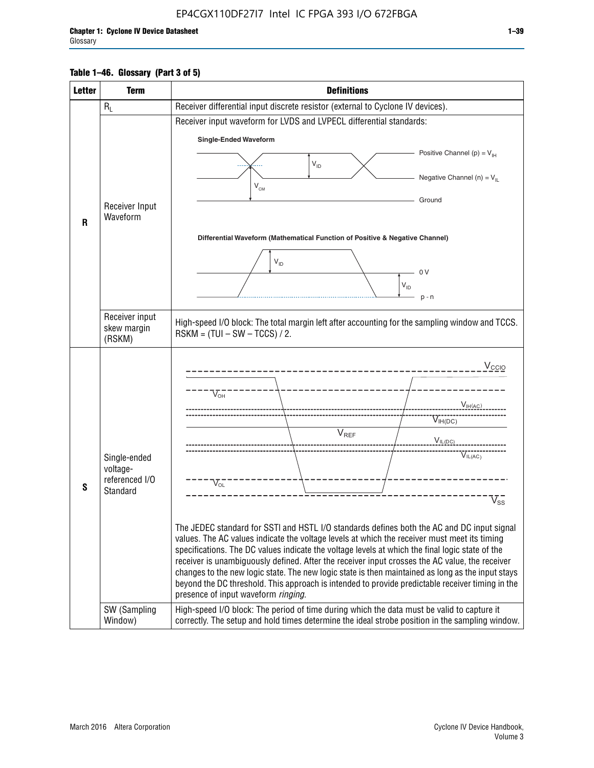**Table 1–46. Glossary (Part 3 of 5)**

| Letter | Term | Definitions |
|---|---|---|
| R | $R_L$ | Receiver differential input discrete resistor (external to Cyclone IV devices). |
| | Receiver Input Waveform | Receiver input waveform for LVDS and LVPECL differential standards: **Single-Ended Waveform** Positive Channel (p) = $V_{IH}$; Negative Channel (n) = $V_{IL}$; $V_{ID}$; $V_{CM}$; Ground. **Differential Waveform (Mathematical Function of Positive & Negative Channel)** $V_{ID}$; 0 V; $V_{ID}$; p - n |
| | Receiver input skew margin (RSKM) | High-speed I/O block: The total margin left after accounting for the sampling window and TCCS. RSKM = (TUI – SW – TCCS) / 2. |
| S | Single-ended voltage-referenced I/O Standard | $V_{CCIO}$; $V_{OH}$; $V_{IH(AC)}$; $V_{IH(DC)}$; $V_{REF}$; $V_{IL(DC)}$; $V_{IL(AC)}$; $V_{OL}$; $V_{SS}$. The JEDEC standard for SSTl and HSTL I/O standards defines both the AC and DC input signal values. The AC values indicate the voltage levels at which the receiver must meet its timing specifications. The DC values indicate the voltage levels at which the final logic state of the receiver is unambiguously defined. After the receiver input crosses the AC value, the receiver changes to the new logic state. The new logic state is then maintained as long as the input stays beyond the DC threshold. This approach is intended to provide predictable receiver timing in the presence of input waveform *ringing*. |
| | SW (Sampling Window) | High-speed I/O block: The period of time during which the data must be valid to capture it correctly. The setup and hold times determine the ideal strobe position in the sampling window. |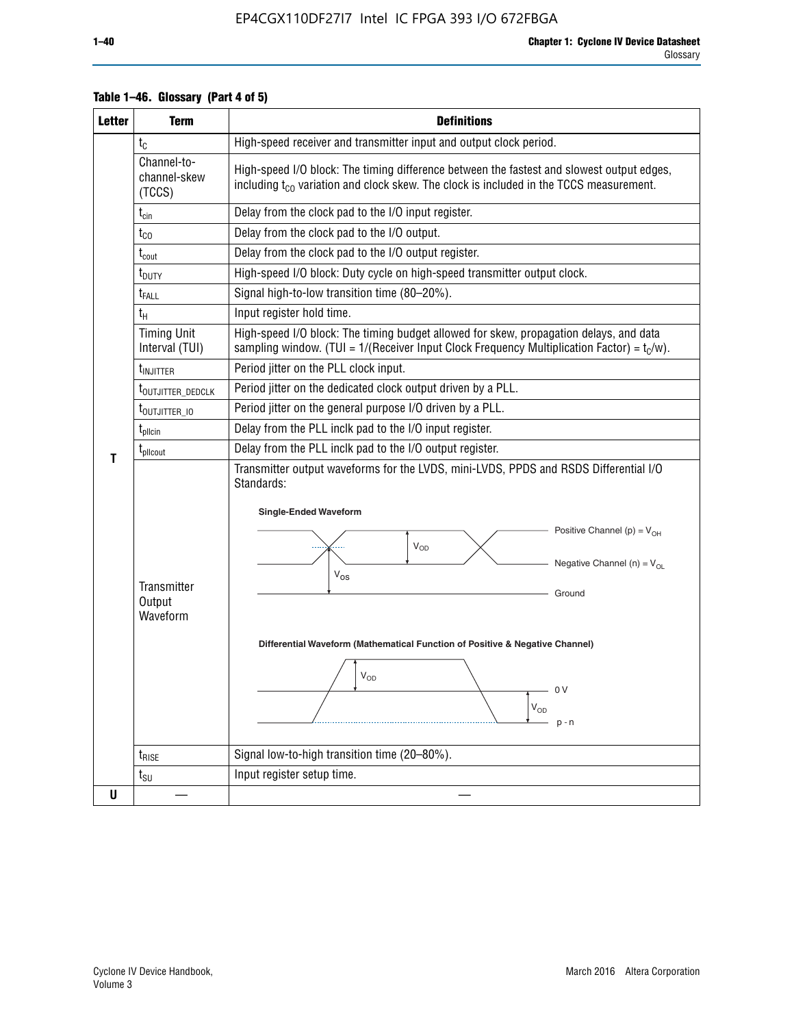**Table 1–46. Glossary (Part 4 of 5)**

| Letter | Term | Definitions |
|---|---|---|
| T | $t_C$ | High-speed receiver and transmitter input and output clock period. |
| | Channel-to-channel-skew (TCCS) | High-speed I/O block: The timing difference between the fastest and slowest output edges, including $t_{CO}$ variation and clock skew. The clock is included in the TCCS measurement. |
| | $t_{cin}$ | Delay from the clock pad to the I/O input register. |
| | $t_{CO}$ | Delay from the clock pad to the I/O output. |
| | $t_{cout}$ | Delay from the clock pad to the I/O output register. |
| | $t_{DUTY}$ | High-speed I/O block: Duty cycle on high-speed transmitter output clock. |
| | $t_{FALL}$ | Signal high-to-low transition time (80–20%). |
| | $t_H$ | Input register hold time. |
| | Timing Unit Interval (TUI) | High-speed I/O block: The timing budget allowed for skew, propagation delays, and data sampling window. (TUI = 1/(Receiver Input Clock Frequency Multiplication Factor) = $t_C$/w). |
| | $t_{INJITTER}$ | Period jitter on the PLL clock input. |
| | $t_{OUTJITTER\_DEDCLK}$ | Period jitter on the dedicated clock output driven by a PLL. |
| | $t_{OUTJITTER\_IO}$ | Period jitter on the general purpose I/O driven by a PLL. |
| | $t_{pllcin}$ | Delay from the PLL inclk pad to the I/O input register. |
| | $t_{pllcout}$ | Delay from the PLL inclk pad to the I/O output register. |
| | Transmitter Output Waveform | Transmitter output waveforms for the LVDS, mini-LVDS, PPDS and RSDS Differential I/O Standards:<br><br>**Single-Ended Waveform**<br>Positive Channel (p) = $V_{OH}$; $V_{OD}$; Negative Channel (n) = $V_{OL}$; $V_{OS}$; Ground<br><br>**Differential Waveform (Mathematical Function of Positive & Negative Channel)**<br>$V_{OD}$; 0 V; $V_{OD}$; p - n |
| | $t_{RISE}$ | Signal low-to-high transition time (20–80%). |
| | $t_{SU}$ | Input register setup time. |
| U | — | — |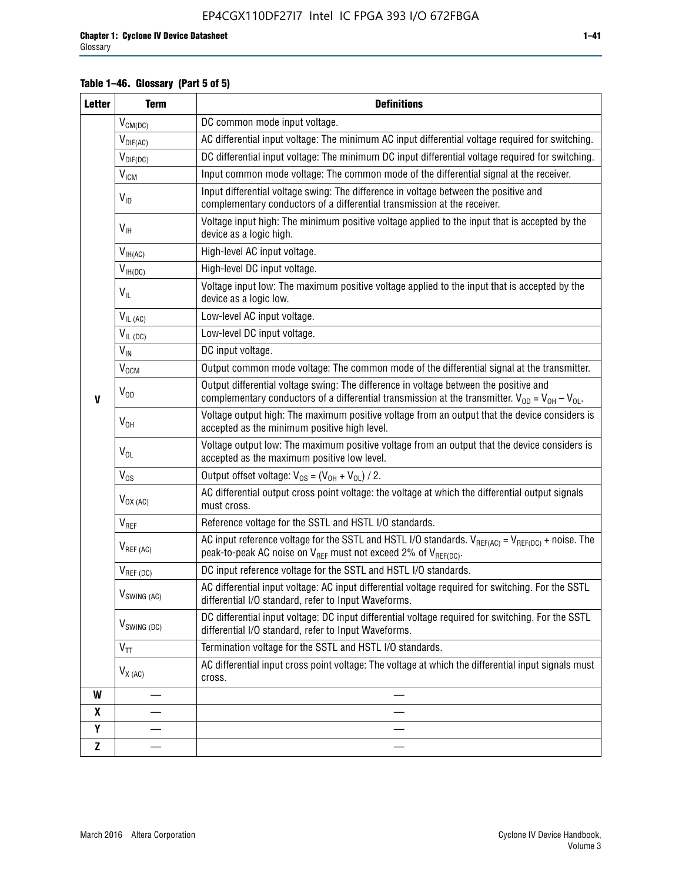**Table 1–46. Glossary (Part 5 of 5)**

| Letter | Term | Definitions |
|---|---|---|
| V | $V_{CM(DC)}$ | DC common mode input voltage. |
| | $V_{DIF(AC)}$ | AC differential input voltage: The minimum AC input differential voltage required for switching. |
| | $V_{DIF(DC)}$ | DC differential input voltage: The minimum DC input differential voltage required for switching. |
| | $V_{ICM}$ | Input common mode voltage: The common mode of the differential signal at the receiver. |
| | $V_{ID}$ | Input differential voltage swing: The difference in voltage between the positive and complementary conductors of a differential transmission at the receiver. |
| | $V_{IH}$ | Voltage input high: The minimum positive voltage applied to the input that is accepted by the device as a logic high. |
| | $V_{IH(AC)}$ | High-level AC input voltage. |
| | $V_{IH(DC)}$ | High-level DC input voltage. |
| | $V_{IL}$ | Voltage input low: The maximum positive voltage applied to the input that is accepted by the device as a logic low. |
| | $V_{IL\ (AC)}$ | Low-level AC input voltage. |
| | $V_{IL\ (DC)}$ | Low-level DC input voltage. |
| | $V_{IN}$ | DC input voltage. |
| | $V_{OCM}$ | Output common mode voltage: The common mode of the differential signal at the transmitter. |
| | $V_{OD}$ | Output differential voltage swing: The difference in voltage between the positive and complementary conductors of a differential transmission at the transmitter. $V_{OD} = V_{OH} - V_{OL}$. |
| | $V_{OH}$ | Voltage output high: The maximum positive voltage from an output that the device considers is accepted as the minimum positive high level. |
| | $V_{OL}$ | Voltage output low: The maximum positive voltage from an output that the device considers is accepted as the maximum positive low level. |
| | $V_{OS}$ | Output offset voltage: $V_{OS} = (V_{OH} + V_{OL}) / 2$. |
| | $V_{OX\ (AC)}$ | AC differential output cross point voltage: the voltage at which the differential output signals must cross. |
| | $V_{REF}$ | Reference voltage for the SSTL and HSTL I/O standards. |
| | $V_{REF\ (AC)}$ | AC input reference voltage for the SSTL and HSTL I/O standards. $V_{REF(AC)} = V_{REF(DC)}$ + noise. The peak-to-peak AC noise on $V_{REF}$ must not exceed 2% of $V_{REF(DC)}$. |
| | $V_{REF\ (DC)}$ | DC input reference voltage for the SSTL and HSTL I/O standards. |
| | $V_{SWING\ (AC)}$ | AC differential input voltage: AC input differential voltage required for switching. For the SSTL differential I/O standard, refer to Input Waveforms. |
| | $V_{SWING\ (DC)}$ | DC differential input voltage: DC input differential voltage required for switching. For the SSTL differential I/O standard, refer to Input Waveforms. |
| | $V_{TT}$ | Termination voltage for the SSTL and HSTL I/O standards. |
| | $V_{X\ (AC)}$ | AC differential input cross point voltage: The voltage at which the differential input signals must cross. |
| W | — | — |
| X | — | — |
| Y | — | — |
| Z | — | — |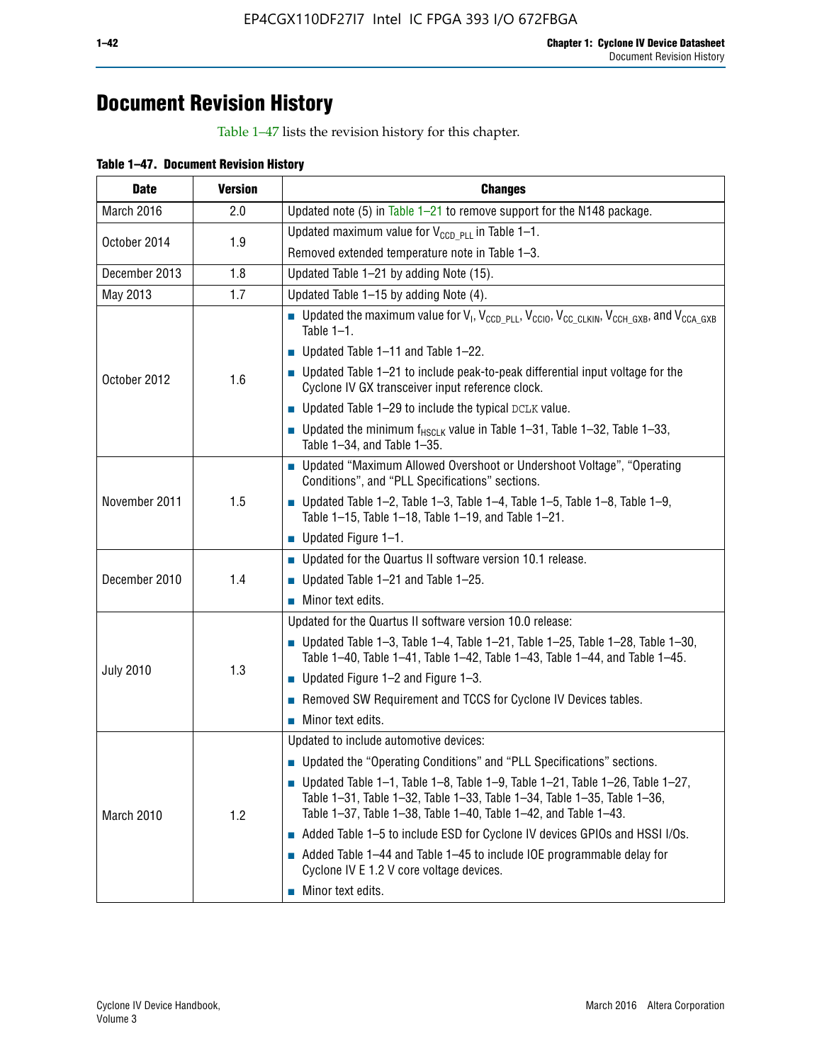# Document Revision History

Table 1–47 lists the revision history for this chapter.

**Table 1–47. Document Revision History**

| Date | Version | Changes |
|---|---|---|
| March 2016 | 2.0 | Updated note (5) in Table 1–21 to remove support for the N148 package. |
| October 2014 | 1.9 | Updated maximum value for $V_{CCD\_PLL}$ in Table 1–1.<br>Removed extended temperature note in Table 1–3. |
| December 2013 | 1.8 | Updated Table 1–21 by adding Note (15). |
| May 2013 | 1.7 | Updated Table 1–15 by adding Note (4). |
| October 2012 | 1.6 | ■ Updated the maximum value for $V_I$, $V_{CCD\_PLL}$, $V_{CCIO}$, $V_{CC\_CLKIN}$, $V_{CCH\_GXB}$, and $V_{CCA\_GXB}$ Table 1–1.<br>■ Updated Table 1–11 and Table 1–22.<br>■ Updated Table 1–21 to include peak-to-peak differential input voltage for the Cyclone IV GX transceiver input reference clock.<br>■ Updated Table 1–29 to include the typical DCLK value.<br>■ Updated the minimum $f_{HSCLK}$ value in Table 1–31, Table 1–32, Table 1–33, Table 1–34, and Table 1–35. |
| November 2011 | 1.5 | ■ Updated "Maximum Allowed Overshoot or Undershoot Voltage", "Operating Conditions", and "PLL Specifications" sections.<br>■ Updated Table 1–2, Table 1–3, Table 1–4, Table 1–5, Table 1–8, Table 1–9, Table 1–15, Table 1–18, Table 1–19, and Table 1–21.<br>■ Updated Figure 1–1. |
| December 2010 | 1.4 | ■ Updated for the Quartus II software version 10.1 release.<br>■ Updated Table 1–21 and Table 1–25.<br>■ Minor text edits. |
| July 2010 | 1.3 | Updated for the Quartus II software version 10.0 release:<br>■ Updated Table 1–3, Table 1–4, Table 1–21, Table 1–25, Table 1–28, Table 1–30, Table 1–40, Table 1–41, Table 1–42, Table 1–43, Table 1–44, and Table 1–45.<br>■ Updated Figure 1–2 and Figure 1–3.<br>■ Removed SW Requirement and TCCS for Cyclone IV Devices tables.<br>■ Minor text edits. |
| March 2010 | 1.2 | Updated to include automotive devices:<br>■ Updated the "Operating Conditions" and "PLL Specifications" sections.<br>■ Updated Table 1–1, Table 1–8, Table 1–9, Table 1–21, Table 1–26, Table 1–27, Table 1–31, Table 1–32, Table 1–33, Table 1–34, Table 1–35, Table 1–36, Table 1–37, Table 1–38, Table 1–40, Table 1–42, and Table 1–43.<br>■ Added Table 1–5 to include ESD for Cyclone IV devices GPIOs and HSSI I/Os.<br>■ Added Table 1–44 and Table 1–45 to include IOE programmable delay for Cyclone IV E 1.2 V core voltage devices.<br>■ Minor text edits. |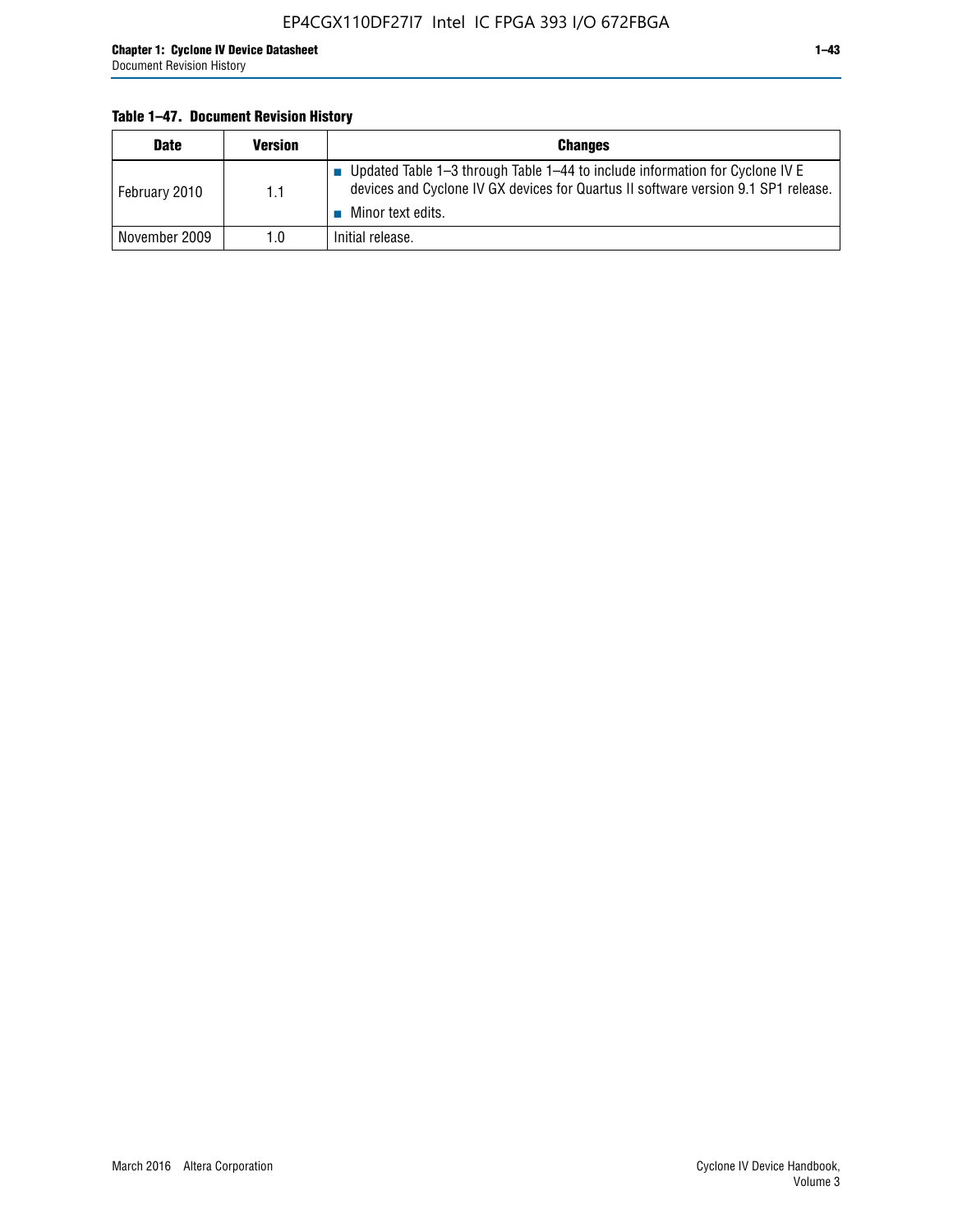**Table 1–47. Document Revision History**

| Date | Version | Changes |
|---|---|---|
| February 2010 | 1.1 | ■ Updated Table 1–3 through Table 1–44 to include information for Cyclone IV E devices and Cyclone IV GX devices for Quartus II software version 9.1 SP1 release.<br>■ Minor text edits. |
| November 2009 | 1.0 | Initial release. |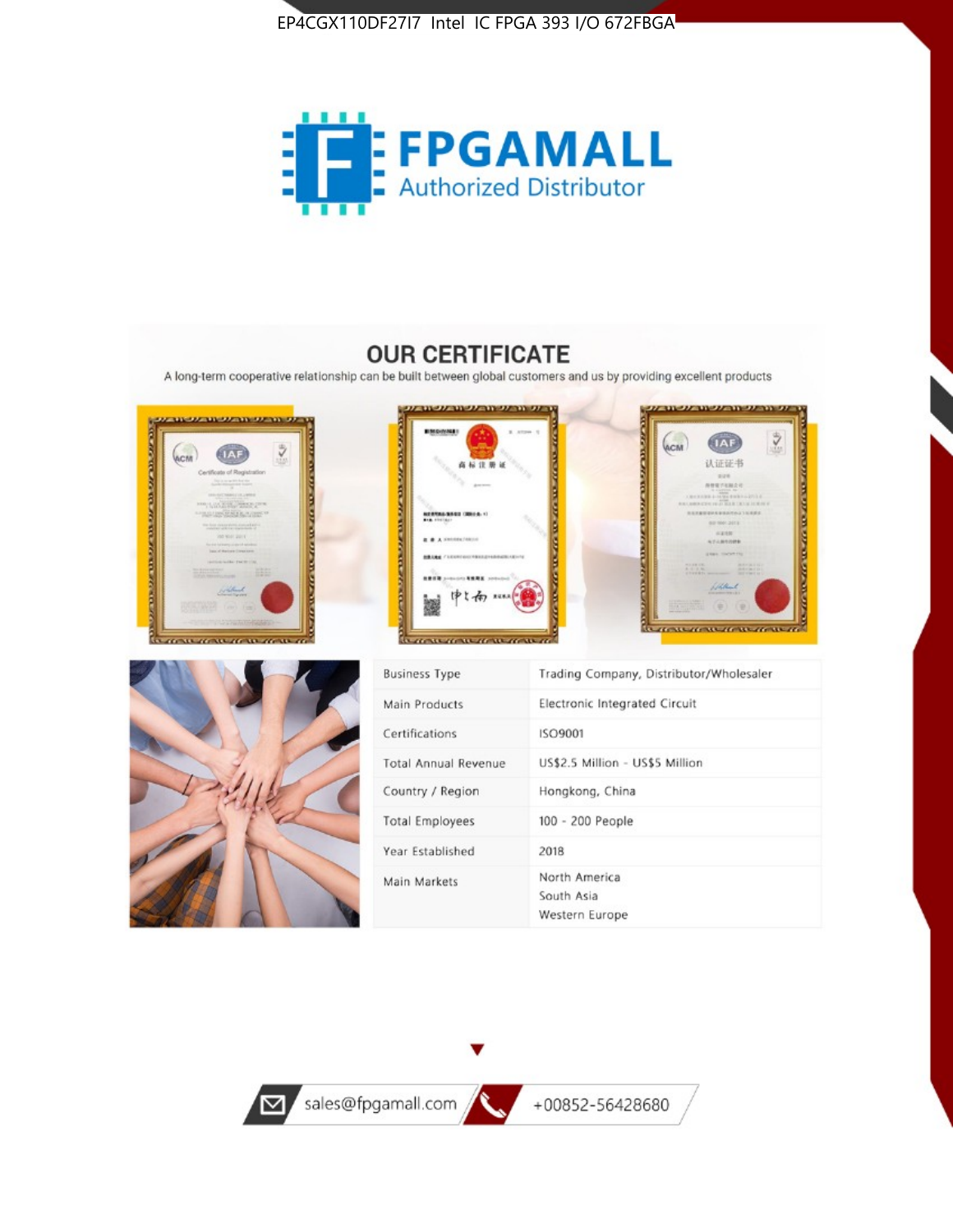FPGAMALL
Authorized Distributor

## OUR CERTIFICATE

A long-term cooperative relationship can be built between global customers and us by providing excellent products

| | |
|---|---|
| Business Type | Trading Company, Distributor/Wholesaler |
| Main Products | Electronic Integrated Circuit |
| Certifications | ISO9001 |
| Total Annual Revenue | US$2.5 Million - US$5 Million |
| Country / Region | Hongkong, China |
| Total Employees | 100 - 200 People |
| Year Established | 2018 |
| Main Markets | North America<br>South Asia<br>Western Europe |

sales@fpgamall.com

+00852-56428680